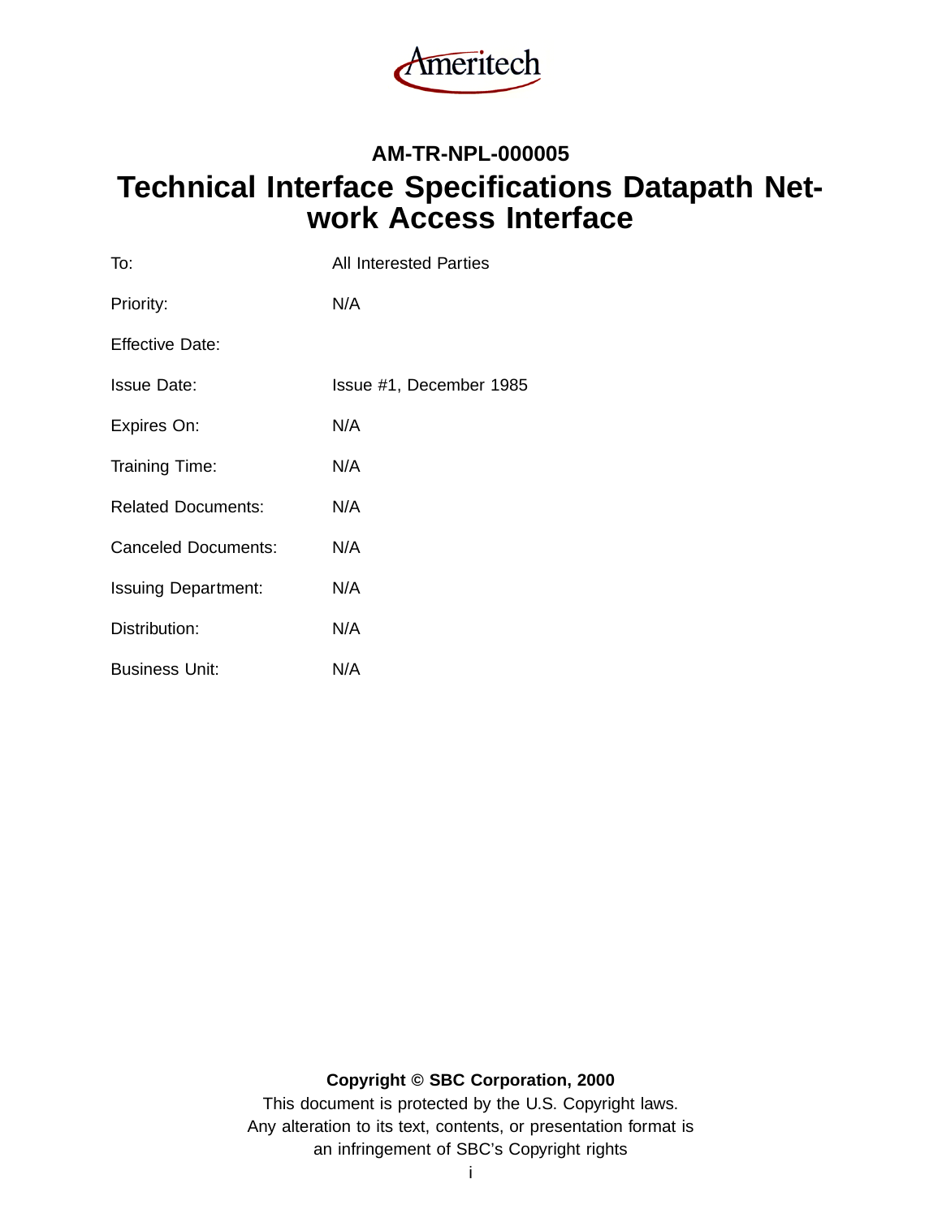Ameritech

**AM-TR-NPL-000005**

# Technical Interface Specifications Datapath Network Access Interface

| | |
|---|---|
| To: | All Interested Parties |
| Priority: | N/A |
| Effective Date: | |
| Issue Date: | Issue #1, December 1985 |
| Expires On: | N/A |
| Training Time: | N/A |
| Related Documents: | N/A |
| Canceled Documents: | N/A |
| Issuing Department: | N/A |
| Distribution: | N/A |
| Business Unit: | N/A |

**Copyright © SBC Corporation, 2000**

This document is protected by the U.S. Copyright laws.
Any alteration to its text, contents, or presentation format is
an infringement of SBC's Copyright rights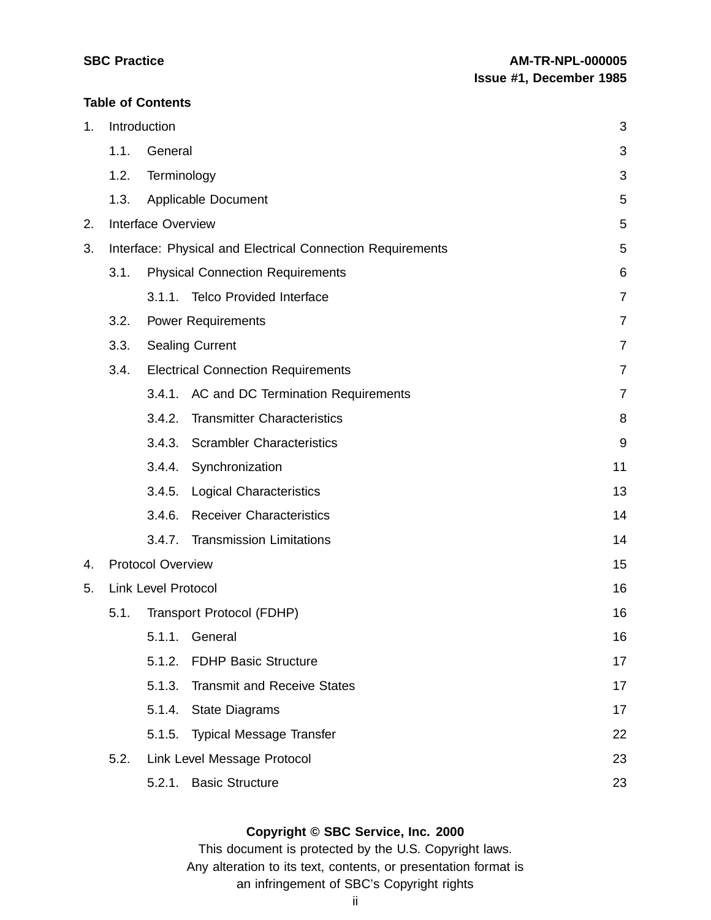**Table of Contents**

1. Introduction 3
   - 1.1. General 3
   - 1.2. Terminology 3
   - 1.3. Applicable Document 5
2. Interface Overview 5
3. Interface: Physical and Electrical Connection Requirements 5
   - 3.1. Physical Connection Requirements 6
     - 3.1.1. Telco Provided Interface 7
   - 3.2. Power Requirements 7
   - 3.3. Sealing Current 7
   - 3.4. Electrical Connection Requirements 7
     - 3.4.1. AC and DC Termination Requirements 7
     - 3.4.2. Transmitter Characteristics 8
     - 3.4.3. Scrambler Characteristics 9
     - 3.4.4. Synchronization 11
     - 3.4.5. Logical Characteristics 13
     - 3.4.6. Receiver Characteristics 14
     - 3.4.7. Transmission Limitations 14
4. Protocol Overview 15
5. Link Level Protocol 16
   - 5.1. Transport Protocol (FDHP) 16
     - 5.1.1. General 16
     - 5.1.2. FDHP Basic Structure 17
     - 5.1.3. Transmit and Receive States 17
     - 5.1.4. State Diagrams 17
     - 5.1.5. Typical Message Transfer 22
   - 5.2. Link Level Message Protocol 23
     - 5.2.1. Basic Structure 23

**Copyright © SBC Service, Inc. 2000**

This document is protected by the U.S. Copyright laws.
Any alteration to its text, contents, or presentation format is
an infringement of SBC's Copyright rights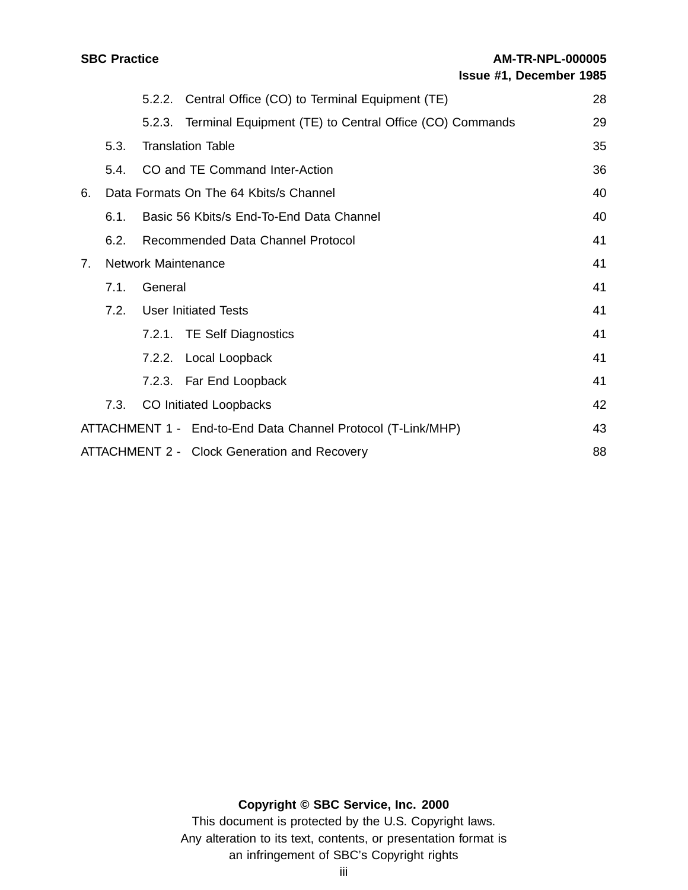5.2.2. Central Office (CO) to Terminal Equipment (TE) 28

5.2.3. Terminal Equipment (TE) to Central Office (CO) Commands 29

5.3. Translation Table 35

5.4. CO and TE Command Inter-Action 36

6. Data Formats On The 64 Kbits/s Channel 40

6.1. Basic 56 Kbits/s End-To-End Data Channel 40

6.2. Recommended Data Channel Protocol 41

7. Network Maintenance 41

7.1. General 41

7.2. User Initiated Tests 41

7.2.1. TE Self Diagnostics 41

7.2.2. Local Loopback 41

7.2.3. Far End Loopback 41

7.3. CO Initiated Loopbacks 42

ATTACHMENT 1 - End-to-End Data Channel Protocol (T-Link/MHP) 43

ATTACHMENT 2 - Clock Generation and Recovery 88

**Copyright © SBC Service, Inc. 2000**

This document is protected by the U.S. Copyright laws.
Any alteration to its text, contents, or presentation format is
an infringement of SBC's Copyright rights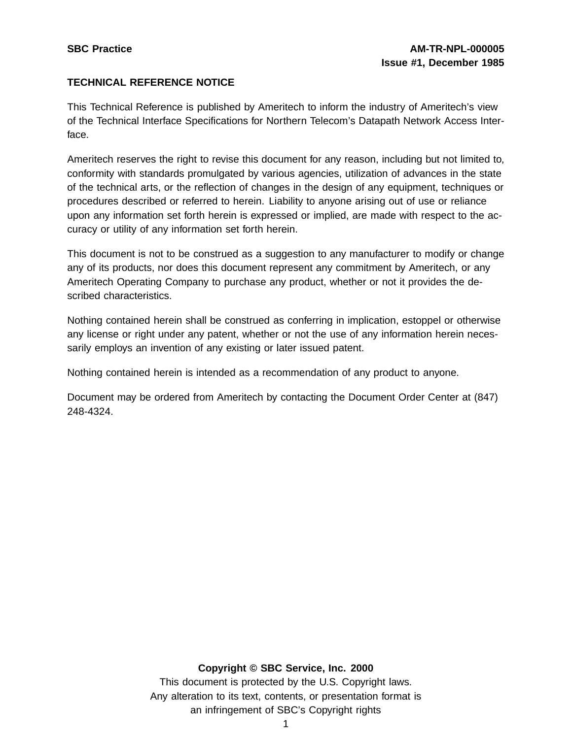**TECHNICAL REFERENCE NOTICE**

This Technical Reference is published by Ameritech to inform the industry of Ameritech's view of the Technical Interface Specifications for Northern Telecom's Datapath Network Access Interface.

Ameritech reserves the right to revise this document for any reason, including but not limited to, conformity with standards promulgated by various agencies, utilization of advances in the state of the technical arts, or the reflection of changes in the design of any equipment, techniques or procedures described or referred to herein. Liability to anyone arising out of use or reliance upon any information set forth herein is expressed or implied, are made with respect to the accuracy or utility of any information set forth herein.

This document is not to be construed as a suggestion to any manufacturer to modify or change any of its products, nor does this document represent any commitment by Ameritech, or any Ameritech Operating Company to purchase any product, whether or not it provides the described characteristics.

Nothing contained herein shall be construed as conferring in implication, estoppel or otherwise any license or right under any patent, whether or not the use of any information herein necessarily employs an invention of any existing or later issued patent.

Nothing contained herein is intended as a recommendation of any product to anyone.

Document may be ordered from Ameritech by contacting the Document Order Center at (847) 248-4324.

**Copyright © SBC Service, Inc. 2000**

This document is protected by the U.S. Copyright laws.
Any alteration to its text, contents, or presentation format is an infringement of SBC's Copyright rights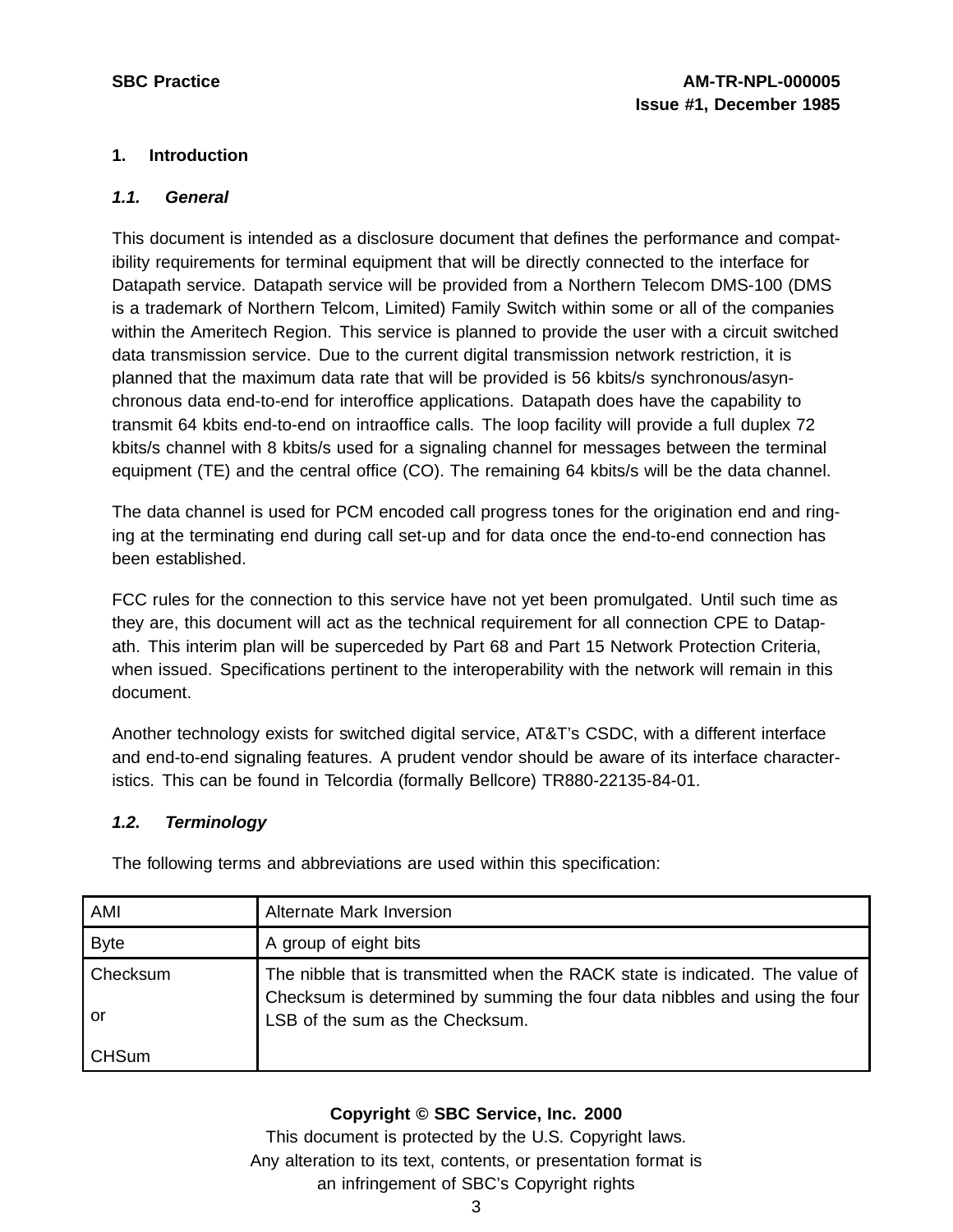# 1. Introduction

## 1.1. *General*

This document is intended as a disclosure document that defines the performance and compatibility requirements for terminal equipment that will be directly connected to the interface for Datapath service. Datapath service will be provided from a Northern Telecom DMS-100 (DMS is a trademark of Northern Telcom, Limited) Family Switch within some or all of the companies within the Ameritech Region. This service is planned to provide the user with a circuit switched data transmission service. Due to the current digital transmission network restriction, it is planned that the maximum data rate that will be provided is 56 kbits/s synchronous/asynchronous data end-to-end for interoffice applications. Datapath does have the capability to transmit 64 kbits end-to-end on intraoffice calls. The loop facility will provide a full duplex 72 kbits/s channel with 8 kbits/s used for a signaling channel for messages between the terminal equipment (TE) and the central office (CO). The remaining 64 kbits/s will be the data channel.

The data channel is used for PCM encoded call progress tones for the origination end and ringing at the terminating end during call set-up and for data once the end-to-end connection has been established.

FCC rules for the connection to this service have not yet been promulgated. Until such time as they are, this document will act as the technical requirement for all connection CPE to Datapath. This interim plan will be superceded by Part 68 and Part 15 Network Protection Criteria, when issued. Specifications pertinent to the interoperability with the network will remain in this document.

Another technology exists for switched digital service, AT&T's CSDC, with a different interface and end-to-end signaling features. A prudent vendor should be aware of its interface characteristics. This can be found in Telcordia (formally Bellcore) TR880-22135-84-01.

## 1.2. *Terminology*

The following terms and abbreviations are used within this specification:

| | |
|---|---|
| AMI | Alternate Mark Inversion |
| Byte | A group of eight bits |
| Checksum or CHSum | The nibble that is transmitted when the RACK state is indicated. The value of Checksum is determined by summing the four data nibbles and using the four LSB of the sum as the Checksum. |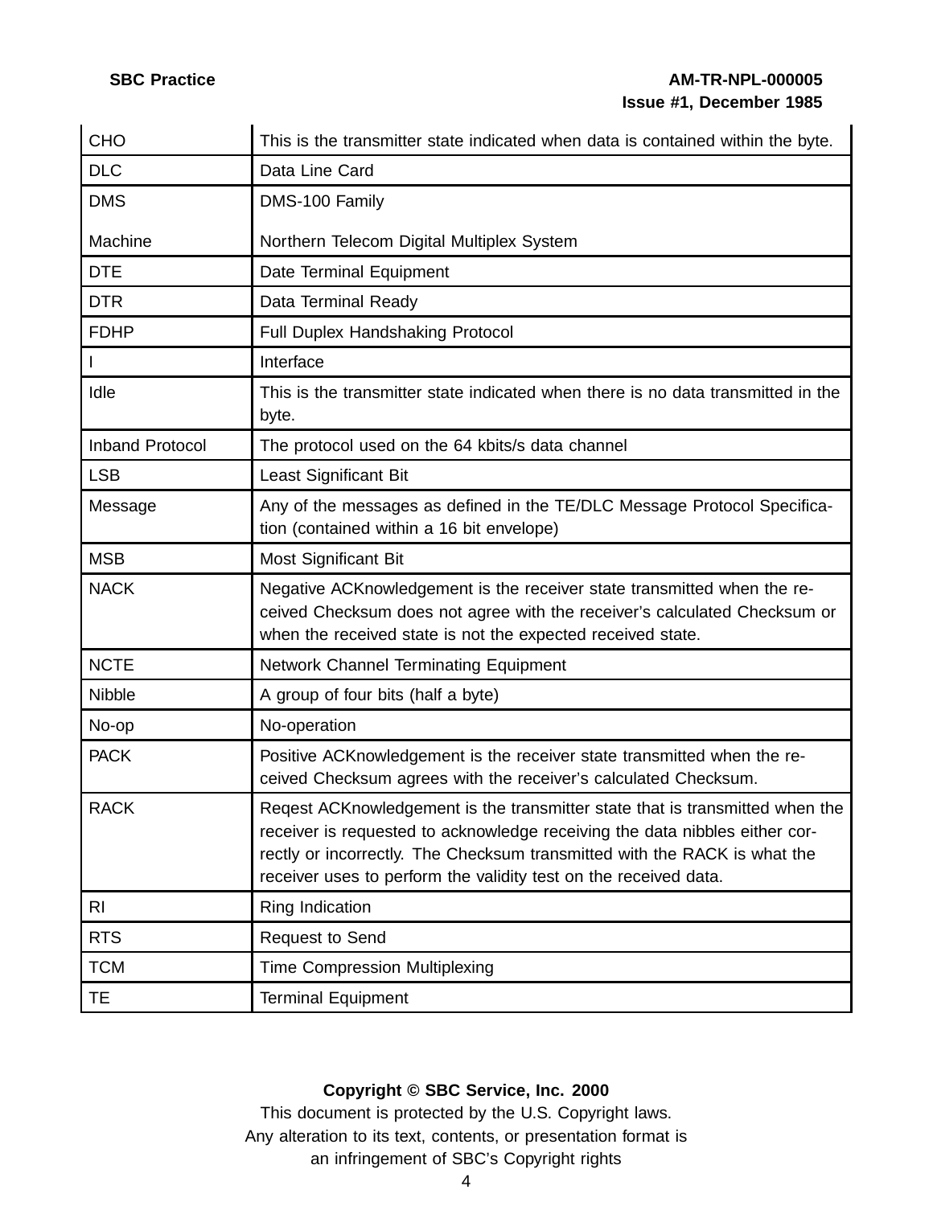| | |
|---|---|
| CHO | This is the transmitter state indicated when data is contained within the byte. |
| DLC | Data Line Card |
| DMS<br><br>Machine | DMS-100 Family<br><br>Northern Telecom Digital Multiplex System |
| DTE | Date Terminal Equipment |
| DTR | Data Terminal Ready |
| FDHP | Full Duplex Handshaking Protocol |
| I | Interface |
| Idle | This is the transmitter state indicated when there is no data transmitted in the byte. |
| Inband Protocol | The protocol used on the 64 kbits/s data channel |
| LSB | Least Significant Bit |
| Message | Any of the messages as defined in the TE/DLC Message Protocol Specification (contained within a 16 bit envelope) |
| MSB | Most Significant Bit |
| NACK | Negative ACKnowledgement is the receiver state transmitted when the received Checksum does not agree with the receiver's calculated Checksum or when the received state is not the expected received state. |
| NCTE | Network Channel Terminating Equipment |
| Nibble | A group of four bits (half a byte) |
| No-op | No-operation |
| PACK | Positive ACKnowledgement is the receiver state transmitted when the received Checksum agrees with the receiver's calculated Checksum. |
| RACK | Reqest ACKnowledgement is the transmitter state that is transmitted when the receiver is requested to acknowledge receiving the data nibbles either correctly or incorrectly. The Checksum transmitted with the RACK is what the receiver uses to perform the validity test on the received data. |
| RI | Ring Indication |
| RTS | Request to Send |
| TCM | Time Compression Multiplexing |
| TE | Terminal Equipment |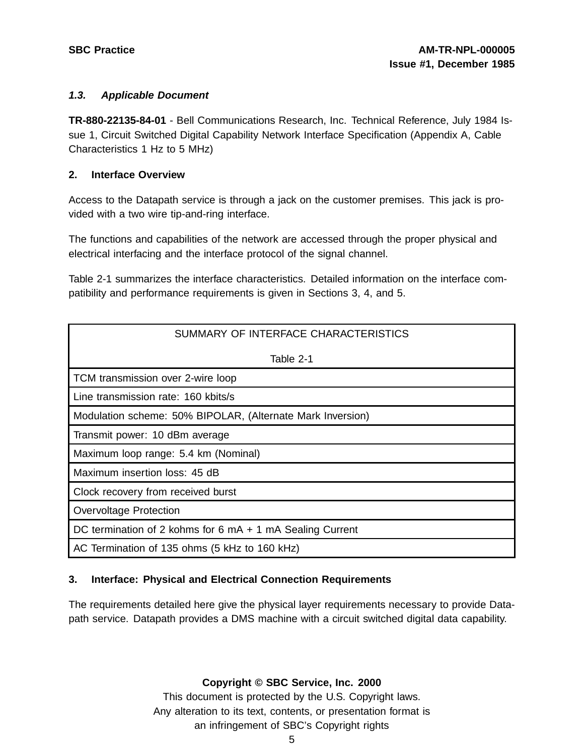### *1.3. Applicable Document*

**TR-880-22135-84-01** - Bell Communications Research, Inc. Technical Reference, July 1984 Issue 1, Circuit Switched Digital Capability Network Interface Specification (Appendix A, Cable Characteristics 1 Hz to 5 MHz)

## 2. Interface Overview

Access to the Datapath service is through a jack on the customer premises. This jack is provided with a two wire tip-and-ring interface.

The functions and capabilities of the network are accessed through the proper physical and electrical interfacing and the interface protocol of the signal channel.

Table 2-1 summarizes the interface characteristics. Detailed information on the interface compatibility and performance requirements is given in Sections 3, 4, and 5.

| SUMMARY OF INTERFACE CHARACTERISTICS<br><br>Table 2-1 |
|---|
| TCM transmission over 2-wire loop |
| Line transmission rate: 160 kbits/s |
| Modulation scheme: 50% BIPOLAR, (Alternate Mark Inversion) |
| Transmit power: 10 dBm average |
| Maximum loop range: 5.4 km (Nominal) |
| Maximum insertion loss: 45 dB |
| Clock recovery from received burst |
| Overvoltage Protection |
| DC termination of 2 kohms for 6 mA + 1 mA Sealing Current |
| AC Termination of 135 ohms (5 kHz to 160 kHz) |

## 3. Interface: Physical and Electrical Connection Requirements

The requirements detailed here give the physical layer requirements necessary to provide Datapath service. Datapath provides a DMS machine with a circuit switched digital data capability.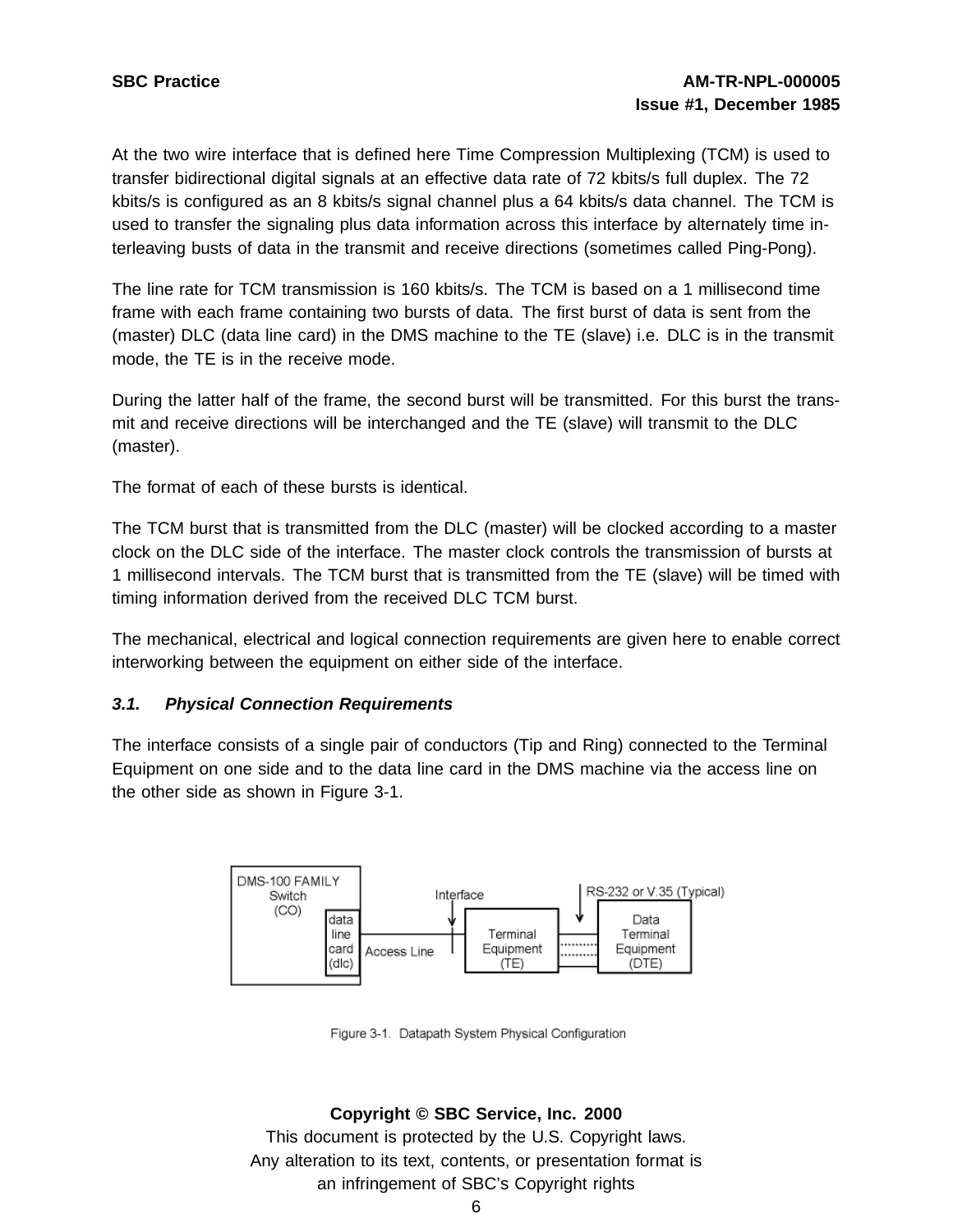At the two wire interface that is defined here Time Compression Multiplexing (TCM) is used to transfer bidirectional digital signals at an effective data rate of 72 kbits/s full duplex. The 72 kbits/s is configured as an 8 kbits/s signal channel plus a 64 kbits/s data channel. The TCM is used to transfer the signaling plus data information across this interface by alternately time interleaving busts of data in the transmit and receive directions (sometimes called Ping-Pong).

The line rate for TCM transmission is 160 kbits/s. The TCM is based on a 1 millisecond time frame with each frame containing two bursts of data. The first burst of data is sent from the (master) DLC (data line card) in the DMS machine to the TE (slave) i.e. DLC is in the transmit mode, the TE is in the receive mode.

During the latter half of the frame, the second burst will be transmitted. For this burst the transmit and receive directions will be interchanged and the TE (slave) will transmit to the DLC (master).

The format of each of these bursts is identical.

The TCM burst that is transmitted from the DLC (master) will be clocked according to a master clock on the DLC side of the interface. The master clock controls the transmission of bursts at 1 millisecond intervals. The TCM burst that is transmitted from the TE (slave) will be timed with timing information derived from the received DLC TCM burst.

The mechanical, electrical and logical connection requirements are given here to enable correct interworking between the equipment on either side of the interface.

### *3.1. Physical Connection Requirements*

The interface consists of a single pair of conductors (Tip and Ring) connected to the Terminal Equipment on one side and to the data line card in the DMS machine via the access line on the other side as shown in Figure 3-1.

DMS-100 FAMILY Switch (CO) — data line card (dlc) — Access Line — Interface — Terminal Equipment (TE) — RS-232 or V.35 (Typical) — Data Terminal Equipment (DTE)

Figure 3-1. Datapath System Physical Configuration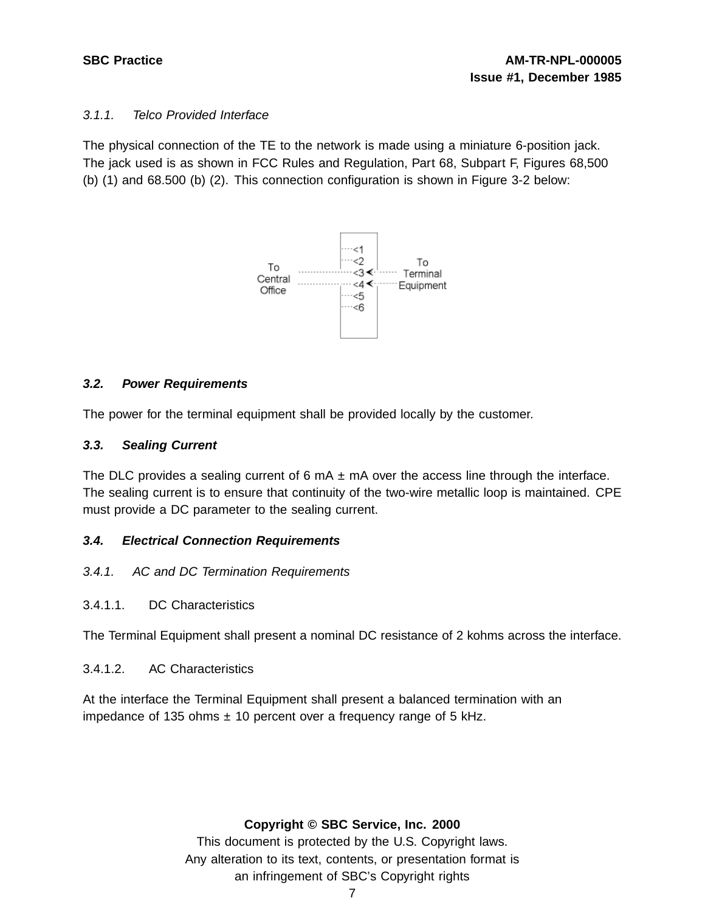### 3.1.1. Telco Provided Interface

The physical connection of the TE to the network is made using a miniature 6-position jack. The jack used is as shown in FCC Rules and Regulation, Part 68, Subpart F, Figures 68,500 (b) (1) and 68.500 (b) (2). This connection configuration is shown in Figure 3-2 below:

To Central Office

<1
<2
<3
<4
<5
<6

To Terminal Equipment

## 3.2. Power Requirements

The power for the terminal equipment shall be provided locally by the customer.

## 3.3. Sealing Current

The DLC provides a sealing current of 6 mA ± mA over the access line through the interface. The sealing current is to ensure that continuity of the two-wire metallic loop is maintained. CPE must provide a DC parameter to the sealing current.

## 3.4. Electrical Connection Requirements

### 3.4.1. AC and DC Termination Requirements

#### 3.4.1.1. DC Characteristics

The Terminal Equipment shall present a nominal DC resistance of 2 kohms across the interface.

#### 3.4.1.2. AC Characteristics

At the interface the Terminal Equipment shall present a balanced termination with an impedance of 135 ohms ± 10 percent over a frequency range of 5 kHz.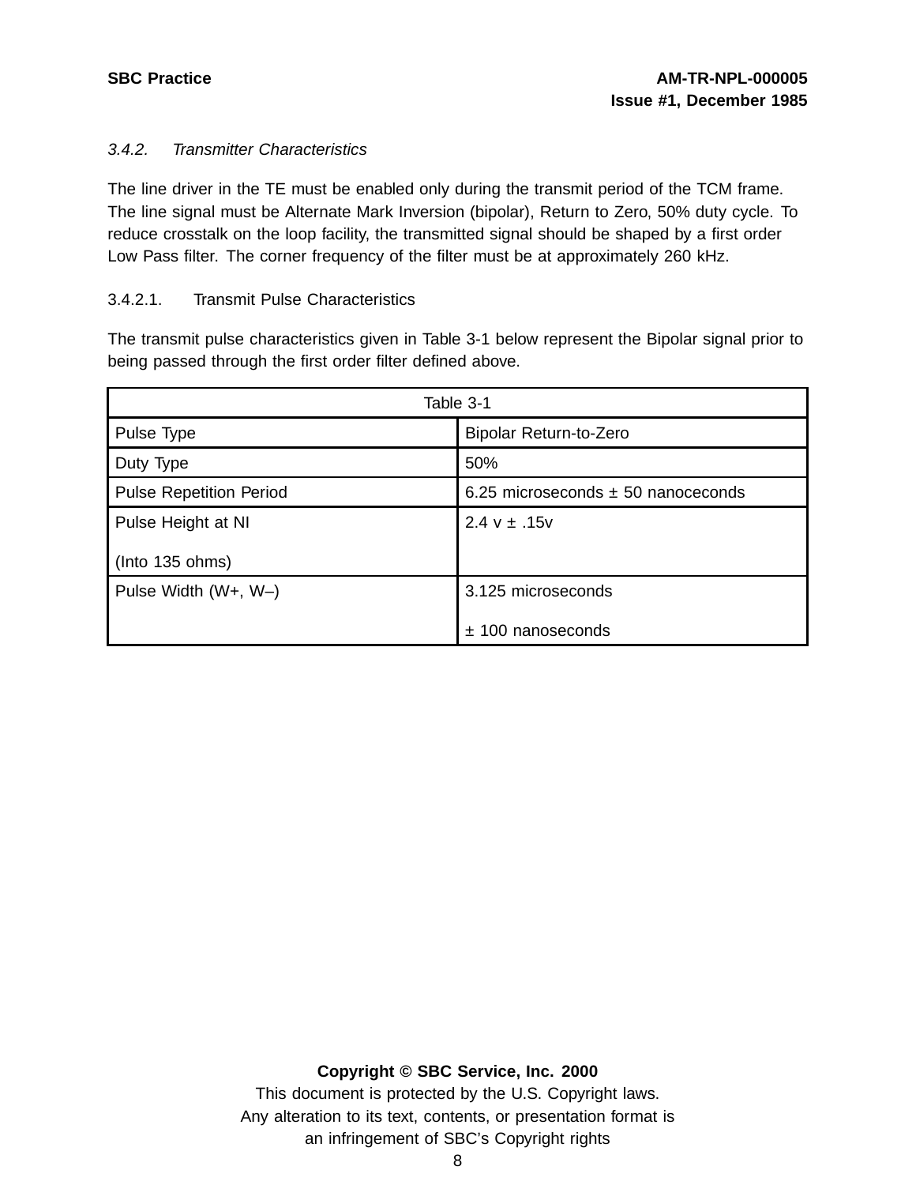### *3.4.2. Transmitter Characteristics*

The line driver in the TE must be enabled only during the transmit period of the TCM frame. The line signal must be Alternate Mark Inversion (bipolar), Return to Zero, 50% duty cycle. To reduce crosstalk on the loop facility, the transmitted signal should be shaped by a first order Low Pass filter. The corner frequency of the filter must be at approximately 260 kHz.

#### 3.4.2.1. Transmit Pulse Characteristics

The transmit pulse characteristics given in Table 3-1 below represent the Bipolar signal prior to being passed through the first order filter defined above.

| Table 3-1 | |
|---|---|
| Pulse Type | Bipolar Return-to-Zero |
| Duty Type | 50% |
| Pulse Repetition Period | 6.25 microseconds ± 50 nanoceconds |
| Pulse Height at NI (Into 135 ohms) | 2.4 v ± .15v |
| Pulse Width (W+, W–) | 3.125 microseconds ± 100 nanoseconds |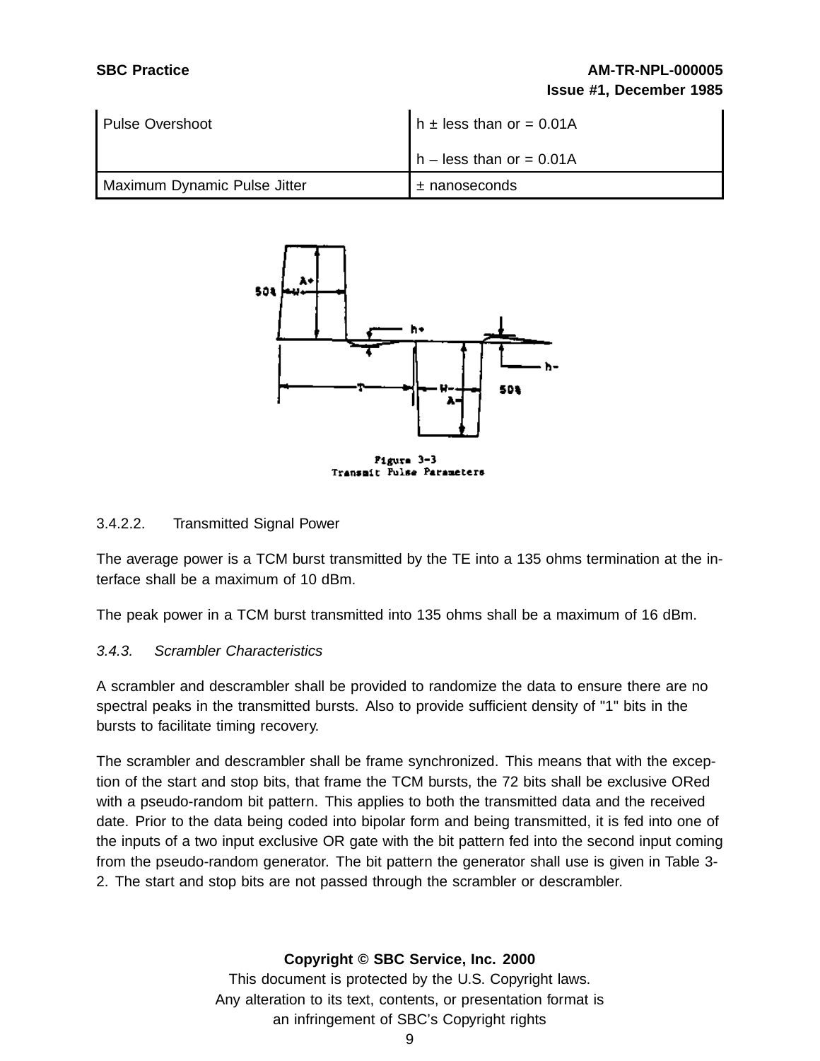| Pulse Overshoot | h ± less than or = 0.01A<br><br>h – less than or = 0.01A |
|---|---|
| Maximum Dynamic Pulse Jitter | ± nanoseconds |

Figure 3-3
Transmit Pulse Parameters

3.4.2.2. Transmitted Signal Power

The average power is a TCM burst transmitted by the TE into a 135 ohms termination at the interface shall be a maximum of 10 dBm.

The peak power in a TCM burst transmitted into 135 ohms shall be a maximum of 16 dBm.

*3.4.3. Scrambler Characteristics*

A scrambler and descrambler shall be provided to randomize the data to ensure there are no spectral peaks in the transmitted bursts. Also to provide sufficient density of "1" bits in the bursts to facilitate timing recovery.

The scrambler and descrambler shall be frame synchronized. This means that with the exception of the start and stop bits, that frame the TCM bursts, the 72 bits shall be exclusive ORed with a pseudo-random bit pattern. This applies to both the transmitted data and the received date. Prior to the data being coded into bipolar form and being transmitted, it is fed into one of the inputs of a two input exclusive OR gate with the bit pattern fed into the second input coming from the pseudo-random generator. The bit pattern the generator shall use is given in Table 3-2. The start and stop bits are not passed through the scrambler or descrambler.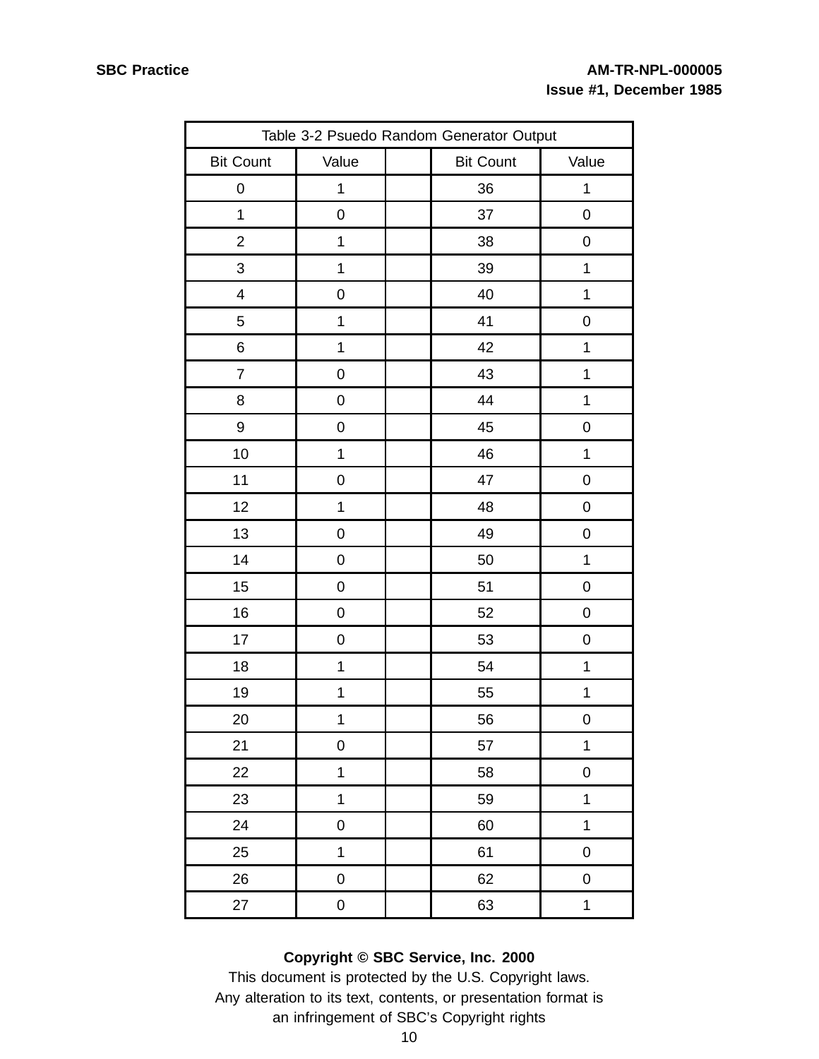| Table 3-2 Psuedo Random Generator Output | | | | |
|---|---|---|---|---|
| Bit Count | Value | | Bit Count | Value |
| 0 | 1 | | 36 | 1 |
| 1 | 0 | | 37 | 0 |
| 2 | 1 | | 38 | 0 |
| 3 | 1 | | 39 | 1 |
| 4 | 0 | | 40 | 1 |
| 5 | 1 | | 41 | 0 |
| 6 | 1 | | 42 | 1 |
| 7 | 0 | | 43 | 1 |
| 8 | 0 | | 44 | 1 |
| 9 | 0 | | 45 | 0 |
| 10 | 1 | | 46 | 1 |
| 11 | 0 | | 47 | 0 |
| 12 | 1 | | 48 | 0 |
| 13 | 0 | | 49 | 0 |
| 14 | 0 | | 50 | 1 |
| 15 | 0 | | 51 | 0 |
| 16 | 0 | | 52 | 0 |
| 17 | 0 | | 53 | 0 |
| 18 | 1 | | 54 | 1 |
| 19 | 1 | | 55 | 1 |
| 20 | 1 | | 56 | 0 |
| 21 | 0 | | 57 | 1 |
| 22 | 1 | | 58 | 0 |
| 23 | 1 | | 59 | 1 |
| 24 | 0 | | 60 | 1 |
| 25 | 1 | | 61 | 0 |
| 26 | 0 | | 62 | 0 |
| 27 | 0 | | 63 | 1 |

**Copyright © SBC Service, Inc. 2000**
This document is protected by the U.S. Copyright laws.
Any alteration to its text, contents, or presentation format is
an infringement of SBC's Copyright rights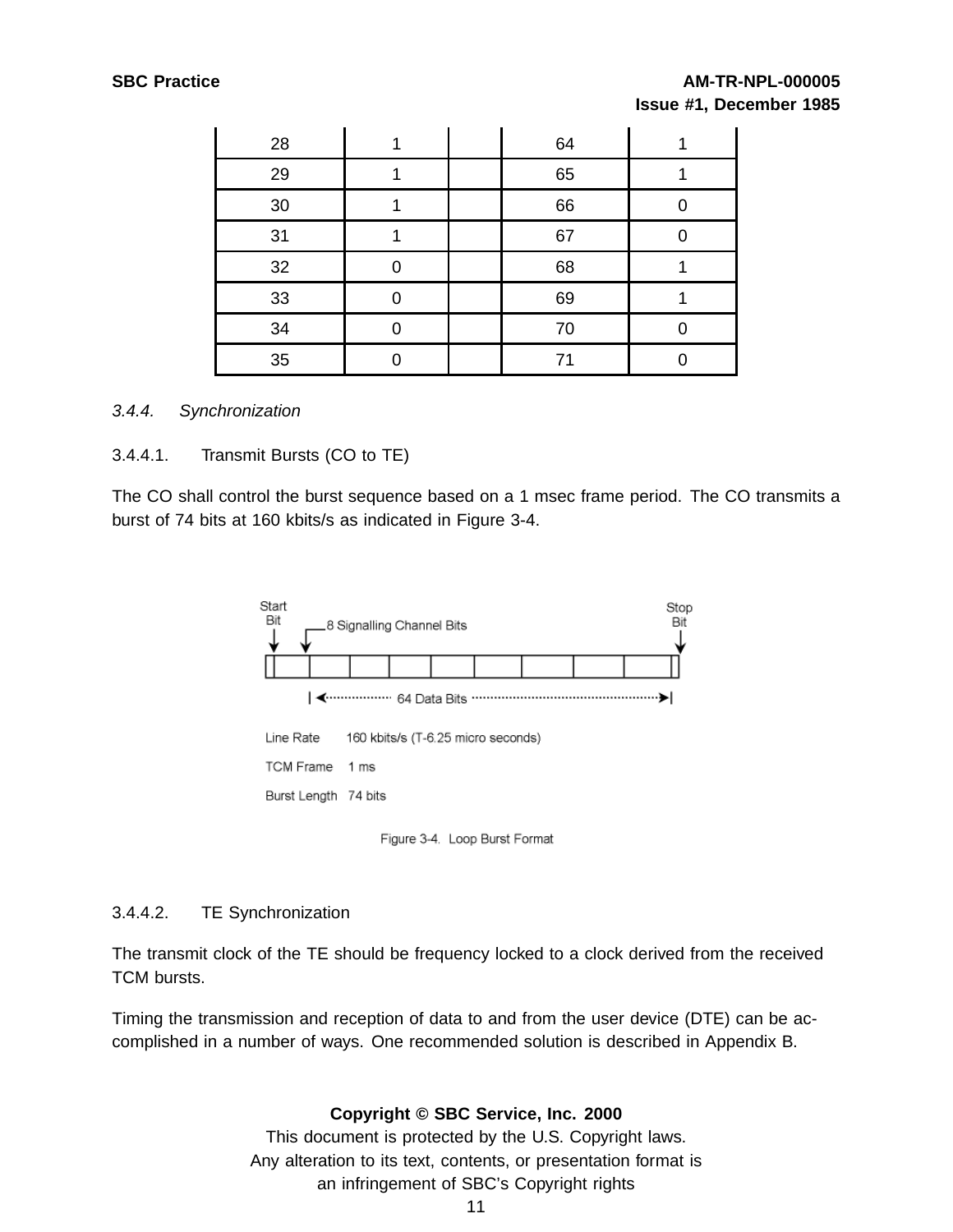| | | | | |
|---|---|---|---|---|
| 28 | 1 | | 64 | 1 |
| 29 | 1 | | 65 | 1 |
| 30 | 1 | | 66 | 0 |
| 31 | 1 | | 67 | 0 |
| 32 | 0 | | 68 | 1 |
| 33 | 0 | | 69 | 1 |
| 34 | 0 | | 70 | 0 |
| 35 | 0 | | 71 | 0 |

### *3.4.4. Synchronization*

#### 3.4.4.1. Transmit Bursts (CO to TE)

The CO shall control the burst sequence based on a 1 msec frame period. The CO transmits a burst of 74 bits at 160 kbits/s as indicated in Figure 3-4.

Start Bit

8 Signalling Channel Bits

Stop Bit

64 Data Bits

Line Rate 160 kbits/s (T-6.25 micro seconds)

TCM Frame 1 ms

Burst Length 74 bits

Figure 3-4. Loop Burst Format

#### 3.4.4.2. TE Synchronization

The transmit clock of the TE should be frequency locked to a clock derived from the received TCM bursts.

Timing the transmission and reception of data to and from the user device (DTE) can be accomplished in a number of ways. One recommended solution is described in Appendix B.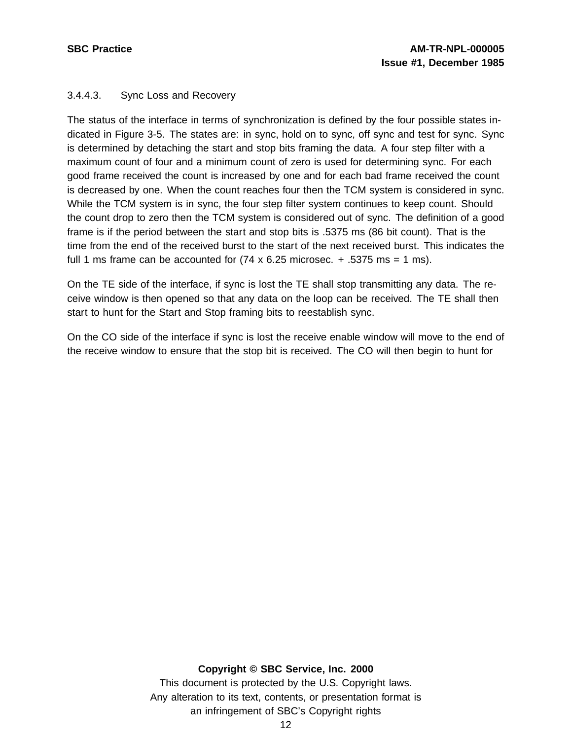### 3.4.4.3. Sync Loss and Recovery

The status of the interface in terms of synchronization is defined by the four possible states indicated in Figure 3-5. The states are: in sync, hold on to sync, off sync and test for sync. Sync is determined by detaching the start and stop bits framing the data. A four step filter with a maximum count of four and a minimum count of zero is used for determining sync. For each good frame received the count is increased by one and for each bad frame received the count is decreased by one. When the count reaches four then the TCM system is considered in sync. While the TCM system is in sync, the four step filter system continues to keep count. Should the count drop to zero then the TCM system is considered out of sync. The definition of a good frame is if the period between the start and stop bits is .5375 ms (86 bit count). That is the time from the end of the received burst to the start of the next received burst. This indicates the full 1 ms frame can be accounted for (74 x 6.25 microsec. + .5375 ms = 1 ms).

On the TE side of the interface, if sync is lost the TE shall stop transmitting any data. The receive window is then opened so that any data on the loop can be received. The TE shall then start to hunt for the Start and Stop framing bits to reestablish sync.

On the CO side of the interface if sync is lost the receive enable window will move to the end of the receive window to ensure that the stop bit is received. The CO will then begin to hunt for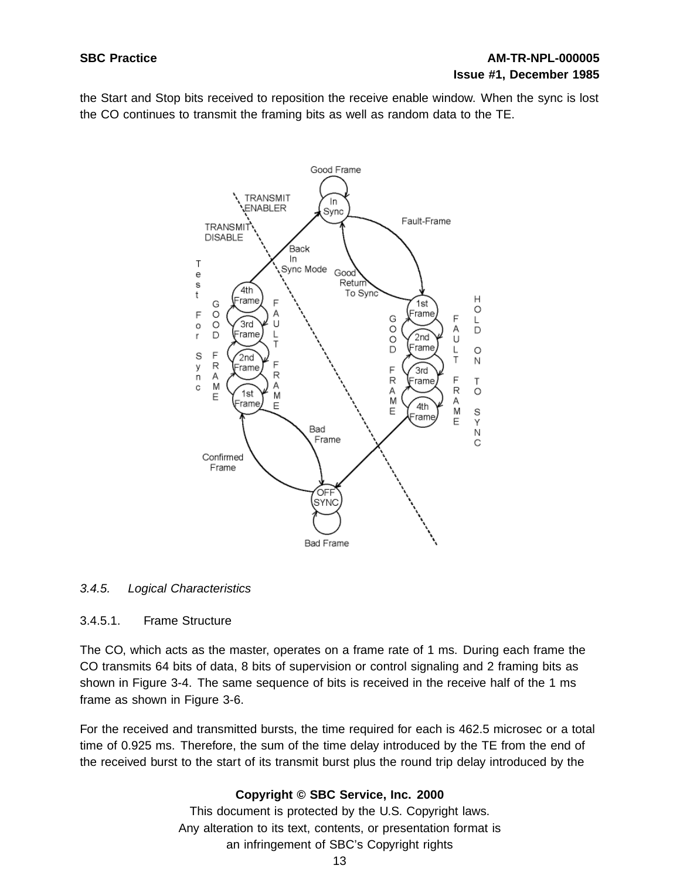the Start and Stop bits received to reposition the receive enable window. When the sync is lost the CO continues to transmit the framing bits as well as random data to the TE.

*3.4.5. Logical Characteristics*

3.4.5.1. Frame Structure

The CO, which acts as the master, operates on a frame rate of 1 ms. During each frame the CO transmits 64 bits of data, 8 bits of supervision or control signaling and 2 framing bits as shown in Figure 3-4. The same sequence of bits is received in the receive half of the 1 ms frame as shown in Figure 3-6.

For the received and transmitted bursts, the time required for each is 462.5 microsec or a total time of 0.925 ms. Therefore, the sum of the time delay introduced by the TE from the end of the received burst to the start of its transmit burst plus the round trip delay introduced by the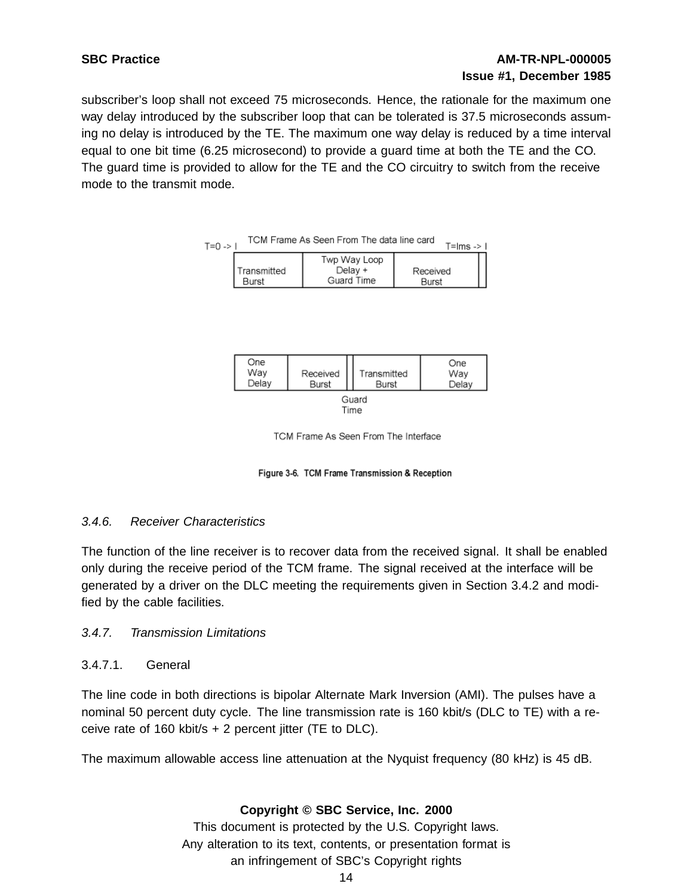subscriber's loop shall not exceed 75 microseconds. Hence, the rationale for the maximum one way delay introduced by the subscriber loop that can be tolerated is 37.5 microseconds assuming no delay is introduced by the TE. The maximum one way delay is reduced by a time interval equal to one bit time (6.25 microsecond) to provide a guard time at both the TE and the CO. The guard time is provided to allow for the TE and the CO circuitry to switch from the receive mode to the transmit mode.

TCM Frame As Seen From The data line card

| Transmitted Burst | Twp Way Loop Delay + Guard Time | Received Burst |
|---|---|---|

| One Way Delay | Received Burst | Transmitted Burst | One Way Delay |
|---|---|---|---|

Guard Time

TCM Frame As Seen From The Interface

**Figure 3-6. TCM Frame Transmission & Reception**

### *3.4.6. Receiver Characteristics*

The function of the line receiver is to recover data from the received signal. It shall be enabled only during the receive period of the TCM frame. The signal received at the interface will be generated by a driver on the DLC meeting the requirements given in Section 3.4.2 and modified by the cable facilities.

### *3.4.7. Transmission Limitations*

#### 3.4.7.1. General

The line code in both directions is bipolar Alternate Mark Inversion (AMI). The pulses have a nominal 50 percent duty cycle. The line transmission rate is 160 kbit/s (DLC to TE) with a receive rate of 160 kbit/s + 2 percent jitter (TE to DLC).

The maximum allowable access line attenuation at the Nyquist frequency (80 kHz) is 45 dB.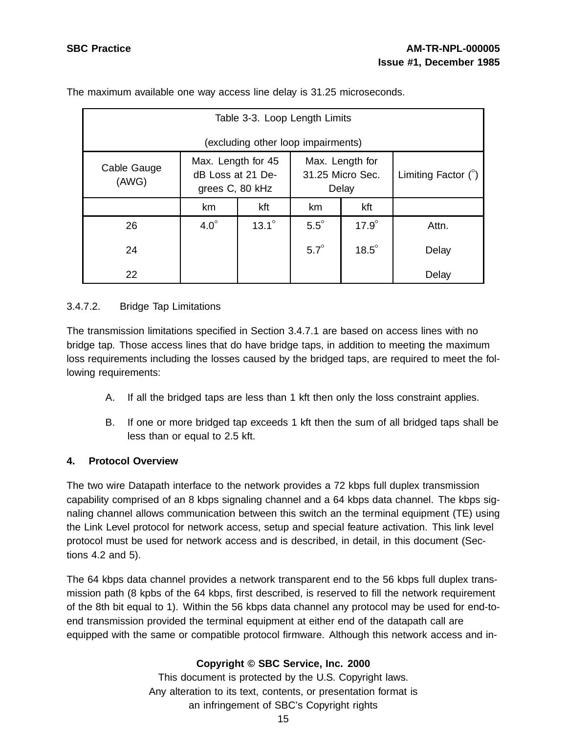The maximum available one way access line delay is 31.25 microseconds.

| Table 3-3. Loop Length Limits (excluding other loop impairments) | | | | | |
|---|---|---|---|---|---|
| Cable Gauge (AWG) | Max. Length for 45 dB Loss at 21 Degrees C, 80 kHz | | Max. Length for 31.25 Micro Sec. Delay | | Limiting Factor (°) |
| | km | kft | km | kft | |
| 26 | 4.0° | 13.1° | 5.5° | 17.9° | Attn. |
| 24 | | | 5.7° | 18.5° | Delay |
| 22 | | | | | Delay |

3.4.7.2. Bridge Tap Limitations

The transmission limitations specified in Section 3.4.7.1 are based on access lines with no bridge tap. Those access lines that do have bridge taps, in addition to meeting the maximum loss requirements including the losses caused by the bridged taps, are required to meet the following requirements:

A. If all the bridged taps are less than 1 kft then only the loss constraint applies.

B. If one or more bridged tap exceeds 1 kft then the sum of all bridged taps shall be less than or equal to 2.5 kft.

## 4. Protocol Overview

The two wire Datapath interface to the network provides a 72 kbps full duplex transmission capability comprised of an 8 kbps signaling channel and a 64 kbps data channel. The kbps signaling channel allows communication between this switch an the terminal equipment (TE) using the Link Level protocol for network access, setup and special feature activation. This link level protocol must be used for network access and is described, in detail, in this document (Sections 4.2 and 5).

The 64 kbps data channel provides a network transparent end to the 56 kbps full duplex transmission path (8 kpbs of the 64 kbps, first described, is reserved to fill the network requirement of the 8th bit equal to 1). Within the 56 kbps data channel any protocol may be used for end-to-end transmission provided the terminal equipment at either end of the datapath call are equipped with the same or compatible protocol firmware. Although this network access and in-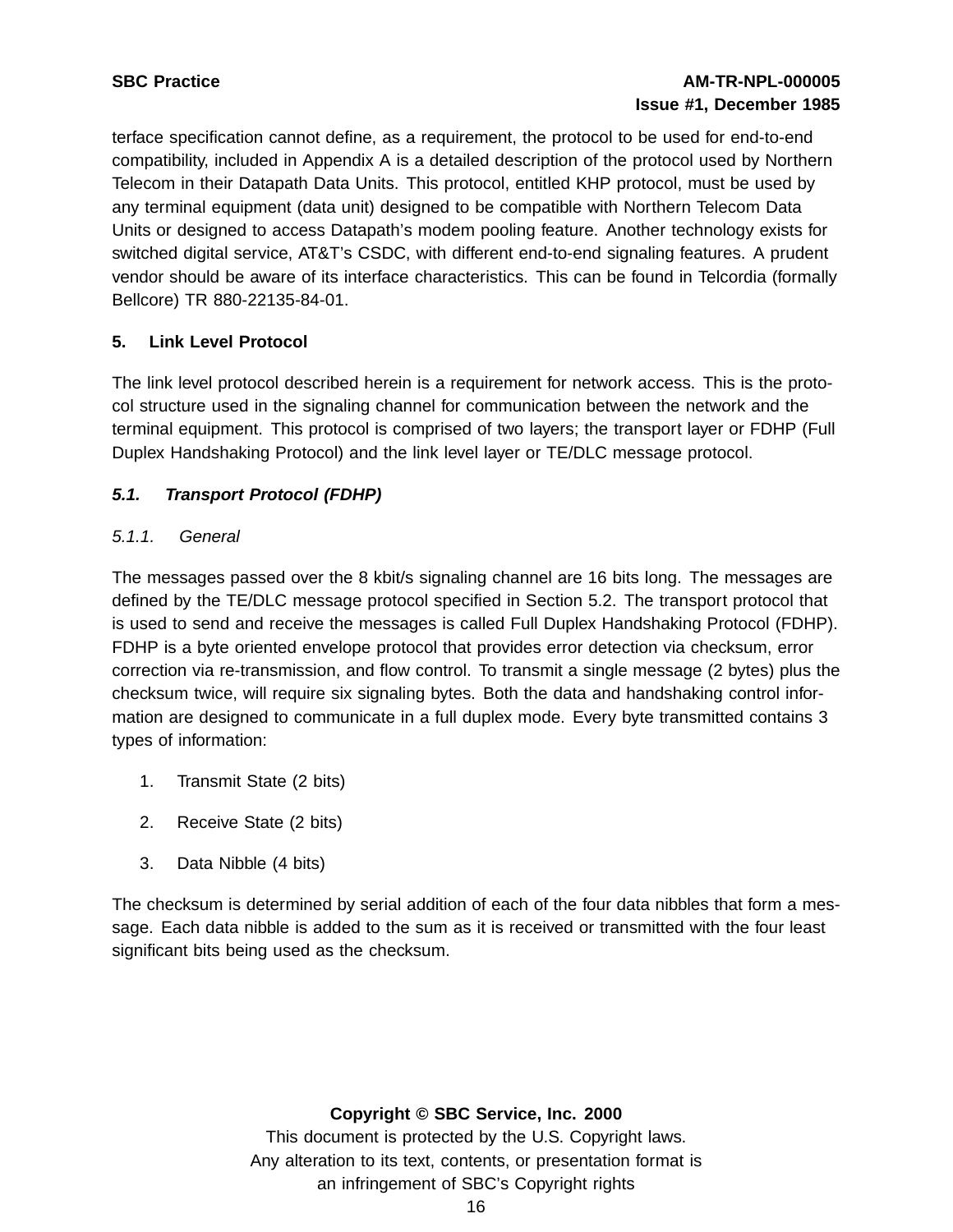terface specification cannot define, as a requirement, the protocol to be used for end-to-end compatibility, included in Appendix A is a detailed description of the protocol used by Northern Telecom in their Datapath Data Units. This protocol, entitled KHP protocol, must be used by any terminal equipment (data unit) designed to be compatible with Northern Telecom Data Units or designed to access Datapath's modem pooling feature. Another technology exists for switched digital service, AT&T's CSDC, with different end-to-end signaling features. A prudent vendor should be aware of its interface characteristics. This can be found in Telcordia (formally Bellcore) TR 880-22135-84-01.

## 5. Link Level Protocol

The link level protocol described herein is a requirement for network access. This is the protocol structure used in the signaling channel for communication between the network and the terminal equipment. This protocol is comprised of two layers; the transport layer or FDHP (Full Duplex Handshaking Protocol) and the link level layer or TE/DLC message protocol.

### *5.1. Transport Protocol (FDHP)*

#### *5.1.1. General*

The messages passed over the 8 kbit/s signaling channel are 16 bits long. The messages are defined by the TE/DLC message protocol specified in Section 5.2. The transport protocol that is used to send and receive the messages is called Full Duplex Handshaking Protocol (FDHP). FDHP is a byte oriented envelope protocol that provides error detection via checksum, error correction via re-transmission, and flow control. To transmit a single message (2 bytes) plus the checksum twice, will require six signaling bytes. Both the data and handshaking control information are designed to communicate in a full duplex mode. Every byte transmitted contains 3 types of information:

1. Transmit State (2 bits)
2. Receive State (2 bits)
3. Data Nibble (4 bits)

The checksum is determined by serial addition of each of the four data nibbles that form a message. Each data nibble is added to the sum as it is received or transmitted with the four least significant bits being used as the checksum.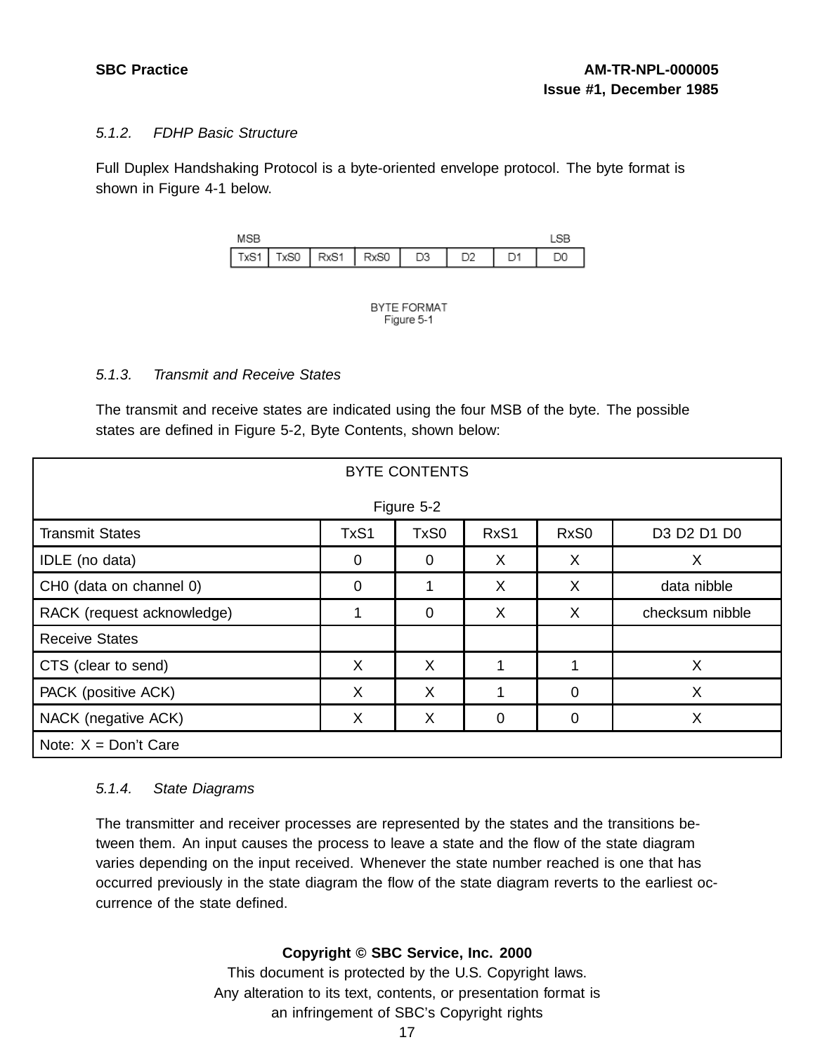#### 5.1.2. *FDHP Basic Structure*

Full Duplex Handshaking Protocol is a byte-oriented envelope protocol. The byte format is shown in Figure 4-1 below.

| MSB | | | | | | | LSB |
|---|---|---|---|---|---|---|---|
| TxS1 | TxS0 | RxS1 | RxS0 | D3 | D2 | D1 | D0 |

BYTE FORMAT
Figure 5-1

#### 5.1.3. *Transmit and Receive States*

The transmit and receive states are indicated using the four MSB of the byte. The possible states are defined in Figure 5-2, Byte Contents, shown below:

BYTE CONTENTS

Figure 5-2

| Transmit States | TxS1 | TxS0 | RxS1 | RxS0 | D3 D2 D1 D0 |
|---|---|---|---|---|---|
| IDLE (no data) | 0 | 0 | X | X | X |
| CH0 (data on channel 0) | 0 | 1 | X | X | data nibble |
| RACK (request acknowledge) | 1 | 0 | X | X | checksum nibble |
| Receive States | | | | | |
| CTS (clear to send) | X | X | 1 | 1 | X |
| PACK (positive ACK) | X | X | 1 | 0 | X |
| NACK (negative ACK) | X | X | 0 | 0 | X |
| Note: X = Don't Care | | | | | |

#### 5.1.4. *State Diagrams*

The transmitter and receiver processes are represented by the states and the transitions between them. An input causes the process to leave a state and the flow of the state diagram varies depending on the input received. Whenever the state number reached is one that has occurred previously in the state diagram the flow of the state diagram reverts to the earliest occurrence of the state defined.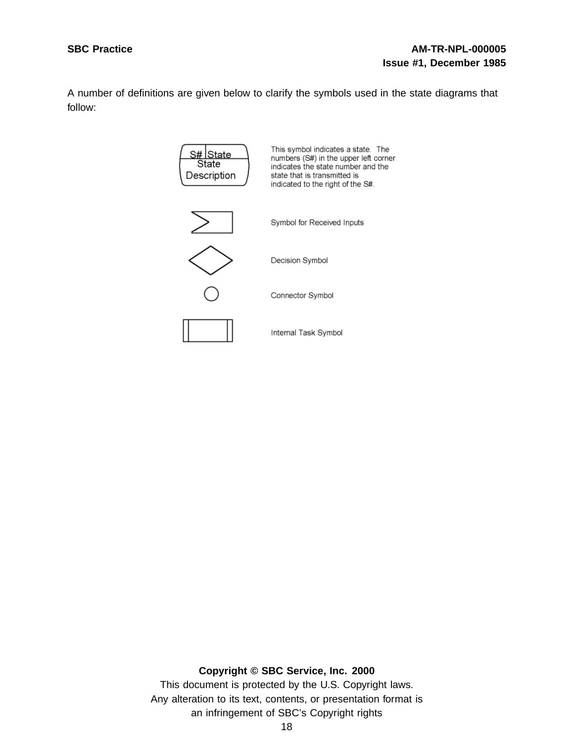A number of definitions are given below to clarify the symbols used in the state diagrams that follow:

| Symbol | Definition |
|---|---|
| S# State / State Description | This symbol indicates a state. The numbers (S#) in the upper left corner indicates the state number and the state that is transmitted is indicated to the right of the S#. |
| | Symbol for Received Inputs |
| | Decision Symbol |
| | Connector Symbol |
| | Internal Task Symbol |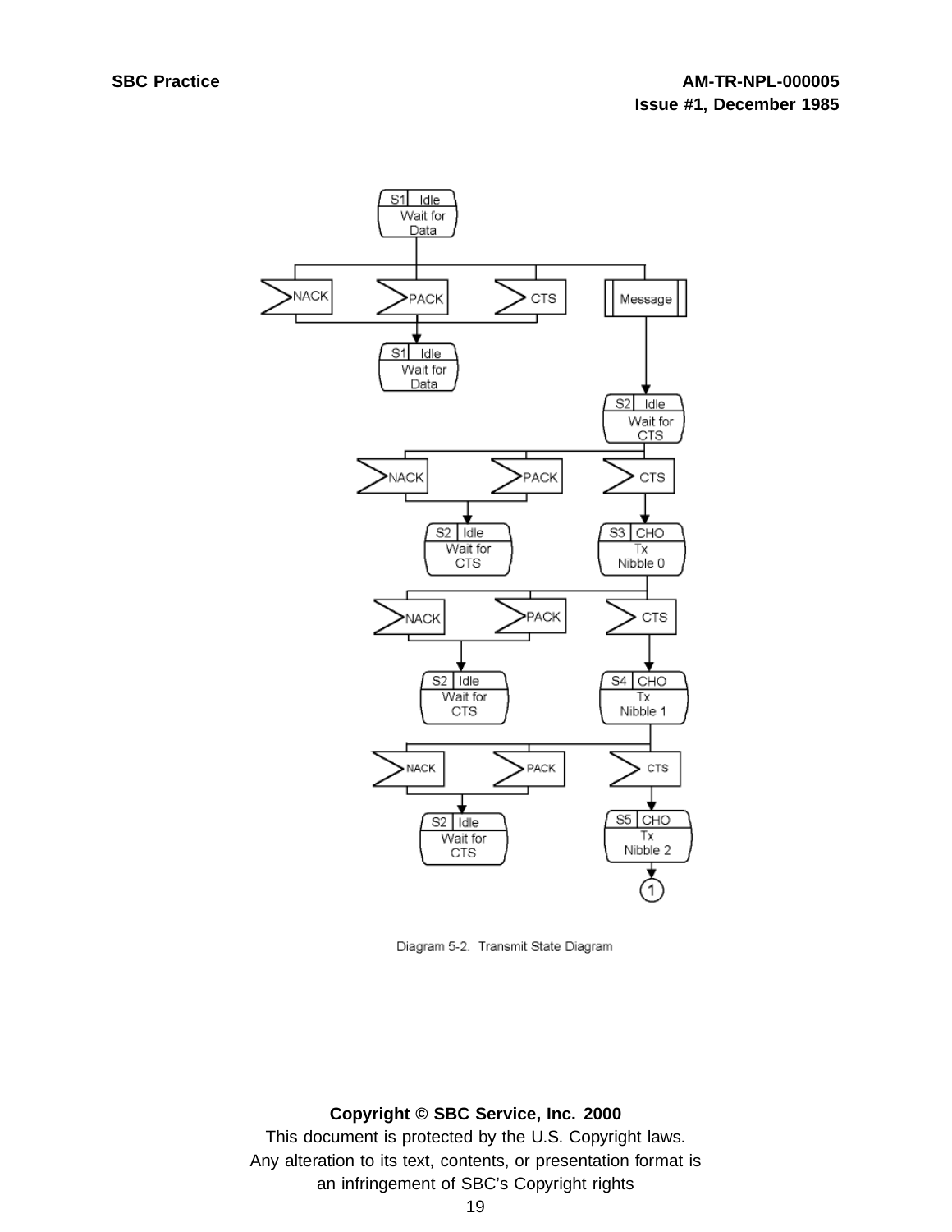Diagram 5-2. Transmit State Diagram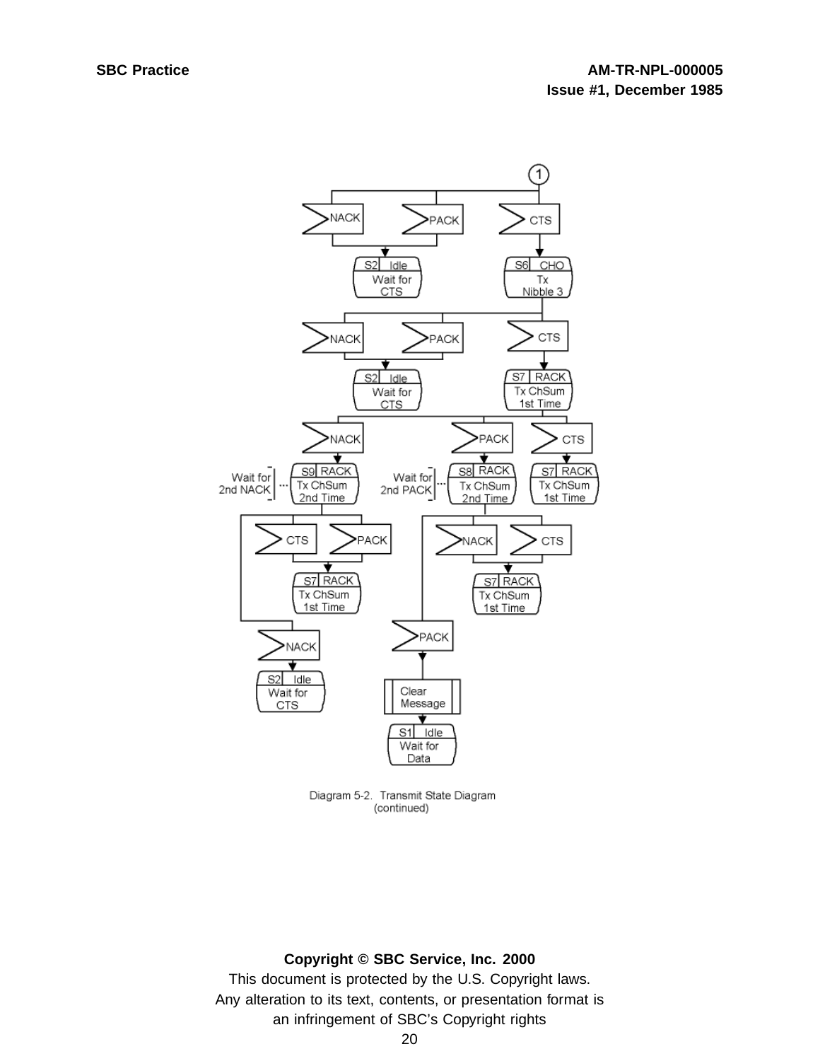Diagram 5-2. Transmit State Diagram (continued)

**Copyright © SBC Service, Inc. 2000**

This document is protected by the U.S. Copyright laws.
Any alteration to its text, contents, or presentation format is an infringement of SBC's Copyright rights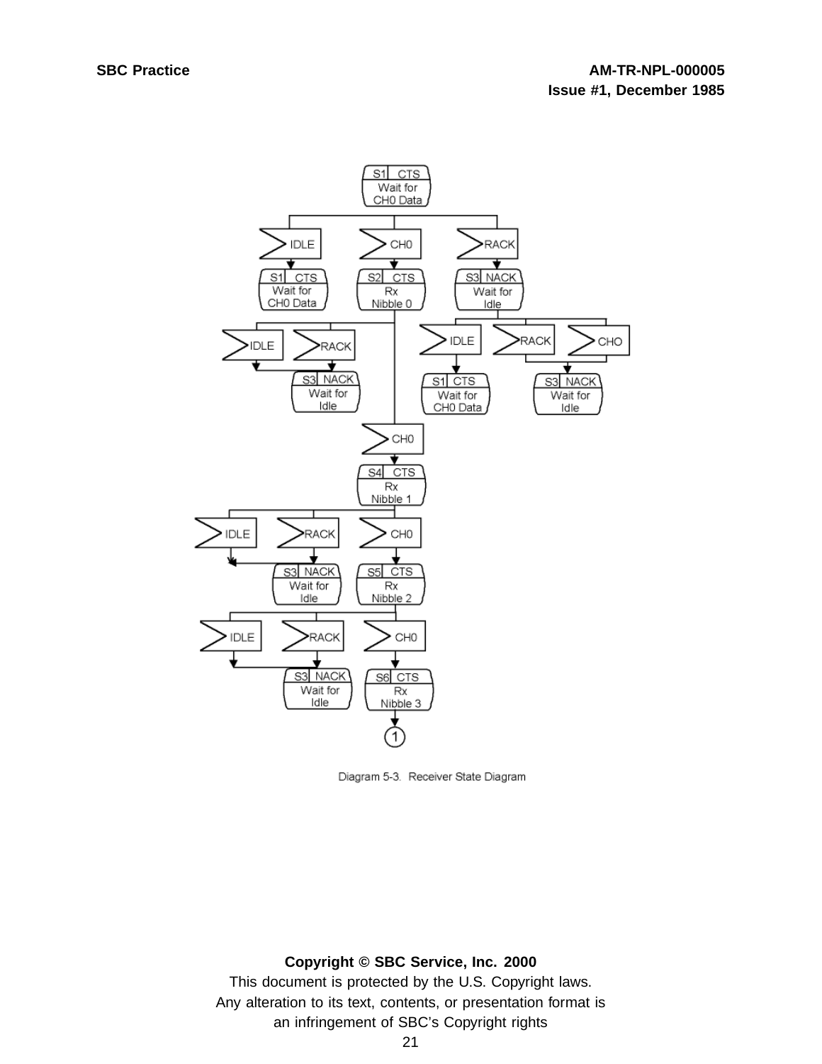Diagram 5-3. Receiver State Diagram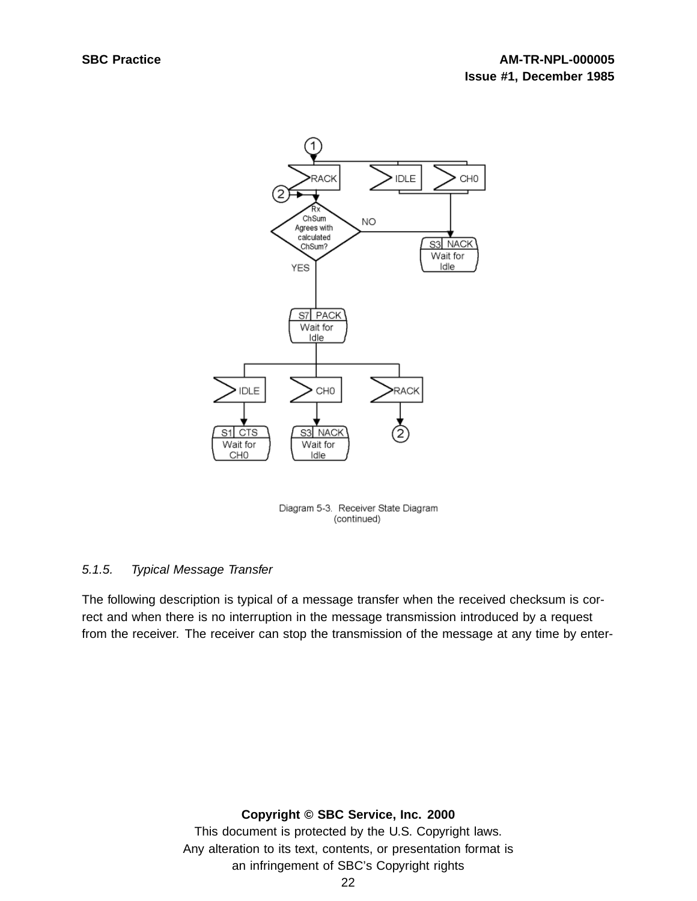Diagram 5-3. Receiver State Diagram (continued)

*5.1.5. Typical Message Transfer*

The following description is typical of a message transfer when the received checksum is correct and when there is no interruption in the message transmission introduced by a request from the receiver. The receiver can stop the transmission of the message at any time by enter-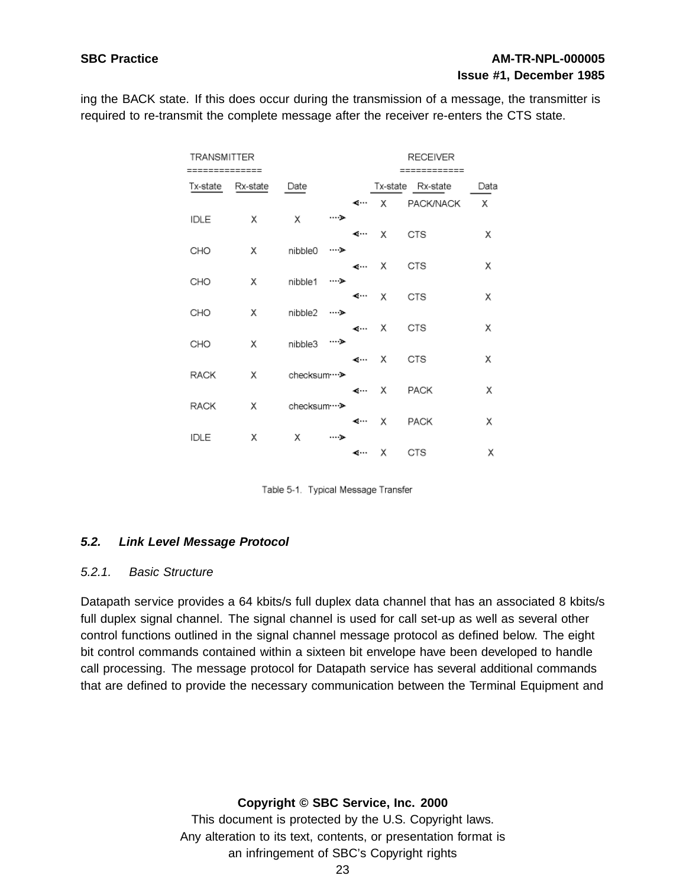ing the BACK state. If this does occur during the transmission of a message, the transmitter is required to re-transmit the complete message after the receiver re-enters the CTS state.

| TRANSMITTER | | | | RECEIVER | | |
|---|---|---|---|---|---|---|
| Tx-state | Rx-state | Date | | Tx-state | Rx-state | Data |
| | | | <··· | X | PACK/NACK | X |
| IDLE | X | X | ···> | | | |
| | | | <··· | X | CTS | X |
| CHO | X | nibble0 | ···> | | | |
| | | | <··· | X | CTS | X |
| CHO | X | nibble1 | ···> | | | |
| | | | <··· | X | CTS | X |
| CHO | X | nibble2 | ···> | | | |
| | | | <··· | X | CTS | X |
| CHO | X | nibble3 | ···> | | | |
| | | | <··· | X | CTS | X |
| RACK | X | checksum | ···> | | | |
| | | | <··· | X | PACK | X |
| RACK | X | checksum | ···> | | | |
| | | | <··· | X | PACK | X |
| IDLE | X | X | ···> | | | |
| | | | <··· | X | CTS | X |

Table 5-1. Typical Message Transfer

## *5.2. Link Level Message Protocol*

### *5.2.1. Basic Structure*

Datapath service provides a 64 kbits/s full duplex data channel that has an associated 8 kbits/s full duplex signal channel. The signal channel is used for call set-up as well as several other control functions outlined in the signal channel message protocol as defined below. The eight bit control commands contained within a sixteen bit envelope have been developed to handle call processing. The message protocol for Datapath service has several additional commands that are defined to provide the necessary communication between the Terminal Equipment and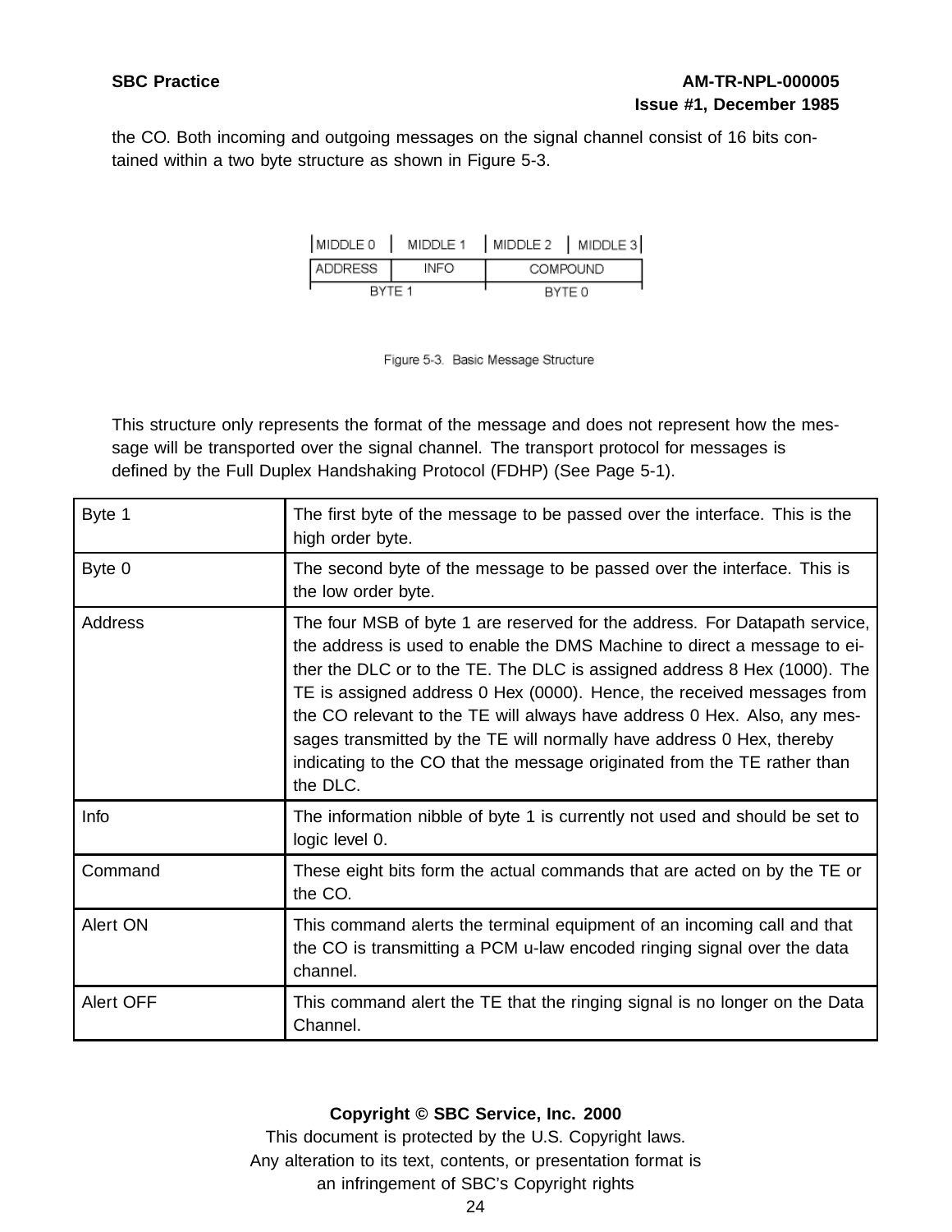the CO. Both incoming and outgoing messages on the signal channel consist of 16 bits contained within a two byte structure as shown in Figure 5-3.

| MIDDLE 0 | MIDDLE 1 | MIDDLE 2 | MIDDLE 3 |
|---|---|---|---|
| ADDRESS | INFO | COMPOUND | |
| BYTE 1 | | BYTE 0 | |

Figure 5-3. Basic Message Structure

This structure only represents the format of the message and does not represent how the message will be transported over the signal channel. The transport protocol for messages is defined by the Full Duplex Handshaking Protocol (FDHP) (See Page 5-1).

| | |
|---|---|
| Byte 1 | The first byte of the message to be passed over the interface. This is the high order byte. |
| Byte 0 | The second byte of the message to be passed over the interface. This is the low order byte. |
| Address | The four MSB of byte 1 are reserved for the address. For Datapath service, the address is used to enable the DMS Machine to direct a message to either the DLC or to the TE. The DLC is assigned address 8 Hex (1000). The TE is assigned address 0 Hex (0000). Hence, the received messages from the CO relevant to the TE will always have address 0 Hex. Also, any messages transmitted by the TE will normally have address 0 Hex, thereby indicating to the CO that the message originated from the TE rather than the DLC. |
| Info | The information nibble of byte 1 is currently not used and should be set to logic level 0. |
| Command | These eight bits form the actual commands that are acted on by the TE or the CO. |
| Alert ON | This command alerts the terminal equipment of an incoming call and that the CO is transmitting a PCM u-law encoded ringing signal over the data channel. |
| Alert OFF | This command alert the TE that the ringing signal is no longer on the Data Channel. |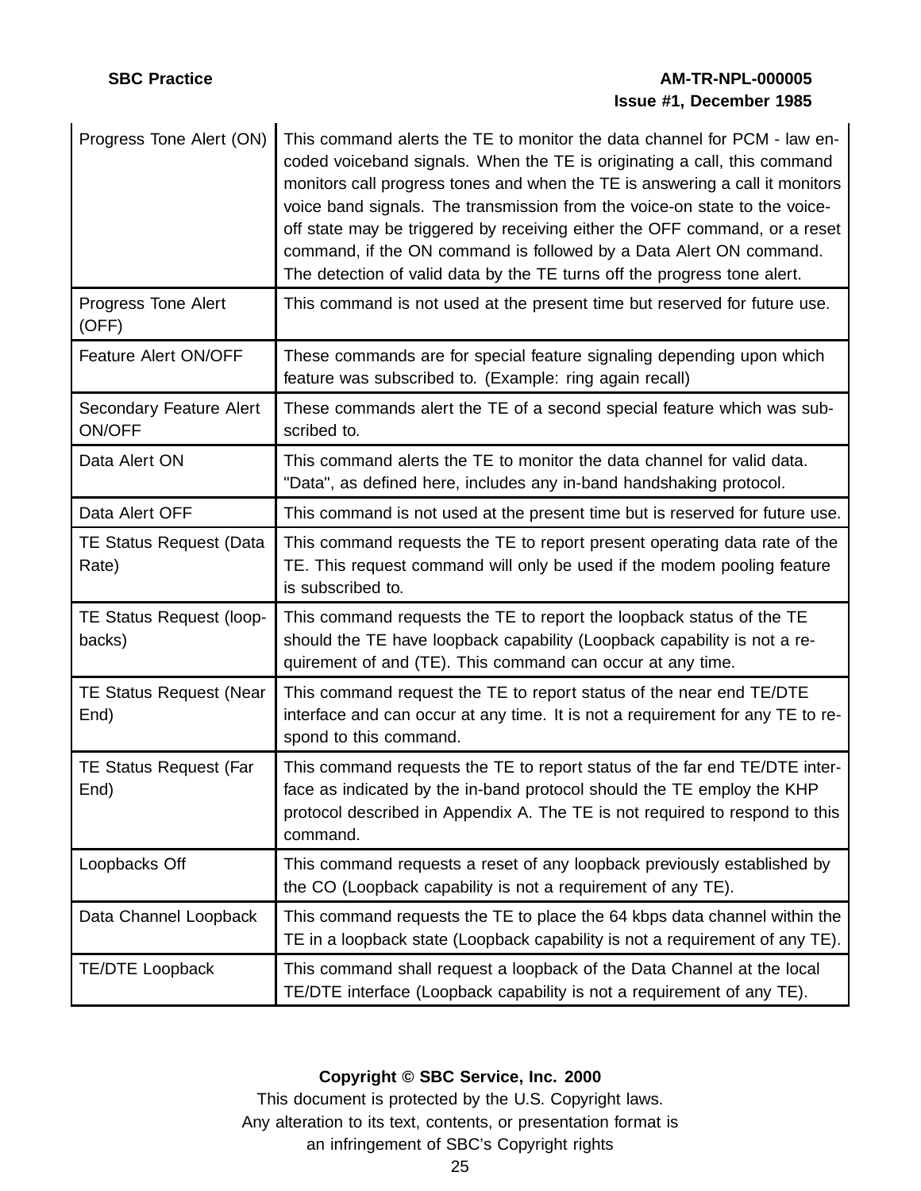| | |
|---|---|
| Progress Tone Alert (ON) | This command alerts the TE to monitor the data channel for PCM - law encoded voiceband signals. When the TE is originating a call, this command monitors call progress tones and when the TE is answering a call it monitors voice band signals. The transmission from the voice-on state to the voice-off state may be triggered by receiving either the OFF command, or a reset command, if the ON command is followed by a Data Alert ON command. The detection of valid data by the TE turns off the progress tone alert. |
| Progress Tone Alert (OFF) | This command is not used at the present time but reserved for future use. |
| Feature Alert ON/OFF | These commands are for special feature signaling depending upon which feature was subscribed to. (Example: ring again recall) |
| Secondary Feature Alert ON/OFF | These commands alert the TE of a second special feature which was subscribed to. |
| Data Alert ON | This command alerts the TE to monitor the data channel for valid data. "Data", as defined here, includes any in-band handshaking protocol. |
| Data Alert OFF | This command is not used at the present time but is reserved for future use. |
| TE Status Request (Data Rate) | This command requests the TE to report present operating data rate of the TE. This request command will only be used if the modem pooling feature is subscribed to. |
| TE Status Request (loop-backs) | This command requests the TE to report the loopback status of the TE should the TE have loopback capability (Loopback capability is not a requirement of and (TE). This command can occur at any time. |
| TE Status Request (Near End) | This command request the TE to report status of the near end TE/DTE interface and can occur at any time. It is not a requirement for any TE to respond to this command. |
| TE Status Request (Far End) | This command requests the TE to report status of the far end TE/DTE interface as indicated by the in-band protocol should the TE employ the KHP protocol described in Appendix A. The TE is not required to respond to this command. |
| Loopbacks Off | This command requests a reset of any loopback previously established by the CO (Loopback capability is not a requirement of any TE). |
| Data Channel Loopback | This command requests the TE to place the 64 kbps data channel within the TE in a loopback state (Loopback capability is not a requirement of any TE). |
| TE/DTE Loopback | This command shall request a loopback of the Data Channel at the local TE/DTE interface (Loopback capability is not a requirement of any TE). |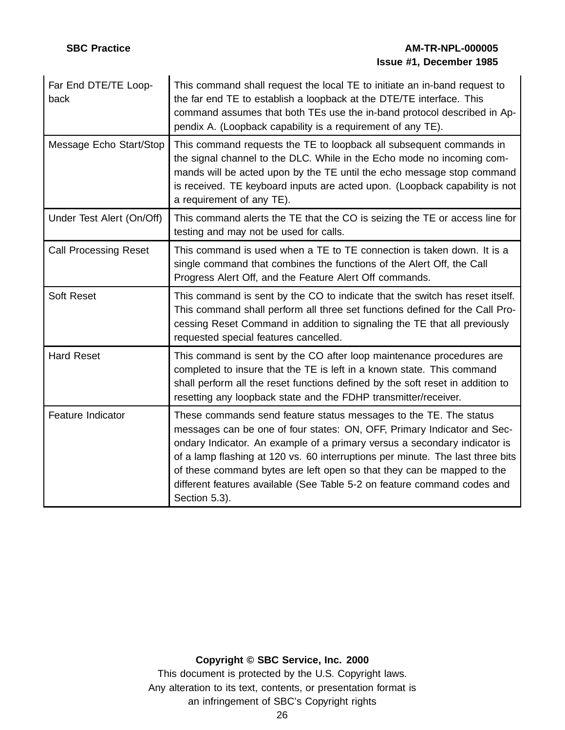| | |
|---|---|
| Far End DTE/TE Loopback | This command shall request the local TE to initiate an in-band request to the far end TE to establish a loopback at the DTE/TE interface. This command assumes that both TEs use the in-band protocol described in Appendix A. (Loopback capability is a requirement of any TE). |
| Message Echo Start/Stop | This command requests the TE to loopback all subsequent commands in the signal channel to the DLC. While in the Echo mode no incoming commands will be acted upon by the TE until the echo message stop command is received. TE keyboard inputs are acted upon. (Loopback capability is not a requirement of any TE). |
| Under Test Alert (On/Off) | This command alerts the TE that the CO is seizing the TE or access line for testing and may not be used for calls. |
| Call Processing Reset | This command is used when a TE to TE connection is taken down. It is a single command that combines the functions of the Alert Off, the Call Progress Alert Off, and the Feature Alert Off commands. |
| Soft Reset | This command is sent by the CO to indicate that the switch has reset itself. This command shall perform all three set functions defined for the Call Processing Reset Command in addition to signaling the TE that all previously requested special features cancelled. |
| Hard Reset | This command is sent by the CO after loop maintenance procedures are completed to insure that the TE is left in a known state. This command shall perform all the reset functions defined by the soft reset in addition to resetting any loopback state and the FDHP transmitter/receiver. |
| Feature Indicator | These commands send feature status messages to the TE. The status messages can be one of four states: ON, OFF, Primary Indicator and Secondary Indicator. An example of a primary versus a secondary indicator is of a lamp flashing at 120 vs. 60 interruptions per minute. The last three bits of these command bytes are left open so that they can be mapped to the different features available (See Table 5-2 on feature command codes and Section 5.3). |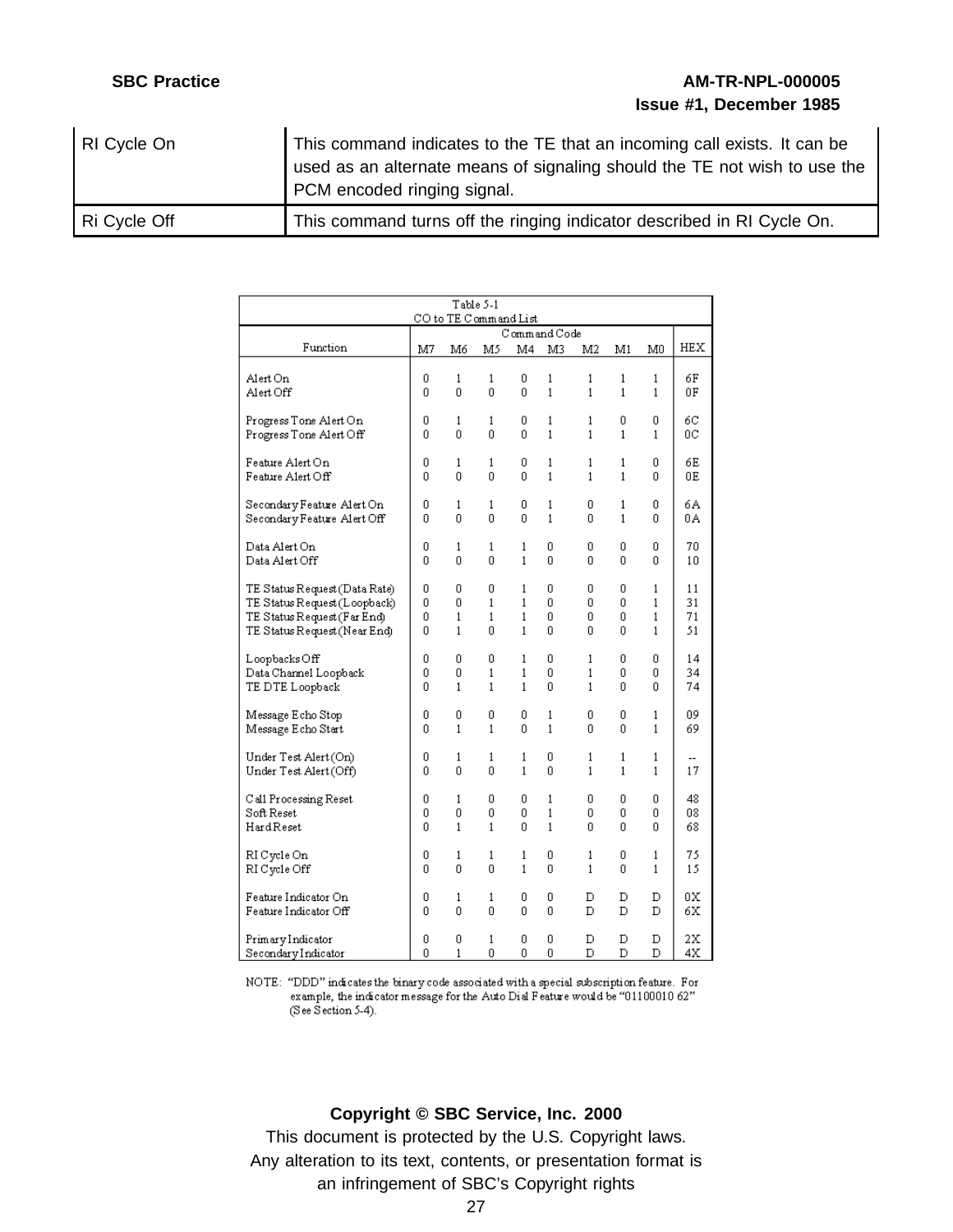| RI Cycle On | This command indicates to the TE that an incoming call exists. It can be used as an alternate means of signaling should the TE not wish to use the PCM encoded ringing signal. |
|---|---|
| Ri Cycle Off | This command turns off the ringing indicator described in RI Cycle On. |

Table 5-1
CO to TE Command List

| Function | Command Code | | | | | | | | HEX |
|---|---|---|---|---|---|---|---|---|---|
| | M7 | M6 | M5 | M4 | M3 | M2 | M1 | M0 | |
| Alert On | 0 | 1 | 1 | 0 | 1 | 1 | 1 | 1 | 6F |
| Alert Off | 0 | 0 | 0 | 0 | 1 | 1 | 1 | 1 | 0F |
| Progress Tone Alert On | 0 | 1 | 1 | 0 | 1 | 1 | 0 | 0 | 6C |
| Progress Tone Alert Off | 0 | 0 | 0 | 0 | 1 | 1 | 1 | 1 | 0C |
| Feature Alert On | 0 | 1 | 1 | 0 | 1 | 1 | 1 | 0 | 6E |
| Feature Alert Off | 0 | 0 | 0 | 0 | 1 | 1 | 1 | 0 | 0E |
| Secondary Feature Alert On | 0 | 1 | 1 | 0 | 1 | 0 | 1 | 0 | 6A |
| Secondary Feature Alert Off | 0 | 0 | 0 | 0 | 1 | 0 | 1 | 0 | 0A |
| Data Alert On | 0 | 1 | 1 | 1 | 0 | 0 | 0 | 0 | 70 |
| Data Alert Off | 0 | 0 | 0 | 1 | 0 | 0 | 0 | 0 | 10 |
| TE Status Request (Data Rate) | 0 | 0 | 0 | 1 | 0 | 0 | 0 | 1 | 11 |
| TE Status Request (Loopback) | 0 | 0 | 1 | 1 | 0 | 0 | 0 | 1 | 31 |
| TE Status Request (Far End) | 0 | 1 | 1 | 1 | 0 | 0 | 0 | 1 | 71 |
| TE Status Request (Near End) | 0 | 1 | 0 | 1 | 0 | 0 | 0 | 1 | 51 |
| Loopbacks Off | 0 | 0 | 0 | 1 | 0 | 1 | 0 | 0 | 14 |
| Data Channel Loopback | 0 | 0 | 1 | 1 | 0 | 1 | 0 | 0 | 34 |
| TE DTE Loopback | 0 | 1 | 1 | 1 | 0 | 1 | 0 | 0 | 74 |
| Message Echo Stop | 0 | 0 | 0 | 0 | 1 | 0 | 0 | 1 | 09 |
| Message Echo Start | 0 | 1 | 1 | 0 | 1 | 0 | 0 | 1 | 69 |
| Under Test Alert (On) | 0 | 1 | 1 | 1 | 0 | 1 | 1 | 1 | -- |
| Under Test Alert (Off) | 0 | 0 | 0 | 1 | 0 | 1 | 1 | 1 | 17 |
| Call Processing Reset | 0 | 1 | 0 | 0 | 1 | 0 | 0 | 0 | 48 |
| Soft Reset | 0 | 0 | 0 | 0 | 1 | 0 | 0 | 0 | 08 |
| Hard Reset | 0 | 1 | 1 | 0 | 1 | 0 | 0 | 0 | 68 |
| RI Cycle On | 0 | 1 | 1 | 1 | 0 | 1 | 0 | 1 | 75 |
| RI Cycle Off | 0 | 0 | 0 | 1 | 0 | 1 | 0 | 1 | 15 |
| Feature Indicator On | 0 | 1 | 1 | 0 | 0 | D | D | D | 0X |
| Feature Indicator Off | 0 | 0 | 0 | 0 | 0 | D | D | D | 6X |
| Primary Indicator | 0 | 0 | 1 | 0 | 0 | D | D | D | 2X |
| Secondary Indicator | 0 | 1 | 0 | 0 | 0 | D | D | D | 4X |

NOTE: "DDD" indicates the binary code associated with a special subscription feature. For example, the indicator message for the Auto Dial Feature would be "01100010 62" (See Section 5-4).

**Copyright © SBC Service, Inc. 2000**

This document is protected by the U.S. Copyright laws.
Any alteration to its text, contents, or presentation format is an infringement of SBC's Copyright rights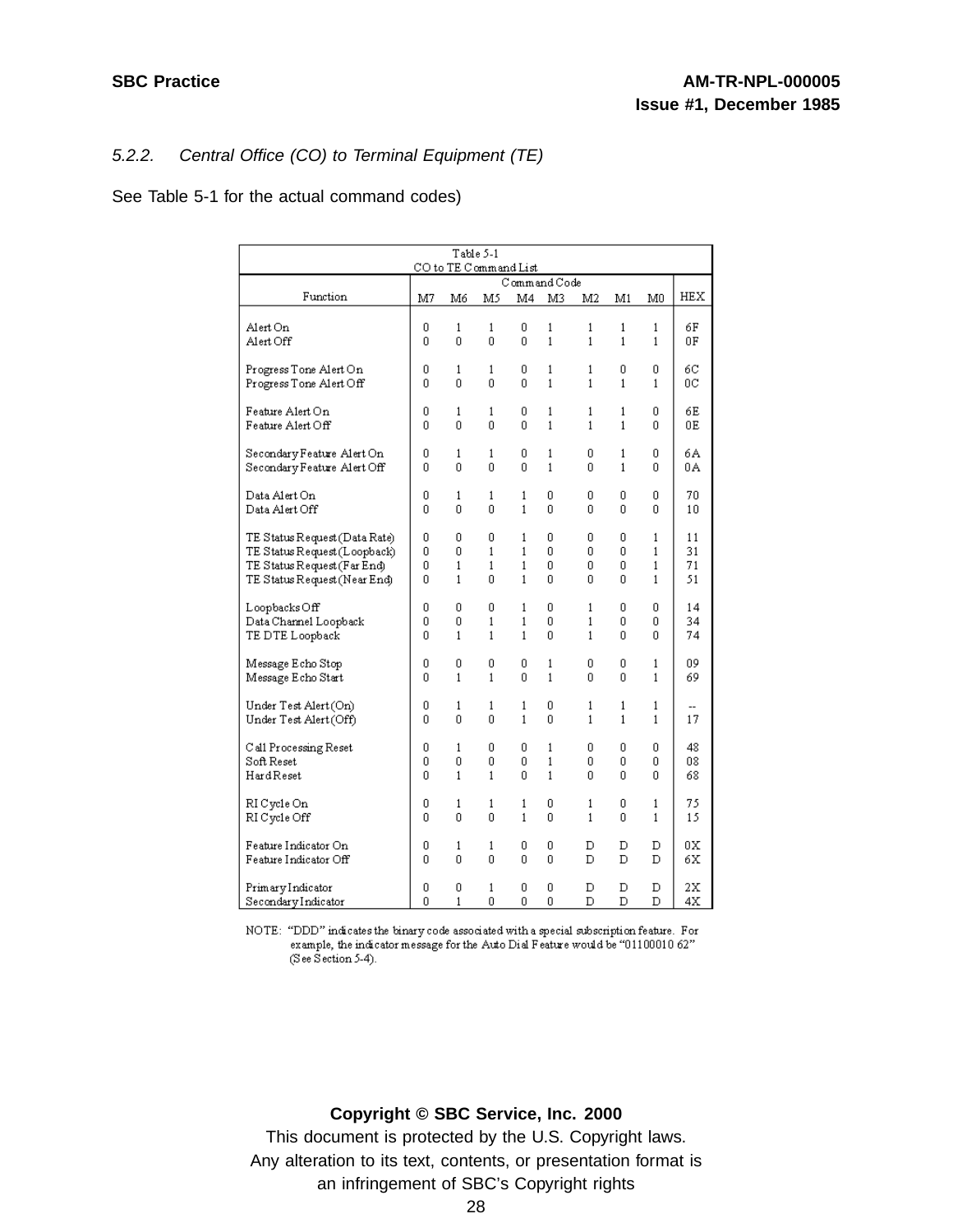### *5.2.2. Central Office (CO) to Terminal Equipment (TE)*

See Table 5-1 for the actual command codes)

Table 5-1
CO to TE Command List

| Function | Command Code | | | | | | | | HEX |
|---|---|---|---|---|---|---|---|---|---|
| | M7 | M6 | M5 | M4 | M3 | M2 | M1 | M0 | |
| Alert On | 0 | 1 | 1 | 0 | 1 | 1 | 1 | 1 | 6F |
| Alert Off | 0 | 0 | 0 | 0 | 1 | 1 | 1 | 1 | 0F |
| Progress Tone Alert On | 0 | 1 | 1 | 0 | 1 | 1 | 0 | 0 | 6C |
| Progress Tone Alert Off | 0 | 0 | 0 | 0 | 1 | 1 | 1 | 1 | 0C |
| Feature Alert On | 0 | 1 | 1 | 0 | 1 | 1 | 1 | 0 | 6E |
| Feature Alert Off | 0 | 0 | 0 | 0 | 1 | 1 | 1 | 0 | 0E |
| Secondary Feature Alert On | 0 | 1 | 1 | 0 | 1 | 0 | 1 | 0 | 6A |
| Secondary Feature Alert Off | 0 | 0 | 0 | 0 | 1 | 0 | 1 | 0 | 0A |
| Data Alert On | 0 | 1 | 1 | 1 | 0 | 0 | 0 | 0 | 70 |
| Data Alert Off | 0 | 0 | 0 | 1 | 0 | 0 | 0 | 0 | 10 |
| TE Status Request (Data Rate) | 0 | 0 | 0 | 1 | 0 | 0 | 0 | 1 | 11 |
| TE Status Request (Loopback) | 0 | 0 | 1 | 1 | 0 | 0 | 0 | 1 | 31 |
| TE Status Request (Far End) | 0 | 1 | 1 | 1 | 0 | 0 | 0 | 1 | 71 |
| TE Status Request (Near End) | 0 | 1 | 0 | 1 | 0 | 0 | 0 | 1 | 51 |
| Loopbacks Off | 0 | 0 | 0 | 1 | 0 | 1 | 0 | 0 | 14 |
| Data Channel Loopback | 0 | 0 | 1 | 1 | 0 | 1 | 0 | 0 | 34 |
| TE DTE Loopback | 0 | 1 | 1 | 1 | 0 | 1 | 0 | 0 | 74 |
| Message Echo Stop | 0 | 0 | 0 | 0 | 1 | 0 | 0 | 1 | 09 |
| Message Echo Start | 0 | 1 | 1 | 0 | 1 | 0 | 0 | 1 | 69 |
| Under Test Alert (On) | 0 | 1 | 1 | 1 | 0 | 1 | 1 | 1 | -- |
| Under Test Alert (Off) | 0 | 0 | 0 | 1 | 0 | 1 | 1 | 1 | 17 |
| Call Processing Reset | 0 | 1 | 0 | 0 | 1 | 0 | 0 | 0 | 48 |
| Soft Reset | 0 | 0 | 0 | 0 | 1 | 0 | 0 | 0 | 08 |
| Hard Reset | 0 | 1 | 1 | 0 | 1 | 0 | 0 | 0 | 68 |
| RI Cycle On | 0 | 1 | 1 | 1 | 0 | 1 | 0 | 1 | 75 |
| RI Cycle Off | 0 | 0 | 0 | 1 | 0 | 1 | 0 | 1 | 15 |
| Feature Indicator On | 0 | 1 | 1 | 0 | 0 | D | D | D | 0X |
| Feature Indicator Off | 0 | 0 | 0 | 0 | 0 | D | D | D | 6X |
| Primary Indicator | 0 | 0 | 1 | 0 | 0 | D | D | D | 2X |
| Secondary Indicator | 0 | 1 | 0 | 0 | 0 | D | D | D | 4X |

NOTE: "DDD" indicates the binary code associated with a special subscription feature. For example, the indicator message for the Auto Dial Feature would be "01100010 62" (See Section 5-4).

**Copyright © SBC Service, Inc. 2000**
This document is protected by the U.S. Copyright laws.
Any alteration to its text, contents, or presentation format is an infringement of SBC's Copyright rights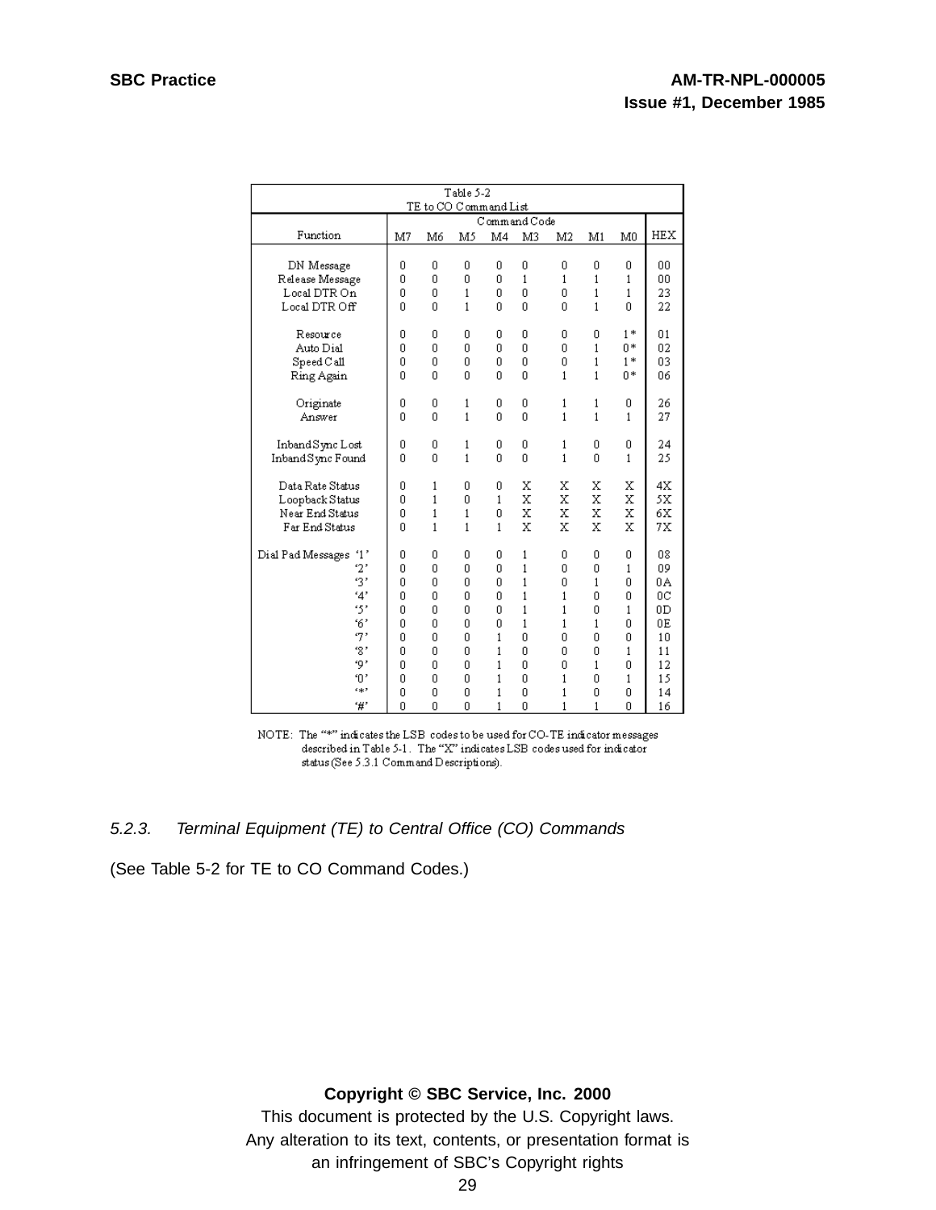Table 5-2
TE to CO Command List

| Function | Command Code | | | | | | | | HEX |
|---|---|---|---|---|---|---|---|---|---|
| | M7 | M6 | M5 | M4 | M3 | M2 | M1 | M0 | |
| DN Message | 0 | 0 | 0 | 0 | 0 | 0 | 0 | 0 | 00 |
| Release Message | 0 | 0 | 0 | 0 | 1 | 1 | 1 | 1 | 00 |
| Local DTR On | 0 | 0 | 1 | 0 | 0 | 0 | 1 | 1 | 23 |
| Local DTR Off | 0 | 0 | 1 | 0 | 0 | 0 | 1 | 0 | 22 |
| Resource | 0 | 0 | 0 | 0 | 0 | 0 | 0 | 1* | 01 |
| Auto Dial | 0 | 0 | 0 | 0 | 0 | 0 | 1 | 0* | 02 |
| Speed Call | 0 | 0 | 0 | 0 | 0 | 0 | 1 | 1* | 03 |
| Ring Again | 0 | 0 | 0 | 0 | 0 | 1 | 1 | 0* | 06 |
| Originate | 0 | 0 | 1 | 0 | 0 | 1 | 1 | 0 | 26 |
| Answer | 0 | 0 | 1 | 0 | 0 | 1 | 1 | 1 | 27 |
| Inband Sync Lost | 0 | 0 | 1 | 0 | 0 | 1 | 0 | 0 | 24 |
| Inband Sync Found | 0 | 0 | 1 | 0 | 0 | 1 | 0 | 1 | 25 |
| Data Rate Status | 0 | 1 | 0 | 0 | X | X | X | X | 4X |
| Loopback Status | 0 | 1 | 0 | 1 | X | X | X | X | 5X |
| Near End Status | 0 | 1 | 1 | 0 | X | X | X | X | 6X |
| Far End Status | 0 | 1 | 1 | 1 | X | X | X | X | 7X |
| Dial Pad Messages '1' | 0 | 0 | 0 | 0 | 1 | 0 | 0 | 0 | 08 |
| '2' | 0 | 0 | 0 | 0 | 1 | 0 | 0 | 1 | 09 |
| '3' | 0 | 0 | 0 | 0 | 1 | 0 | 1 | 0 | 0A |
| '4' | 0 | 0 | 0 | 0 | 1 | 1 | 0 | 0 | 0C |
| '5' | 0 | 0 | 0 | 0 | 1 | 1 | 0 | 1 | 0D |
| '6' | 0 | 0 | 0 | 0 | 1 | 1 | 1 | 0 | 0E |
| '7' | 0 | 0 | 0 | 1 | 0 | 0 | 0 | 0 | 10 |
| '8' | 0 | 0 | 0 | 1 | 0 | 0 | 0 | 1 | 11 |
| '9' | 0 | 0 | 0 | 1 | 0 | 0 | 1 | 0 | 12 |
| '0' | 0 | 0 | 0 | 1 | 0 | 1 | 0 | 1 | 15 |
| '*' | 0 | 0 | 0 | 1 | 0 | 1 | 0 | 0 | 14 |
| '#' | 0 | 0 | 0 | 1 | 0 | 1 | 1 | 0 | 16 |

NOTE: The "*" indicates the LSB codes to be used for CO-TE indicator messages described in Table 5-1. The "X" indicates LSB codes used for indicator status (See 5.3.1 Command Descriptions).

### *5.2.3. Terminal Equipment (TE) to Central Office (CO) Commands*

(See Table 5-2 for TE to CO Command Codes.)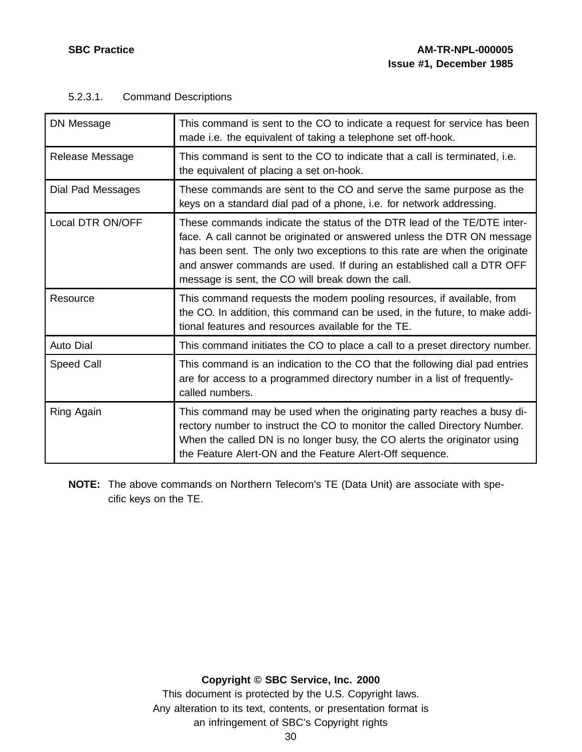#### 5.2.3.1. Command Descriptions

| | |
|---|---|
| DN Message | This command is sent to the CO to indicate a request for service has been made i.e. the equivalent of taking a telephone set off-hook. |
| Release Message | This command is sent to the CO to indicate that a call is terminated, i.e. the equivalent of placing a set on-hook. |
| Dial Pad Messages | These commands are sent to the CO and serve the same purpose as the keys on a standard dial pad of a phone, i.e. for network addressing. |
| Local DTR ON/OFF | These commands indicate the status of the DTR lead of the TE/DTE interface. A call cannot be originated or answered unless the DTR ON message has been sent. The only two exceptions to this rate are when the originate and answer commands are used. If during an established call a DTR OFF message is sent, the CO will break down the call. |
| Resource | This command requests the modem pooling resources, if available, from the CO. In addition, this command can be used, in the future, to make additional features and resources available for the TE. |
| Auto Dial | This command initiates the CO to place a call to a preset directory number. |
| Speed Call | This command is an indication to the CO that the following dial pad entries are for access to a programmed directory number in a list of frequently-called numbers. |
| Ring Again | This command may be used when the originating party reaches a busy directory number to instruct the CO to monitor the called Directory Number. When the called DN is no longer busy, the CO alerts the originator using the Feature Alert-ON and the Feature Alert-Off sequence. |

**NOTE:** The above commands on Northern Telecom's TE (Data Unit) are associate with specific keys on the TE.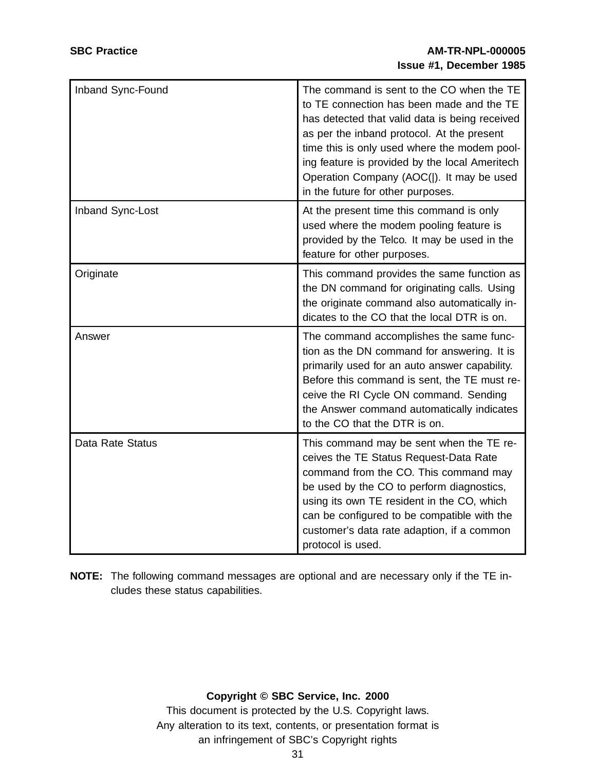| | |
|---|---|
| Inband Sync-Found | The command is sent to the CO when the TE to TE connection has been made and the TE has detected that valid data is being received as per the inband protocol. At the present time this is only used where the modem pooling feature is provided by the local Ameritech Operation Company (AOC(|). It may be used in the future for other purposes. |
| Inband Sync-Lost | At the present time this command is only used where the modem pooling feature is provided by the Telco. It may be used in the feature for other purposes. |
| Originate | This command provides the same function as the DN command for originating calls. Using the originate command also automatically indicates to the CO that the local DTR is on. |
| Answer | The command accomplishes the same function as the DN command for answering. It is primarily used for an auto answer capability. Before this command is sent, the TE must receive the RI Cycle ON command. Sending the Answer command automatically indicates to the CO that the DTR is on. |
| Data Rate Status | This command may be sent when the TE receives the TE Status Request-Data Rate command from the CO. This command may be used by the CO to perform diagnostics, using its own TE resident in the CO, which can be configured to be compatible with the customer's data rate adaption, if a common protocol is used. |

**NOTE:** The following command messages are optional and are necessary only if the TE includes these status capabilities.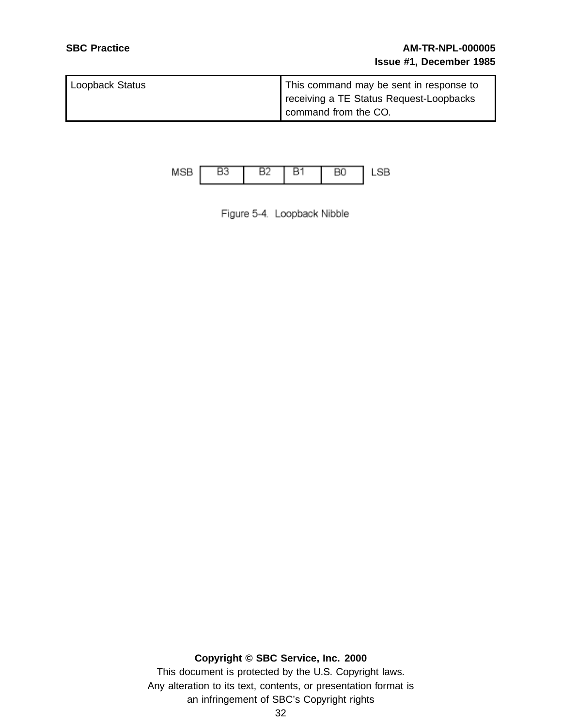| Loopback Status | This command may be sent in response to receiving a TE Status Request-Loopbacks command from the CO. |
|---|---|

| MSB | B3 | B2 | B1 | B0 | LSB |
|---|---|---|---|---|---|

Figure 5-4. Loopback Nibble

**Copyright © SBC Service, Inc. 2000**

This document is protected by the U.S. Copyright laws.
Any alteration to its text, contents, or presentation format is an infringement of SBC's Copyright rights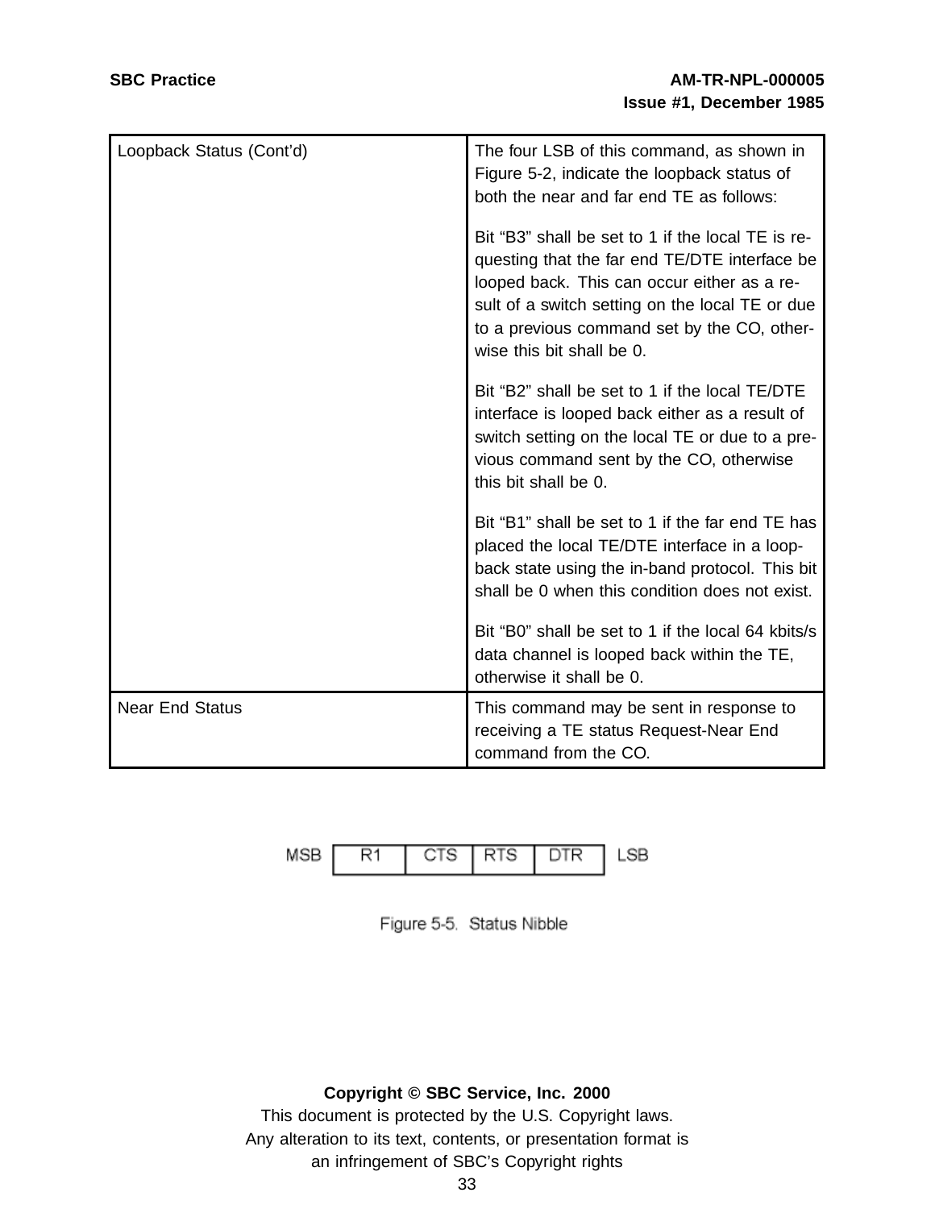| | |
|---|---|
| Loopback Status (Cont'd) | The four LSB of this command, as shown in Figure 5-2, indicate the loopback status of both the near and far end TE as follows:<br><br>Bit "B3" shall be set to 1 if the local TE is requesting that the far end TE/DTE interface be looped back. This can occur either as a result of a switch setting on the local TE or due to a previous command set by the CO, otherwise this bit shall be 0.<br><br>Bit "B2" shall be set to 1 if the local TE/DTE interface is looped back either as a result of switch setting on the local TE or due to a previous command sent by the CO, otherwise this bit shall be 0.<br><br>Bit "B1" shall be set to 1 if the far end TE has placed the local TE/DTE interface in a loopback state using the in-band protocol. This bit shall be 0 when this condition does not exist.<br><br>Bit "B0" shall be set to 1 if the local 64 kbits/s data channel is looped back within the TE, otherwise it shall be 0. |
| Near End Status | This command may be sent in response to receiving a TE status Request-Near End command from the CO. |

| MSB | R1 | CTS | RTS | DTR | LSB |
|---|---|---|---|---|---|

Figure 5-5. Status Nibble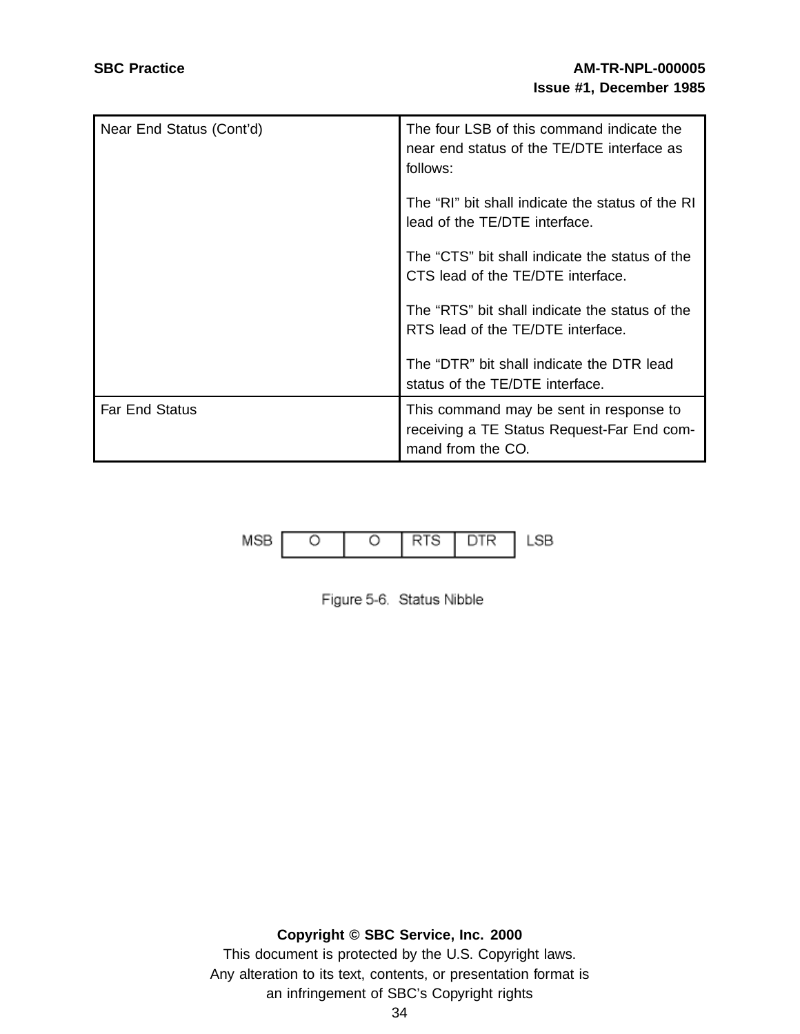| | |
|---|---|
| Near End Status (Cont'd) | The four LSB of this command indicate the near end status of the TE/DTE interface as follows:<br><br>The "RI" bit shall indicate the status of the RI lead of the TE/DTE interface.<br><br>The "CTS" bit shall indicate the status of the CTS lead of the TE/DTE interface.<br><br>The "RTS" bit shall indicate the status of the RTS lead of the TE/DTE interface.<br><br>The "DTR" bit shall indicate the DTR lead status of the TE/DTE interface. |
| Far End Status | This command may be sent in response to receiving a TE Status Request-Far End command from the CO. |

| MSB | O | O | RTS | DTR | LSB |
|---|---|---|---|---|---|

Figure 5-6. Status Nibble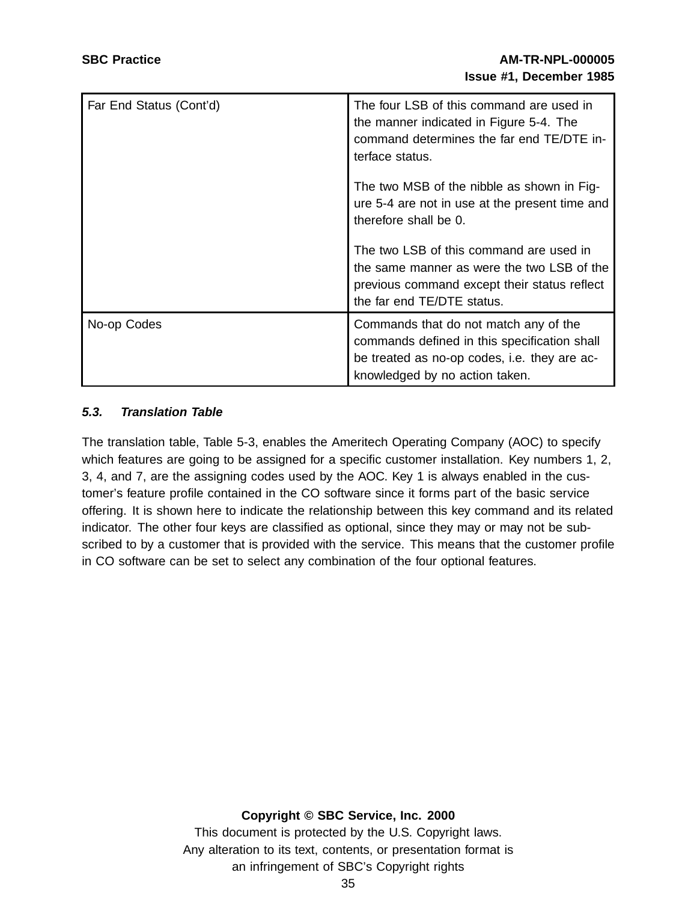| | |
|---|---|
| Far End Status (Cont'd) | The four LSB of this command are used in the manner indicated in Figure 5-4. The command determines the far end TE/DTE interface status.<br><br>The two MSB of the nibble as shown in Figure 5-4 are not in use at the present time and therefore shall be 0.<br><br>The two LSB of this command are used in the same manner as were the two LSB of the previous command except their status reflect the far end TE/DTE status. |
| No-op Codes | Commands that do not match any of the commands defined in this specification shall be treated as no-op codes, i.e. they are acknowledged by no action taken. |

### *5.3. Translation Table*

The translation table, Table 5-3, enables the Ameritech Operating Company (AOC) to specify which features are going to be assigned for a specific customer installation. Key numbers 1, 2, 3, 4, and 7, are the assigning codes used by the AOC. Key 1 is always enabled in the customer's feature profile contained in the CO software since it forms part of the basic service offering. It is shown here to indicate the relationship between this key command and its related indicator. The other four keys are classified as optional, since they may or may not be subscribed to by a customer that is provided with the service. This means that the customer profile in CO software can be set to select any combination of the four optional features.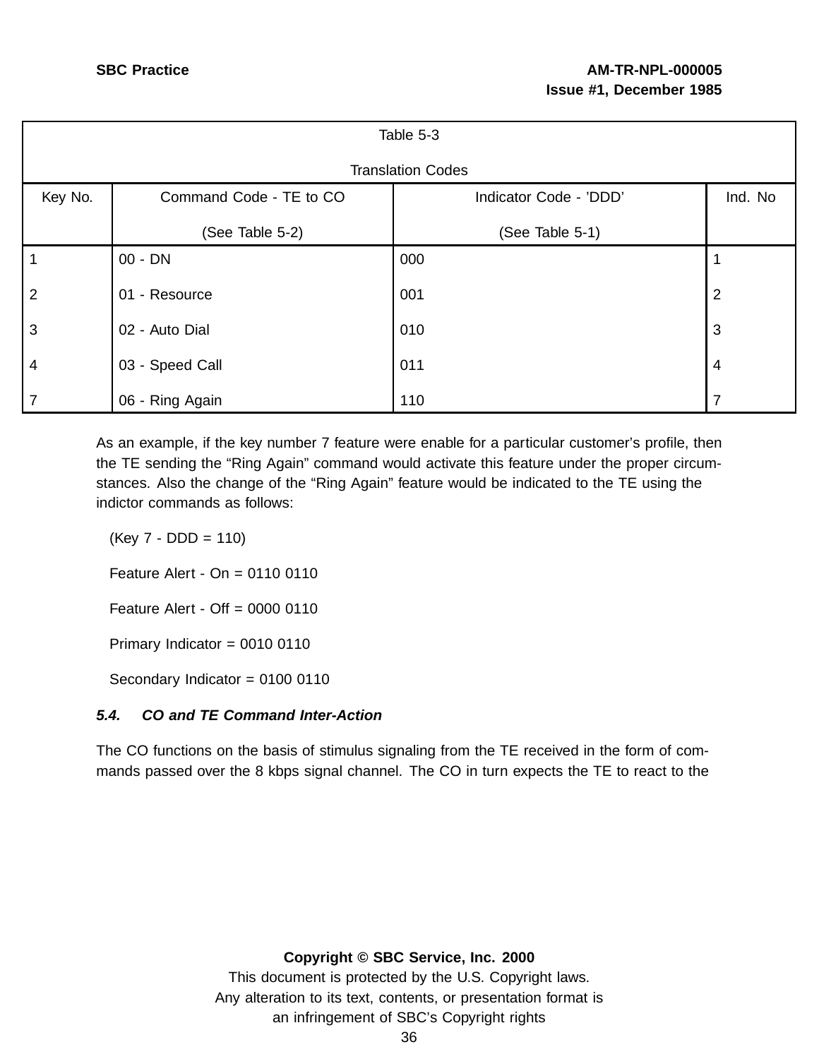| Table 5-3 Translation Codes | | | |
|---|---|---|---|
| Key No. | Command Code - TE to CO (See Table 5-2) | Indicator Code - 'DDD' (See Table 5-1) | Ind. No |
| 1 | 00 - DN | 000 | 1 |
| 2 | 01 - Resource | 001 | 2 |
| 3 | 02 - Auto Dial | 010 | 3 |
| 4 | 03 - Speed Call | 011 | 4 |
| 7 | 06 - Ring Again | 110 | 7 |

As an example, if the key number 7 feature were enable for a particular customer's profile, then the TE sending the "Ring Again" command would activate this feature under the proper circumstances. Also the change of the "Ring Again" feature would be indicated to the TE using the indictor commands as follows:

(Key 7 - DDD = 110)

Feature Alert - On = 0110 0110

Feature Alert - Off = 0000 0110

Primary Indicator = 0010 0110

Secondary Indicator = 0100 0110

### *5.4. CO and TE Command Inter-Action*

The CO functions on the basis of stimulus signaling from the TE received in the form of commands passed over the 8 kbps signal channel. The CO in turn expects the TE to react to the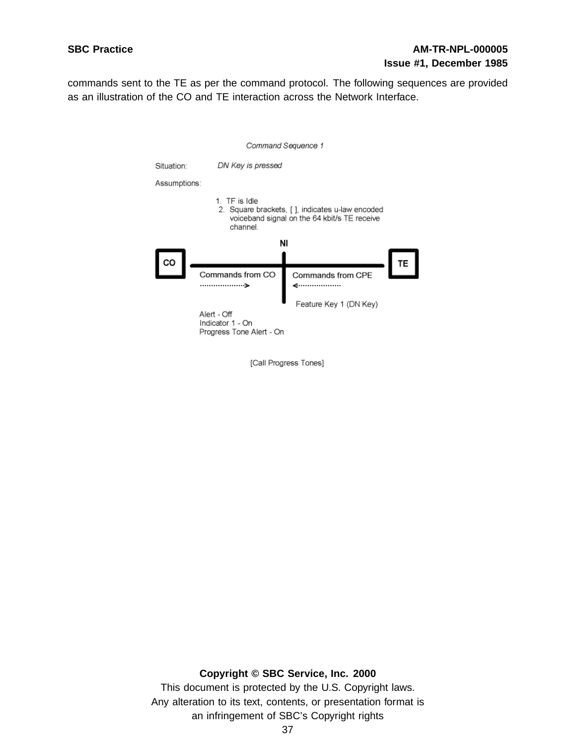commands sent to the TE as per the command protocol. The following sequences are provided as an illustration of the CO and TE interaction across the Network Interface.

*Command Sequence 1*

Situation: *DN Key is pressed*

Assumptions:

1. TF is Idle
2. Square brackets, [ ], indicates u-law encoded voiceband signal on the 64 kbit/s TE receive channel.

**NI**

**CO** ———————————————— **TE**

Commands from CO ·····················> | <····················· Commands from CPE

Feature Key 1 (DN Key)

Alert - Off
Indicator 1 - On
Progress Tone Alert - On

[Call Progress Tones]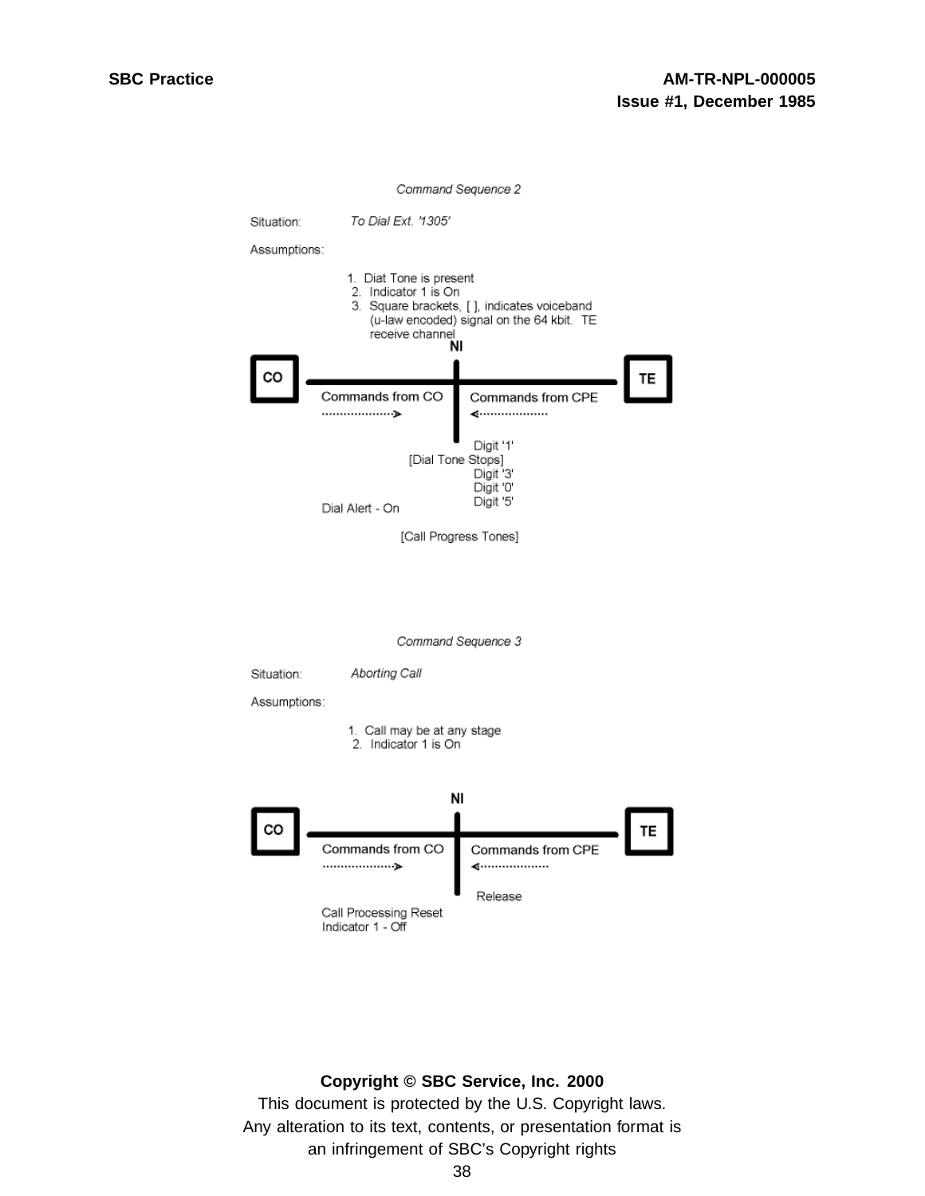*Command Sequence 2*

Situation: *To Dial Ext. '1305'*

Assumptions:

1. Diat Tone is present
2. Indicator 1 is On
3. Square brackets, [ ], indicates voiceband (u-law encoded) signal on the 64 kbit. TE receive channel

**NI**

| CO | Commands from CO ····················> | Commands from CPE <···················· | TE |
|---|---|---|---|
| | | Digit '1' | |
| | [Dial Tone Stops] | | |
| | | Digit '3' | |
| | | Digit '0' | |
| | | Digit '5' | |
| | Dial Alert - On | | |
| | [Call Progress Tones] | | |

*Command Sequence 3*

Situation: *Aborting Call*

Assumptions:

1. Call may be at any stage
2. Indicator 1 is On

**NI**

| CO | Commands from CO ····················> | Commands from CPE <···················· | TE |
|---|---|---|---|
| | | Release | |
| | Call Processing Reset | | |
| | Indicator 1 - Off | | |

**Copyright © SBC Service, Inc. 2000**

This document is protected by the U.S. Copyright laws.
Any alteration to its text, contents, or presentation format is an infringement of SBC's Copyright rights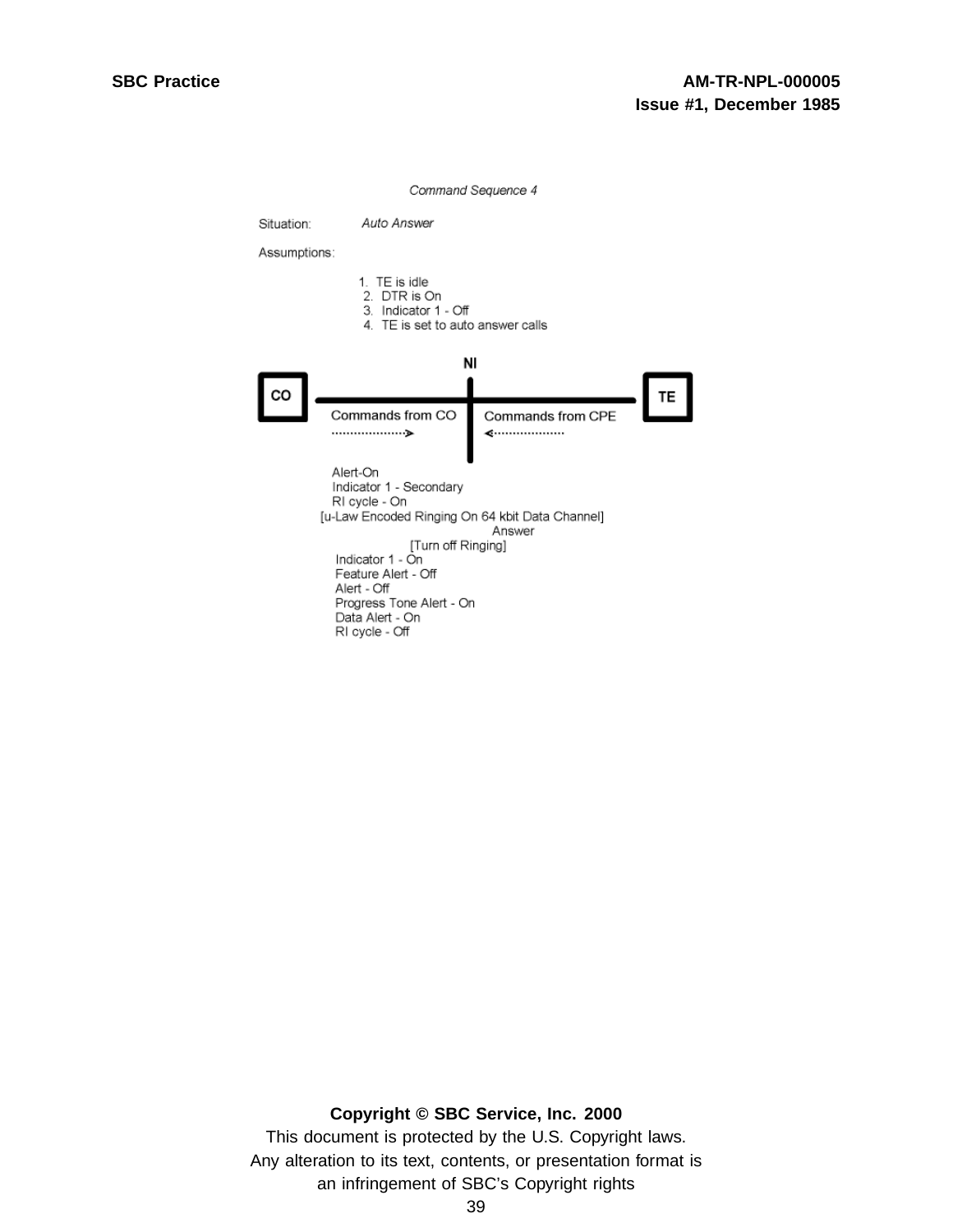*Command Sequence 4*

Situation: *Auto Answer*

Assumptions:

1. TE is idle
2. DTR is On
3. Indicator 1 - Off
4. TE is set to auto answer calls

**NI**

**CO** — **TE**

Commands from CO ····················> | <···················· Commands from CPE

Alert-On
Indicator 1 - Secondary
RI cycle - On
[u-Law Encoded Ringing On 64 kbit Data Channel]
Answer
[Turn off Ringing]
Indicator 1 - On
Feature Alert - Off
Alert - Off
Progress Tone Alert - On
Data Alert - On
RI cycle - Off

**Copyright © SBC Service, Inc. 2000**

This document is protected by the U.S. Copyright laws.
Any alteration to its text, contents, or presentation format is
an infringement of SBC's Copyright rights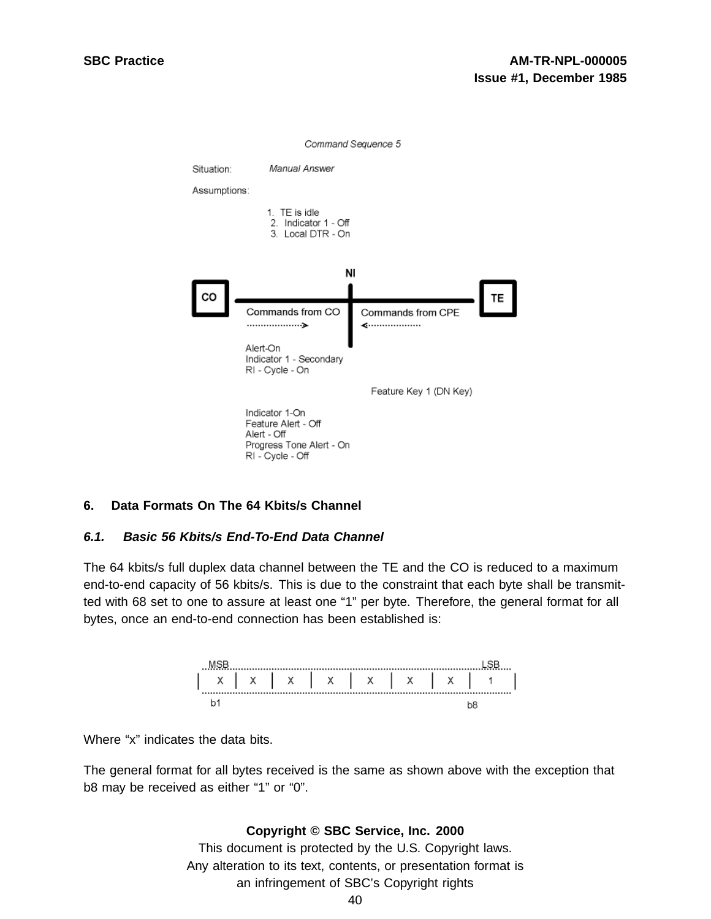Command Sequence 5

Situation: *Manual Answer*

Assumptions:

1. TE is idle
2. Indicator 1 - Off
3. Local DTR - On

| CO → Commands from CO | NI | Commands from CPE ← TE |
| --- | --- | --- |
| Alert-On<br>Indicator 1 - Secondary<br>RI - Cycle - On | | |
| | | Feature Key 1 (DN Key) |
| Indicator 1-On<br>Feature Alert - Off<br>Alert - Off<br>Progress Tone Alert - On<br>RI - Cycle - Off | | |

## 6. Data Formats On The 64 Kbits/s Channel

### *6.1. Basic 56 Kbits/s End-To-End Data Channel*

The 64 kbits/s full duplex data channel between the TE and the CO is reduced to a maximum end-to-end capacity of 56 kbits/s. This is due to the constraint that each byte shall be transmitted with 68 set to one to assure at least one "1" per byte. Therefore, the general format for all bytes, once an end-to-end connection has been established is:

| MSB b1 | | | | | | | LSB b8 |
| --- | --- | --- | --- | --- | --- | --- | --- |
| X | X | X | X | X | X | X | 1 |

Where "x" indicates the data bits.

The general format for all bytes received is the same as shown above with the exception that b8 may be received as either "1" or "0".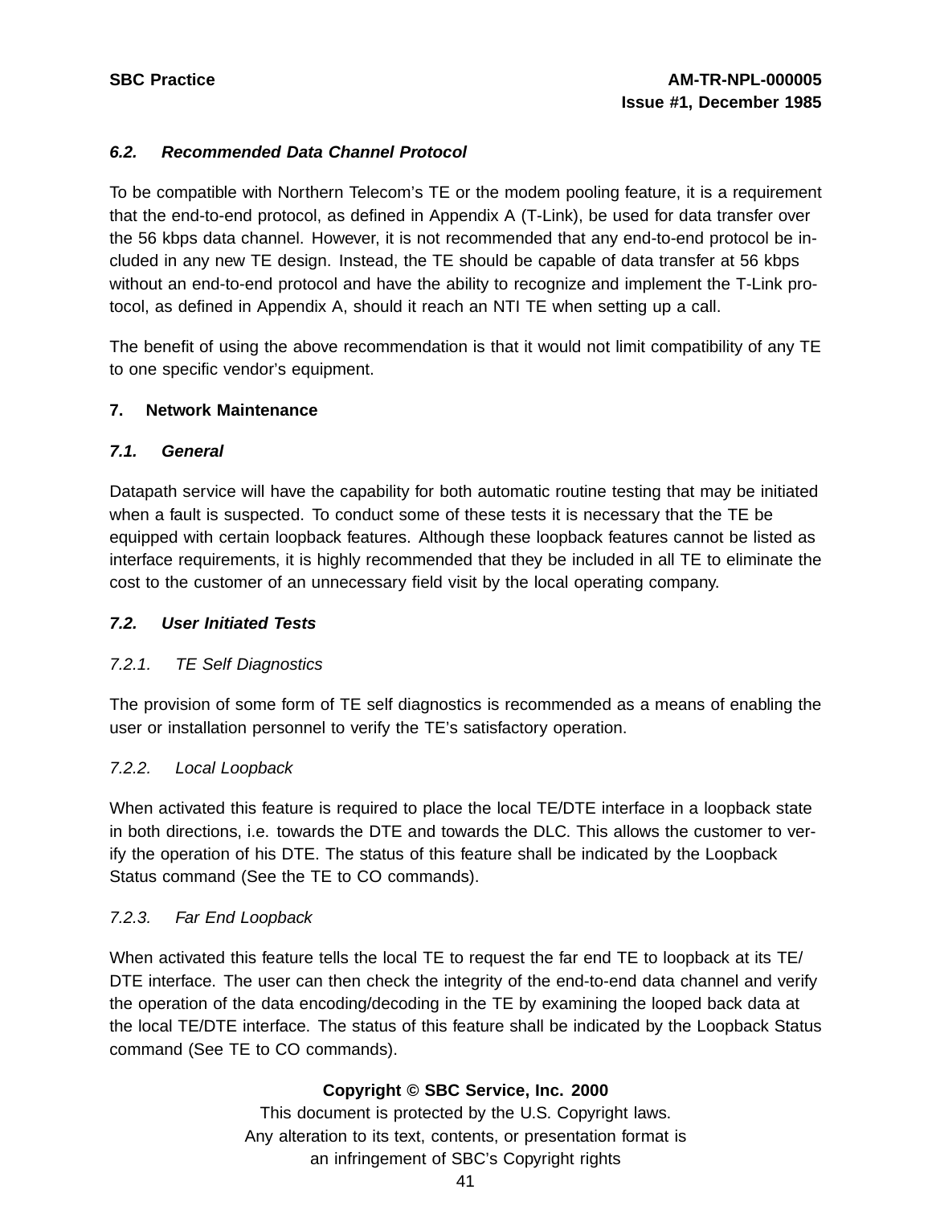### *6.2. Recommended Data Channel Protocol*

To be compatible with Northern Telecom's TE or the modem pooling feature, it is a requirement that the end-to-end protocol, as defined in Appendix A (T-Link), be used for data transfer over the 56 kbps data channel. However, it is not recommended that any end-to-end protocol be included in any new TE design. Instead, the TE should be capable of data transfer at 56 kbps without an end-to-end protocol and have the ability to recognize and implement the T-Link protocol, as defined in Appendix A, should it reach an NTI TE when setting up a call.

The benefit of using the above recommendation is that it would not limit compatibility of any TE to one specific vendor's equipment.

## 7. Network Maintenance

### *7.1. General*

Datapath service will have the capability for both automatic routine testing that may be initiated when a fault is suspected. To conduct some of these tests it is necessary that the TE be equipped with certain loopback features. Although these loopback features cannot be listed as interface requirements, it is highly recommended that they be included in all TE to eliminate the cost to the customer of an unnecessary field visit by the local operating company.

### *7.2. User Initiated Tests*

#### *7.2.1. TE Self Diagnostics*

The provision of some form of TE self diagnostics is recommended as a means of enabling the user or installation personnel to verify the TE's satisfactory operation.

#### *7.2.2. Local Loopback*

When activated this feature is required to place the local TE/DTE interface in a loopback state in both directions, i.e. towards the DTE and towards the DLC. This allows the customer to verify the operation of his DTE. The status of this feature shall be indicated by the Loopback Status command (See the TE to CO commands).

#### *7.2.3. Far End Loopback*

When activated this feature tells the local TE to request the far end TE to loopback at its TE/DTE interface. The user can then check the integrity of the end-to-end data channel and verify the operation of the data encoding/decoding in the TE by examining the looped back data at the local TE/DTE interface. The status of this feature shall be indicated by the Loopback Status command (See TE to CO commands).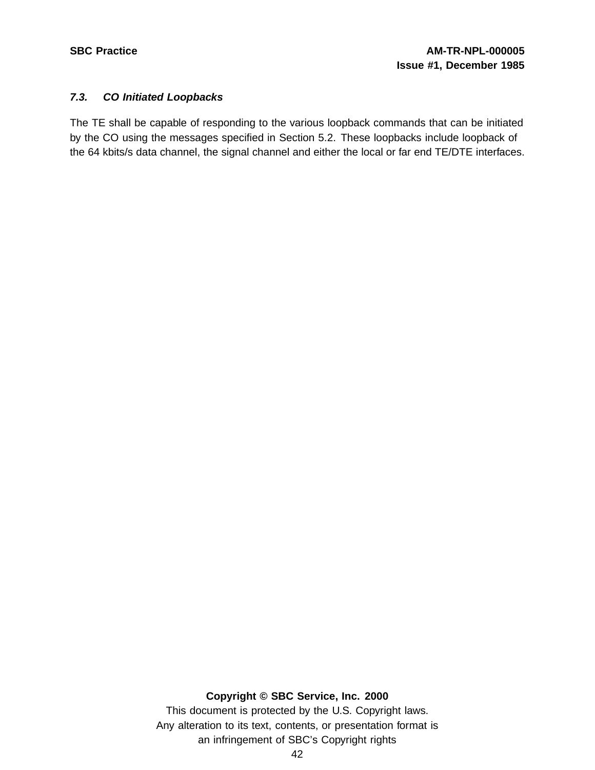### *7.3. CO Initiated Loopbacks*

The TE shall be capable of responding to the various loopback commands that can be initiated by the CO using the messages specified in Section 5.2. These loopbacks include loopback of the 64 kbits/s data channel, the signal channel and either the local or far end TE/DTE interfaces.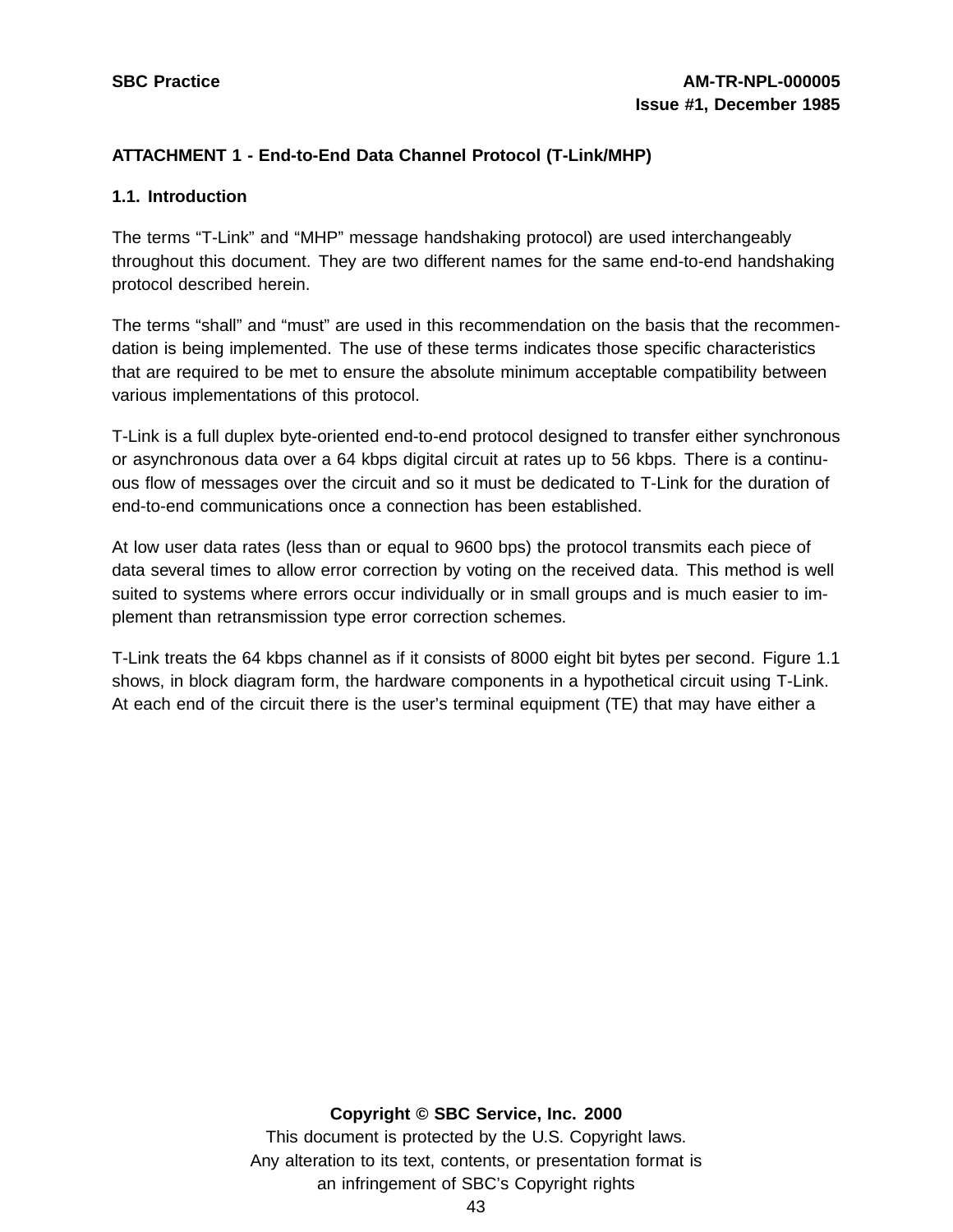## ATTACHMENT 1 - End-to-End Data Channel Protocol (T-Link/MHP)

### 1.1. Introduction

The terms “T-Link” and “MHP” message handshaking protocol) are used interchangeably throughout this document. They are two different names for the same end-to-end handshaking protocol described herein.

The terms “shall” and “must” are used in this recommendation on the basis that the recommendation is being implemented. The use of these terms indicates those specific characteristics that are required to be met to ensure the absolute minimum acceptable compatibility between various implementations of this protocol.

T-Link is a full duplex byte-oriented end-to-end protocol designed to transfer either synchronous or asynchronous data over a 64 kbps digital circuit at rates up to 56 kbps. There is a continuous flow of messages over the circuit and so it must be dedicated to T-Link for the duration of end-to-end communications once a connection has been established.

At low user data rates (less than or equal to 9600 bps) the protocol transmits each piece of data several times to allow error correction by voting on the received data. This method is well suited to systems where errors occur individually or in small groups and is much easier to implement than retransmission type error correction schemes.

T-Link treats the 64 kbps channel as if it consists of 8000 eight bit bytes per second. Figure 1.1 shows, in block diagram form, the hardware components in a hypothetical circuit using T-Link. At each end of the circuit there is the user’s terminal equipment (TE) that may have either a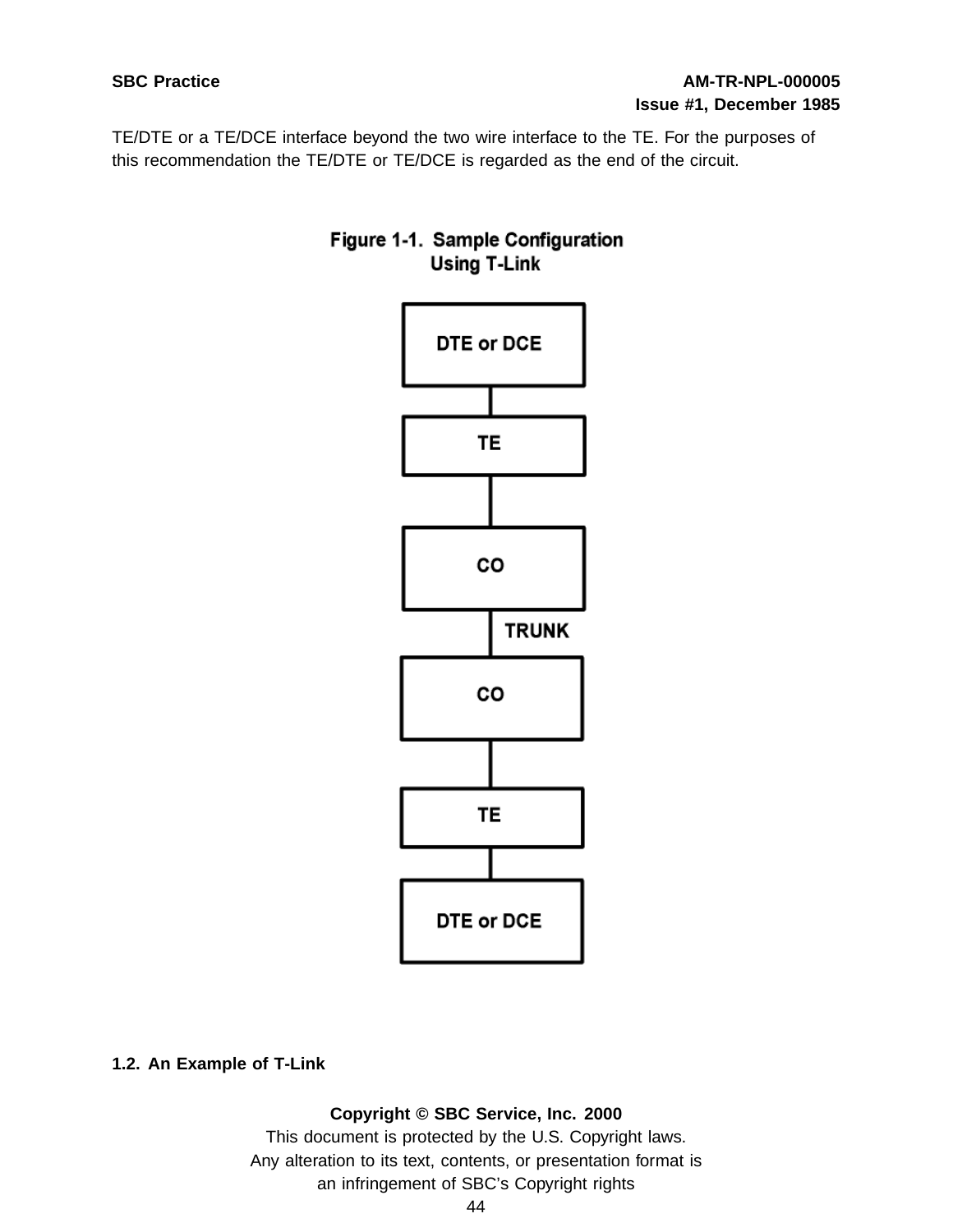TE/DTE or a TE/DCE interface beyond the two wire interface to the TE. For the purposes of this recommendation the TE/DTE or TE/DCE is regarded as the end of the circuit.

**Figure 1-1. Sample Configuration Using T-Link**

DTE or DCE

TE

CO

TRUNK

CO

TE

DTE or DCE

### 1.2. An Example of T-Link

**Copyright © SBC Service, Inc. 2000**

This document is protected by the U.S. Copyright laws.
Any alteration to its text, contents, or presentation format is an infringement of SBC's Copyright rights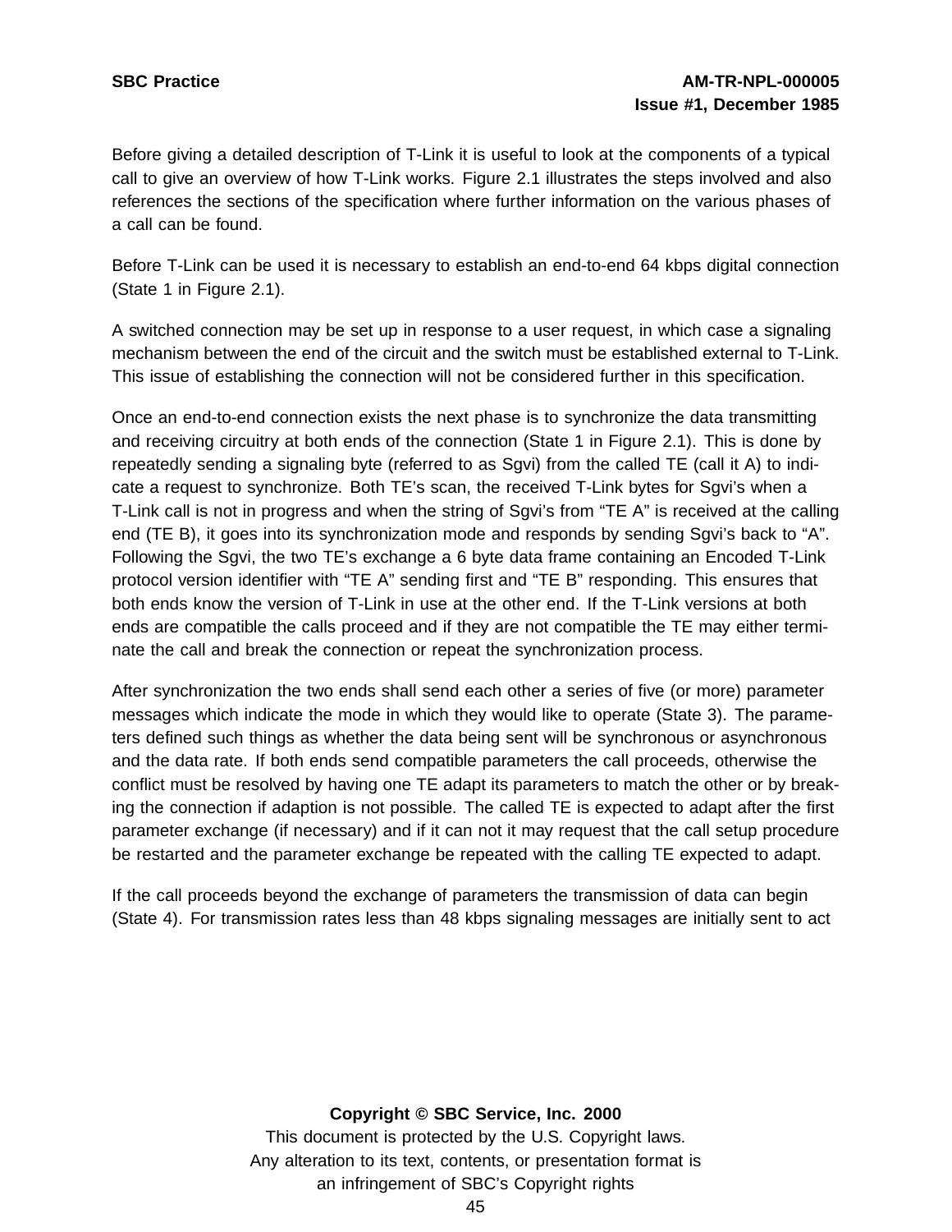Before giving a detailed description of T-Link it is useful to look at the components of a typical call to give an overview of how T-Link works. Figure 2.1 illustrates the steps involved and also references the sections of the specification where further information on the various phases of a call can be found.

Before T-Link can be used it is necessary to establish an end-to-end 64 kbps digital connection (State 1 in Figure 2.1).

A switched connection may be set up in response to a user request, in which case a signaling mechanism between the end of the circuit and the switch must be established external to T-Link. This issue of establishing the connection will not be considered further in this specification.

Once an end-to-end connection exists the next phase is to synchronize the data transmitting and receiving circuitry at both ends of the connection (State 1 in Figure 2.1). This is done by repeatedly sending a signaling byte (referred to as Sgvi) from the called TE (call it A) to indicate a request to synchronize. Both TE's scan, the received T-Link bytes for Sgvi's when a T-Link call is not in progress and when the string of Sgvi's from "TE A" is received at the calling end (TE B), it goes into its synchronization mode and responds by sending Sgvi's back to "A". Following the Sgvi, the two TE's exchange a 6 byte data frame containing an Encoded T-Link protocol version identifier with "TE A" sending first and "TE B" responding. This ensures that both ends know the version of T-Link in use at the other end. If the T-Link versions at both ends are compatible the calls proceed and if they are not compatible the TE may either terminate the call and break the connection or repeat the synchronization process.

After synchronization the two ends shall send each other a series of five (or more) parameter messages which indicate the mode in which they would like to operate (State 3). The parameters defined such things as whether the data being sent will be synchronous or asynchronous and the data rate. If both ends send compatible parameters the call proceeds, otherwise the conflict must be resolved by having one TE adapt its parameters to match the other or by breaking the connection if adaption is not possible. The called TE is expected to adapt after the first parameter exchange (if necessary) and if it can not it may request that the call setup procedure be restarted and the parameter exchange be repeated with the calling TE expected to adapt.

If the call proceeds beyond the exchange of parameters the transmission of data can begin (State 4). For transmission rates less than 48 kbps signaling messages are initially sent to act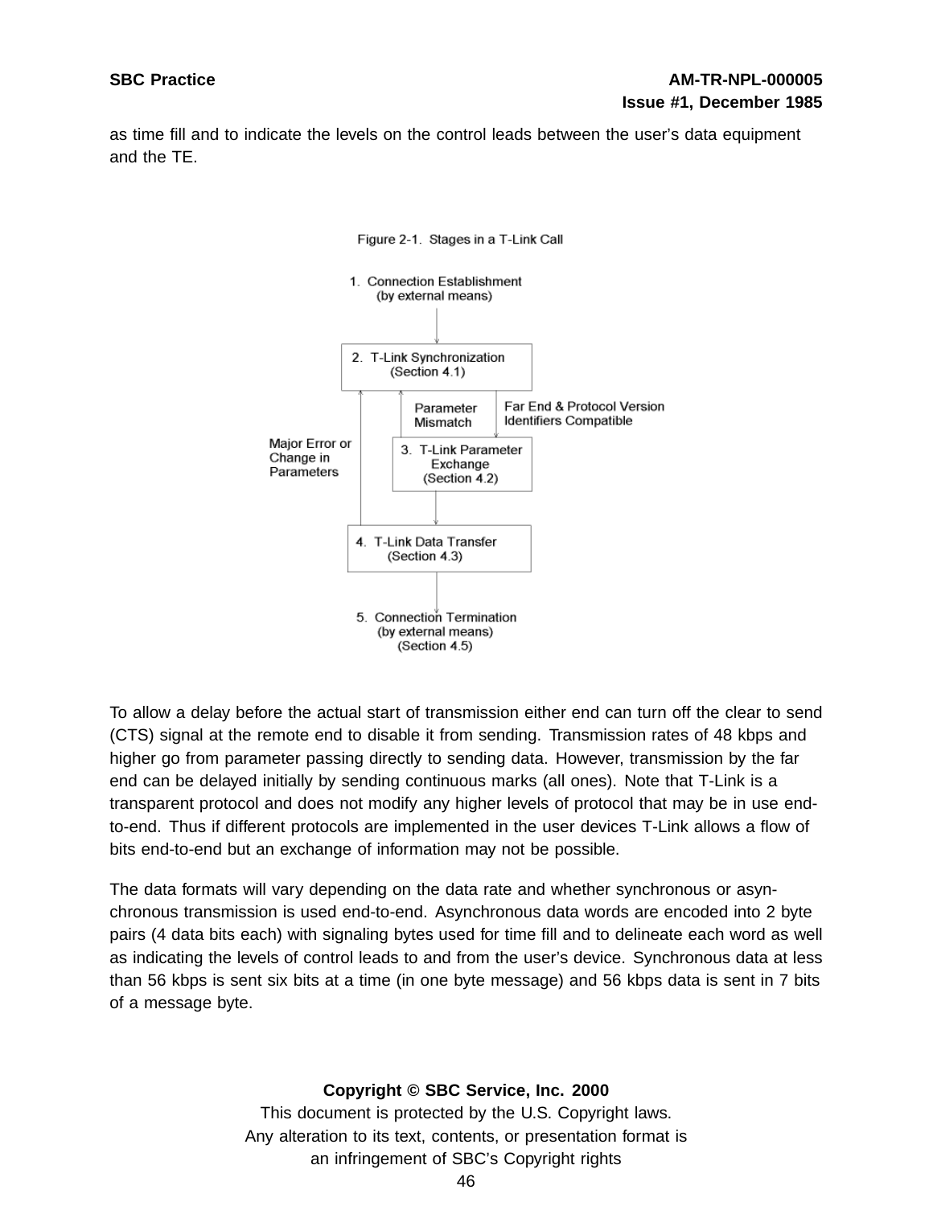as time fill and to indicate the levels on the control leads between the user's data equipment and the TE.

Figure 2-1. Stages in a T-Link Call

1. Connection Establishment (by external means)

2. T-Link Synchronization (Section 4.1)

3. T-Link Parameter Exchange (Section 4.2)

4. T-Link Data Transfer (Section 4.3)

5. Connection Termination (by external means) (Section 4.5)

Far End & Protocol Version Identifiers Compatible

Parameter Mismatch

Major Error or Change in Parameters

To allow a delay before the actual start of transmission either end can turn off the clear to send (CTS) signal at the remote end to disable it from sending. Transmission rates of 48 kbps and higher go from parameter passing directly to sending data. However, transmission by the far end can be delayed initially by sending continuous marks (all ones). Note that T-Link is a transparent protocol and does not modify any higher levels of protocol that may be in use end-to-end. Thus if different protocols are implemented in the user devices T-Link allows a flow of bits end-to-end but an exchange of information may not be possible.

The data formats will vary depending on the data rate and whether synchronous or asynchronous transmission is used end-to-end. Asynchronous data words are encoded into 2 byte pairs (4 data bits each) with signaling bytes used for time fill and to delineate each word as well as indicating the levels of control leads to and from the user's device. Synchronous data at less than 56 kbps is sent six bits at a time (in one byte message) and 56 kbps data is sent in 7 bits of a message byte.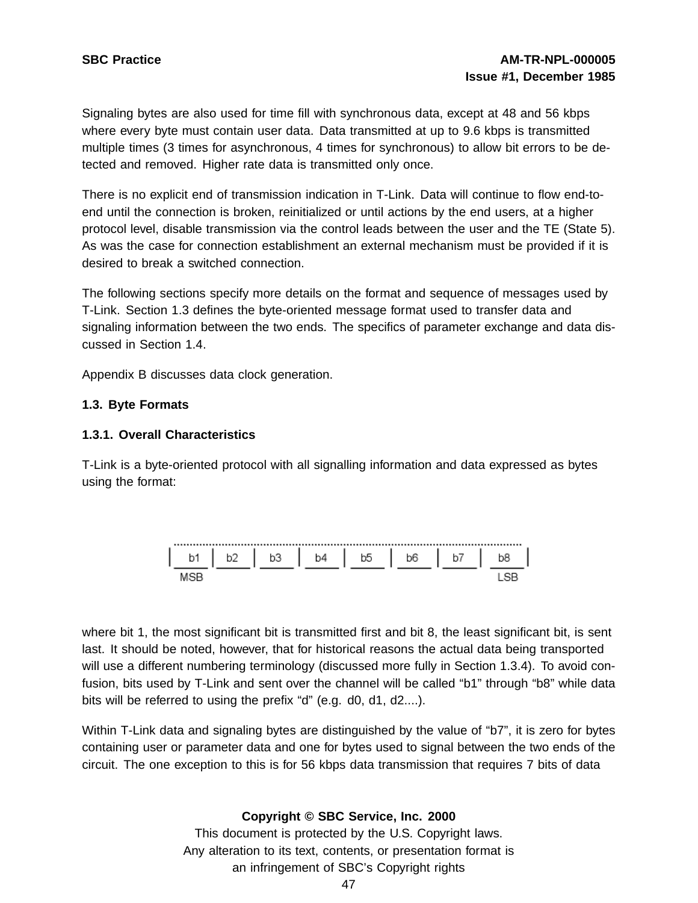Signaling bytes are also used for time fill with synchronous data, except at 48 and 56 kbps where every byte must contain user data. Data transmitted at up to 9.6 kbps is transmitted multiple times (3 times for asynchronous, 4 times for synchronous) to allow bit errors to be detected and removed. Higher rate data is transmitted only once.

There is no explicit end of transmission indication in T-Link. Data will continue to flow end-to-end until the connection is broken, reinitialized or until actions by the end users, at a higher protocol level, disable transmission via the control leads between the user and the TE (State 5). As was the case for connection establishment an external mechanism must be provided if it is desired to break a switched connection.

The following sections specify more details on the format and sequence of messages used by T-Link. Section 1.3 defines the byte-oriented message format used to transfer data and signaling information between the two ends. The specifics of parameter exchange and data discussed in Section 1.4.

Appendix B discusses data clock generation.

## 1.3. Byte Formats

### 1.3.1. Overall Characteristics

T-Link is a byte-oriented protocol with all signalling information and data expressed as bytes using the format:

| b1 | b2 | b3 | b4 | b5 | b6 | b7 | b8 |
|---|---|---|---|---|---|---|---|
| MSB | | | | | | | LSB |

where bit 1, the most significant bit is transmitted first and bit 8, the least significant bit, is sent last. It should be noted, however, that for historical reasons the actual data being transported will use a different numbering terminology (discussed more fully in Section 1.3.4). To avoid confusion, bits used by T-Link and sent over the channel will be called “b1” through “b8” while data bits will be referred to using the prefix “d” (e.g. d0, d1, d2....).

Within T-Link data and signaling bytes are distinguished by the value of “b7”, it is zero for bytes containing user or parameter data and one for bytes used to signal between the two ends of the circuit. The one exception to this is for 56 kbps data transmission that requires 7 bits of data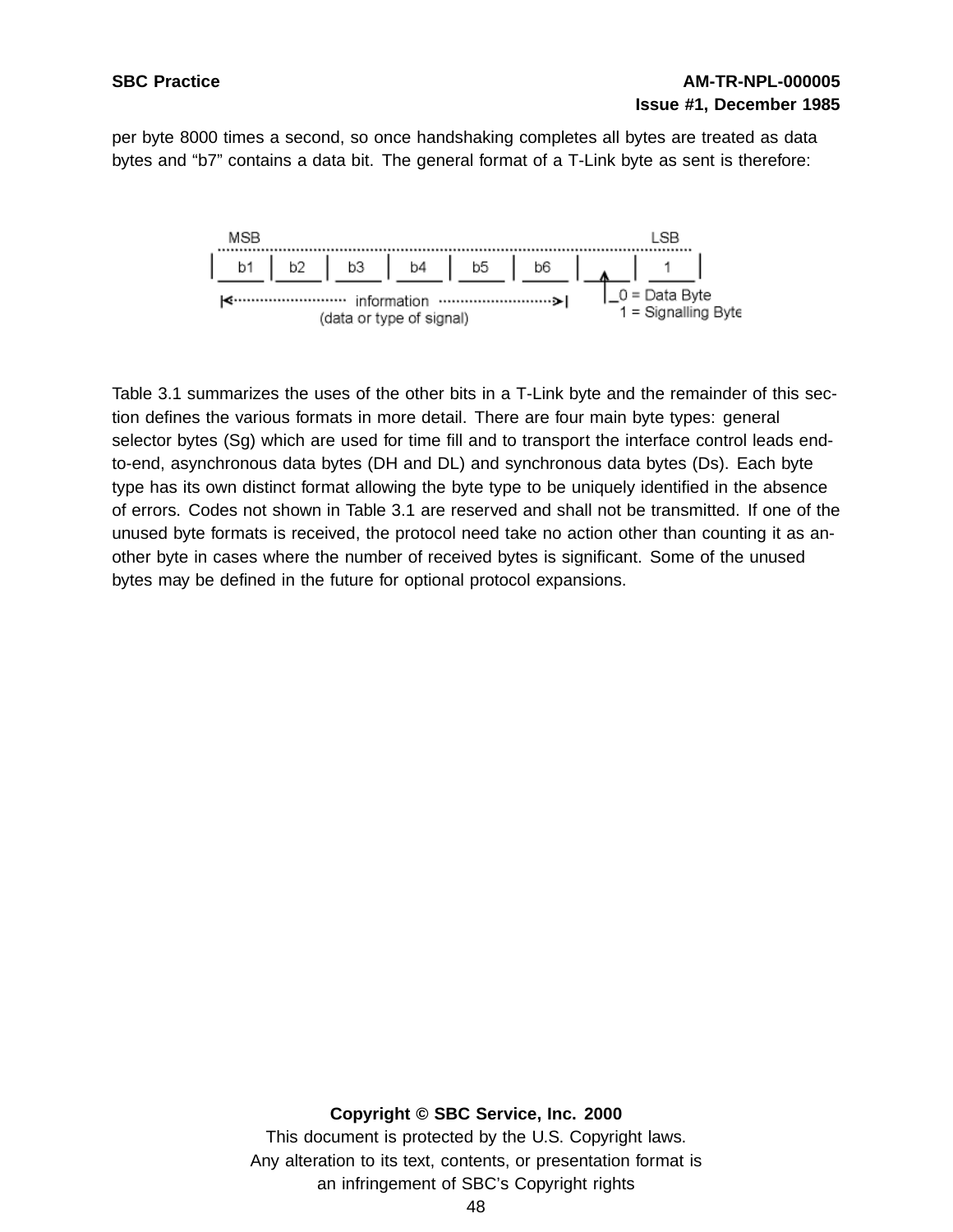per byte 8000 times a second, so once handshaking completes all bytes are treated as data bytes and “b7” contains a data bit. The general format of a T-Link byte as sent is therefore:

| MSB | | | | | | | LSB |
|---|---|---|---|---|---|---|---|
| b1 | b2 | b3 | b4 | b5 | b6 | | 1 |

|<------ information (data or type of signal) ------>|

0 = Data Byte
1 = Signalling Byte

Table 3.1 summarizes the uses of the other bits in a T-Link byte and the remainder of this section defines the various formats in more detail. There are four main byte types: general selector bytes (Sg) which are used for time fill and to transport the interface control leads end-to-end, asynchronous data bytes (DH and DL) and synchronous data bytes (Ds). Each byte type has its own distinct format allowing the byte type to be uniquely identified in the absence of errors. Codes not shown in Table 3.1 are reserved and shall not be transmitted. If one of the unused byte formats is received, the protocol need take no action other than counting it as another byte in cases where the number of received bytes is significant. Some of the unused bytes may be defined in the future for optional protocol expansions.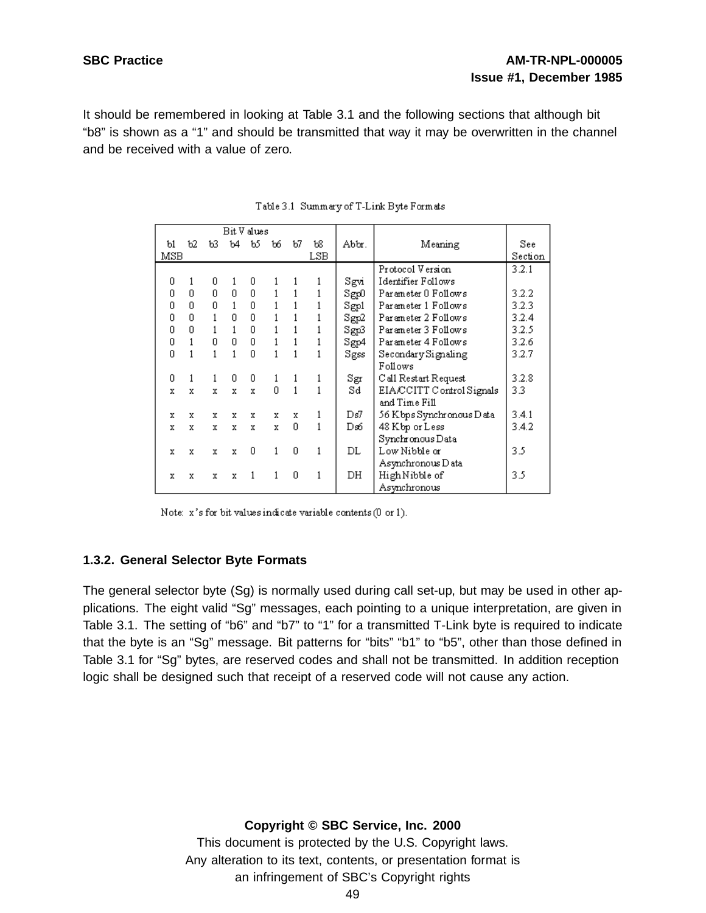It should be remembered in looking at Table 3.1 and the following sections that although bit “b8” is shown as a “1” and should be transmitted that way it may be overwritten in the channel and be received with a value of zero.

Table 3.1 Summary of T-Link Byte Formats

| Bit Values | | | | | | | | Abbr. | Meaning | See Section |
|---|---|---|---|---|---|---|---|---|---|---|
| b1 MSB | b2 | b3 | b4 | b5 | b6 | b7 | b8 LSB | | | |
| 0 | 1 | 0 | 1 | 0 | 1 | 1 | 1 | Sgvi | Protocol Version Identifier Follows | 3.2.1 |
| 0 | 0 | 0 | 0 | 0 | 1 | 1 | 1 | Sgp0 | Parameter 0 Follows | 3.2.2 |
| 0 | 0 | 0 | 1 | 0 | 1 | 1 | 1 | Sgp1 | Parameter 1 Follows | 3.2.3 |
| 0 | 0 | 1 | 0 | 0 | 1 | 1 | 1 | Sgp2 | Parameter 2 Follows | 3.2.4 |
| 0 | 0 | 1 | 1 | 0 | 1 | 1 | 1 | Sgp3 | Parameter 3 Follows | 3.2.5 |
| 0 | 1 | 0 | 0 | 0 | 1 | 1 | 1 | Sgp4 | Parameter 4 Follows | 3.2.6 |
| 0 | 1 | 1 | 1 | 0 | 1 | 1 | 1 | Sgss | Secondary Signaling Follows | 3.2.7 |
| 0 | 1 | 1 | 0 | 0 | 1 | 1 | 1 | Sgr | Call Restart Request | 3.2.8 |
| x | x | x | x | x | 0 | 1 | 1 | Sd | EIA/CCITT Control Signals and Time Fill | 3.3 |
| x | x | x | x | x | x | x | 1 | Ds7 | 56 Kbps Synchronous Data | 3.4.1 |
| x | x | x | x | x | x | 0 | 1 | Ds6 | 48 Kbp or Less Synchronous Data | 3.4.2 |
| x | x | x | x | 0 | 1 | 0 | 1 | DL | Low Nibble or Asynchronous Data | 3.5 |
| x | x | x | x | 1 | 1 | 0 | 1 | DH | High Nibble of Asynchronous | 3.5 |

Note: x’s for bit values indicate variable contents (0 or 1).

### 1.3.2. General Selector Byte Formats

The general selector byte (Sg) is normally used during call set-up, but may be used in other applications. The eight valid “Sg” messages, each pointing to a unique interpretation, are given in Table 3.1. The setting of “b6” and “b7” to “1” for a transmitted T-Link byte is required to indicate that the byte is an “Sg” message. Bit patterns for “bits” “b1” to “b5”, other than those defined in Table 3.1 for “Sg” bytes, are reserved codes and shall not be transmitted. In addition reception logic shall be designed such that receipt of a reserved code will not cause any action.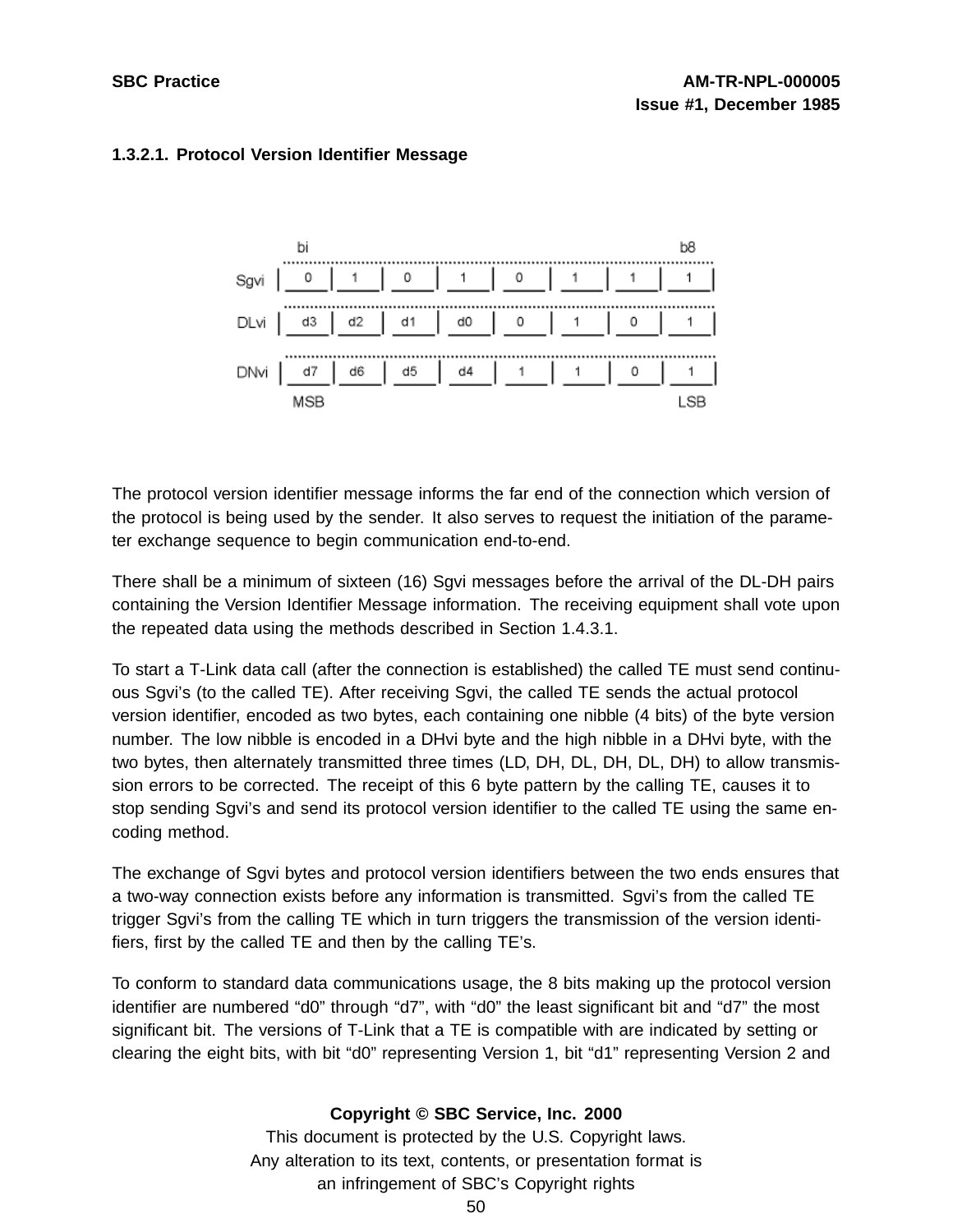### 1.3.2.1. Protocol Version Identifier Message

|  | bi |  |  |  |  |  |  | b8 |
|---|---|---|---|---|---|---|---|---|
| Sgvi | 0 | 1 | 0 | 1 | 0 | 1 | 1 | 1 |
| DLvi | d3 | d2 | d1 | d0 | 0 | 1 | 0 | 1 |
| DNvi | d7 | d6 | d5 | d4 | 1 | 1 | 0 | 1 |
|  | MSB |  |  |  |  |  |  | LSB |

The protocol version identifier message informs the far end of the connection which version of the protocol is being used by the sender. It also serves to request the initiation of the parameter exchange sequence to begin communication end-to-end.

There shall be a minimum of sixteen (16) Sgvi messages before the arrival of the DL-DH pairs containing the Version Identifier Message information. The receiving equipment shall vote upon the repeated data using the methods described in Section 1.4.3.1.

To start a T-Link data call (after the connection is established) the called TE must send continuous Sgvi's (to the called TE). After receiving Sgvi, the called TE sends the actual protocol version identifier, encoded as two bytes, each containing one nibble (4 bits) of the byte version number. The low nibble is encoded in a DHvi byte and the high nibble in a DHvi byte, with the two bytes, then alternately transmitted three times (LD, DH, DL, DH, DL, DH) to allow transmission errors to be corrected. The receipt of this 6 byte pattern by the calling TE, causes it to stop sending Sgvi's and send its protocol version identifier to the called TE using the same encoding method.

The exchange of Sgvi bytes and protocol version identifiers between the two ends ensures that a two-way connection exists before any information is transmitted. Sgvi's from the called TE trigger Sgvi's from the calling TE which in turn triggers the transmission of the version identifiers, first by the called TE and then by the calling TE's.

To conform to standard data communications usage, the 8 bits making up the protocol version identifier are numbered "d0" through "d7", with "d0" the least significant bit and "d7" the most significant bit. The versions of T-Link that a TE is compatible with are indicated by setting or clearing the eight bits, with bit "d0" representing Version 1, bit "d1" representing Version 2 and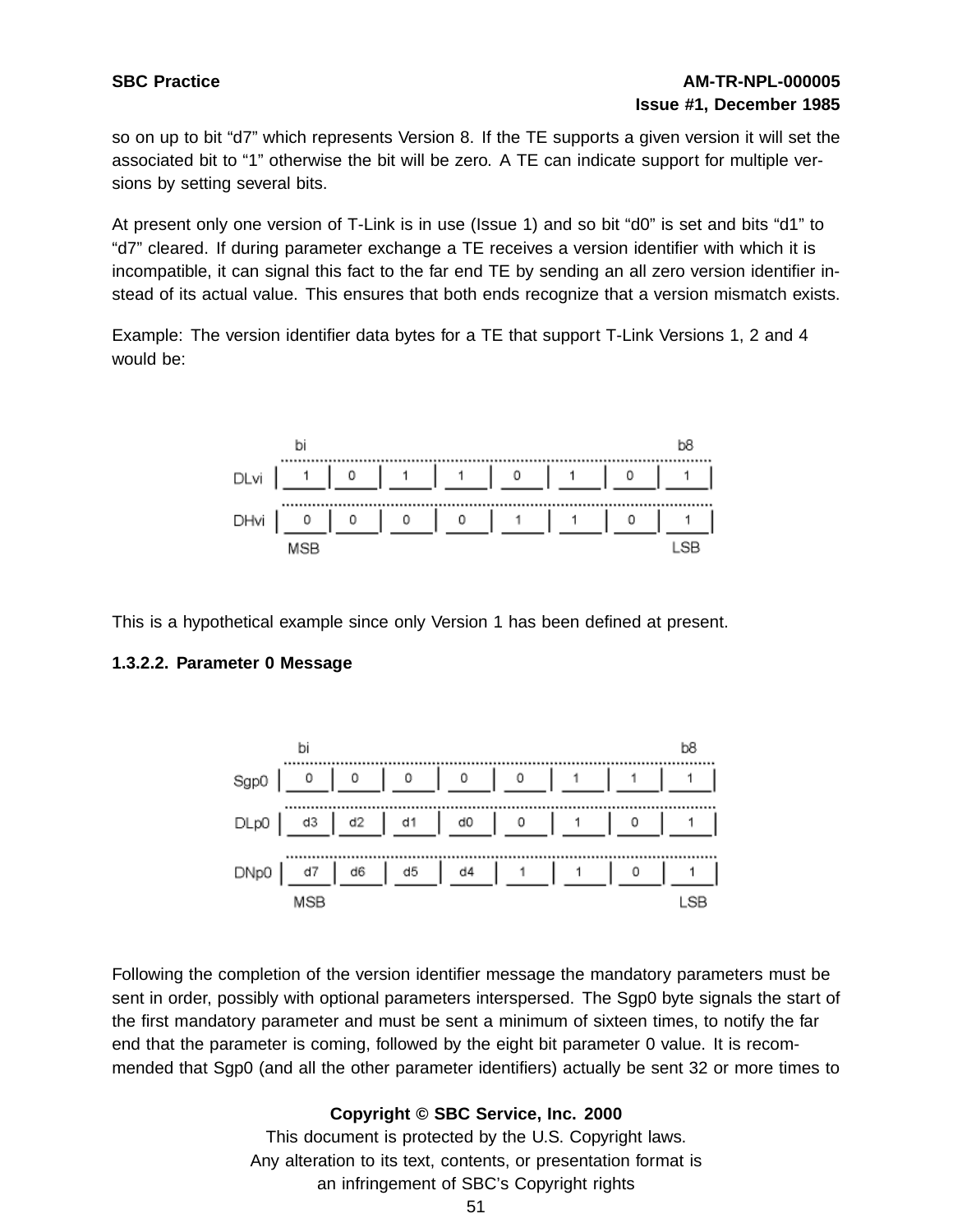so on up to bit “d7” which represents Version 8. If the TE supports a given version it will set the associated bit to “1” otherwise the bit will be zero. A TE can indicate support for multiple versions by setting several bits.

At present only one version of T-Link is in use (Issue 1) and so bit “d0” is set and bits “d1” to “d7” cleared. If during parameter exchange a TE receives a version identifier with which it is incompatible, it can signal this fact to the far end TE by sending an all zero version identifier instead of its actual value. This ensures that both ends recognize that a version mismatch exists.

Example: The version identifier data bytes for a TE that support T-Link Versions 1, 2 and 4 would be:

| | bi (MSB) | | | | | | | b8 (LSB) |
|---|---|---|---|---|---|---|---|---|
| DLvi | 1 | 0 | 1 | 1 | 0 | 1 | 0 | 1 |
| DHvi | 0 | 0 | 0 | 0 | 1 | 1 | 0 | 1 |

This is a hypothetical example since only Version 1 has been defined at present.

### 1.3.2.2. Parameter 0 Message

| | bi (MSB) | | | | | | | b8 (LSB) |
|---|---|---|---|---|---|---|---|---|
| Sgp0 | 0 | 0 | 0 | 0 | 0 | 1 | 1 | 1 |
| DLp0 | d3 | d2 | d1 | d0 | 0 | 1 | 0 | 1 |
| DNp0 | d7 | d6 | d5 | d4 | 1 | 1 | 0 | 1 |

Following the completion of the version identifier message the mandatory parameters must be sent in order, possibly with optional parameters interspersed. The Sgp0 byte signals the start of the first mandatory parameter and must be sent a minimum of sixteen times, to notify the far end that the parameter is coming, followed by the eight bit parameter 0 value. It is recommended that Sgp0 (and all the other parameter identifiers) actually be sent 32 or more times to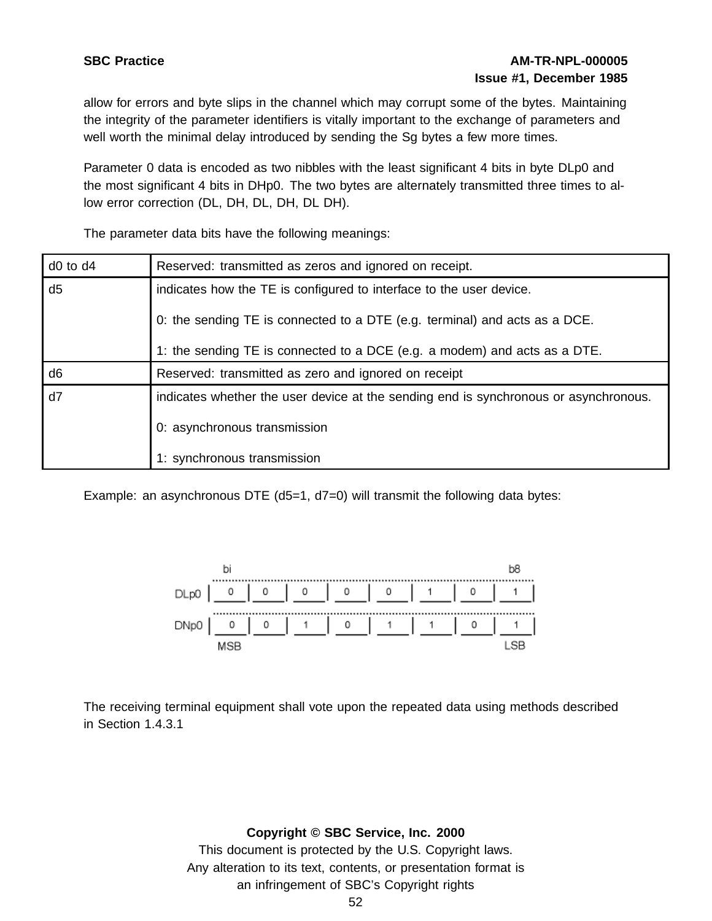allow for errors and byte slips in the channel which may corrupt some of the bytes. Maintaining the integrity of the parameter identifiers is vitally important to the exchange of parameters and well worth the minimal delay introduced by sending the Sg bytes a few more times.

Parameter 0 data is encoded as two nibbles with the least significant 4 bits in byte DLp0 and the most significant 4 bits in DHp0. The two bytes are alternately transmitted three times to allow error correction (DL, DH, DL, DH, DL DH).

The parameter data bits have the following meanings:

| | |
|---|---|
| d0 to d4 | Reserved: transmitted as zeros and ignored on receipt. |
| d5 | indicates how the TE is configured to interface to the user device.<br><br>0: the sending TE is connected to a DTE (e.g. terminal) and acts as a DCE.<br><br>1: the sending TE is connected to a DCE (e.g. a modem) and acts as a DTE. |
| d6 | Reserved: transmitted as zero and ignored on receipt |
| d7 | indicates whether the user device at the sending end is synchronous or asynchronous.<br><br>0: asynchronous transmission<br><br>1: synchronous transmission |

Example: an asynchronous DTE (d5=1, d7=0) will transmit the following data bytes:

| | bi | | | | | | | b8 |
|---|---|---|---|---|---|---|---|---|
| DLp0 | 0 | 0 | 0 | 0 | 0 | 1 | 0 | 1 |
| DNp0 | 0 | 0 | 1 | 0 | 1 | 1 | 0 | 1 |
| | MSB | | | | | | | LSB |

The receiving terminal equipment shall vote upon the repeated data using methods described in Section 1.4.3.1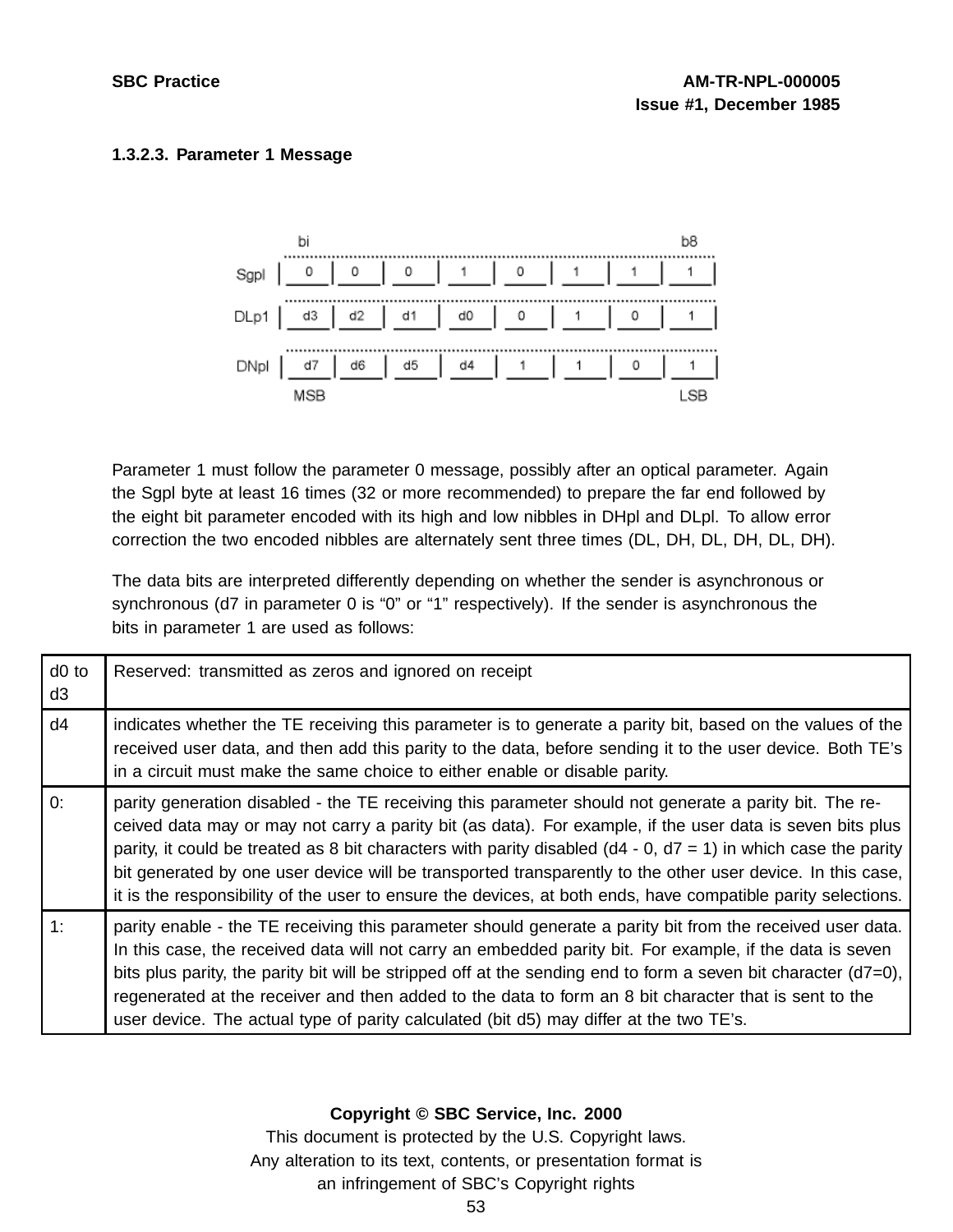### 1.3.2.3. Parameter 1 Message

| | bi | | | | | | | b8 |
|---|---|---|---|---|---|---|---|---|
| Sgpl | 0 | 0 | 0 | 1 | 0 | 1 | 1 | 1 |
| DLp1 | d3 | d2 | d1 | d0 | 0 | 1 | 0 | 1 |
| DNpl | d7 | d6 | d5 | d4 | 1 | 1 | 0 | 1 |
| | MSB | | | | | | | LSB |

Parameter 1 must follow the parameter 0 message, possibly after an optical parameter. Again the Sgpl byte at least 16 times (32 or more recommended) to prepare the far end followed by the eight bit parameter encoded with its high and low nibbles in DHpl and DLpl. To allow error correction the two encoded nibbles are alternately sent three times (DL, DH, DL, DH, DL, DH).

The data bits are interpreted differently depending on whether the sender is asynchronous or synchronous (d7 in parameter 0 is "0" or "1" respectively). If the sender is asynchronous the bits in parameter 1 are used as follows:

| | |
|---|---|
| d0 to d3 | Reserved: transmitted as zeros and ignored on receipt |
| d4 | indicates whether the TE receiving this parameter is to generate a parity bit, based on the values of the received user data, and then add this parity to the data, before sending it to the user device. Both TE's in a circuit must make the same choice to either enable or disable parity. |
| 0: | parity generation disabled - the TE receiving this parameter should not generate a parity bit. The received data may or may not carry a parity bit (as data). For example, if the user data is seven bits plus parity, it could be treated as 8 bit characters with parity disabled (d4 - 0, d7 = 1) in which case the parity bit generated by one user device will be transported transparently to the other user device. In this case, it is the responsibility of the user to ensure the devices, at both ends, have compatible parity selections. |
| 1: | parity enable - the TE receiving this parameter should generate a parity bit from the received user data. In this case, the received data will not carry an embedded parity bit. For example, if the data is seven bits plus parity, the parity bit will be stripped off at the sending end to form a seven bit character (d7=0), regenerated at the receiver and then added to the data to form an 8 bit character that is sent to the user device. The actual type of parity calculated (bit d5) may differ at the two TE's. |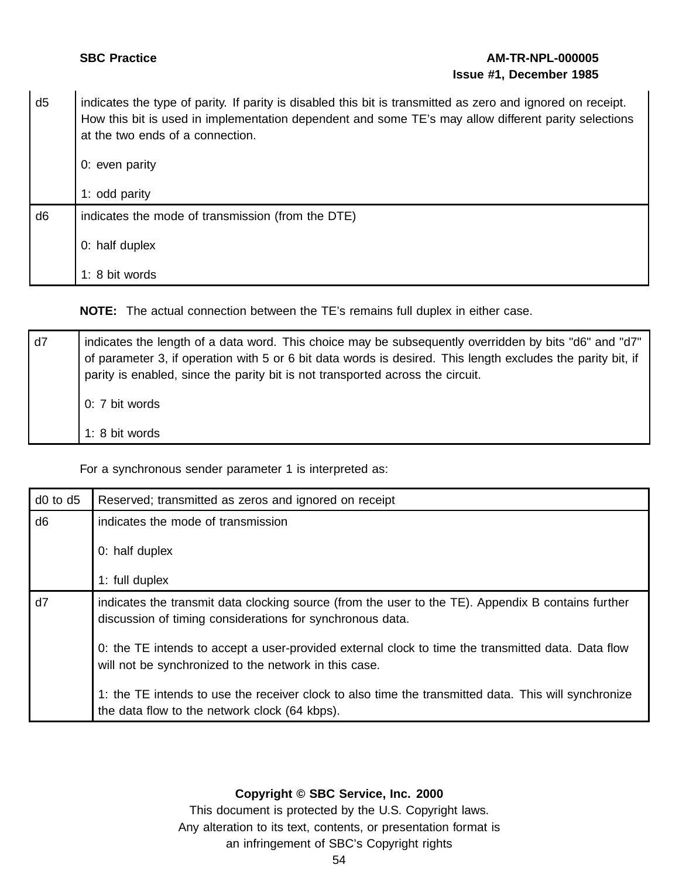| | |
|---|---|
| d5 | indicates the type of parity. If parity is disabled this bit is transmitted as zero and ignored on receipt. How this bit is used in implementation dependent and some TE's may allow different parity selections at the two ends of a connection.<br><br>0: even parity<br><br>1: odd parity |
| d6 | indicates the mode of transmission (from the DTE)<br><br>0: half duplex<br><br>1: 8 bit words |

**NOTE:** The actual connection between the TE's remains full duplex in either case.

| | |
|---|---|
| d7 | indicates the length of a data word. This choice may be subsequently overridden by bits "d6" and "d7" of parameter 3, if operation with 5 or 6 bit data words is desired. This length excludes the parity bit, if parity is enabled, since the parity bit is not transported across the circuit.<br><br>0: 7 bit words<br><br>1: 8 bit words |

For a synchronous sender parameter 1 is interpreted as:

| | |
|---|---|
| d0 to d5 | Reserved; transmitted as zeros and ignored on receipt |
| d6 | indicates the mode of transmission<br><br>0: half duplex<br><br>1: full duplex |
| d7 | indicates the transmit data clocking source (from the user to the TE). Appendix B contains further discussion of timing considerations for synchronous data.<br><br>0: the TE intends to accept a user-provided external clock to time the transmitted data. Data flow will not be synchronized to the network in this case.<br><br>1: the TE intends to use the receiver clock to also time the transmitted data. This will synchronize the data flow to the network clock (64 kbps). |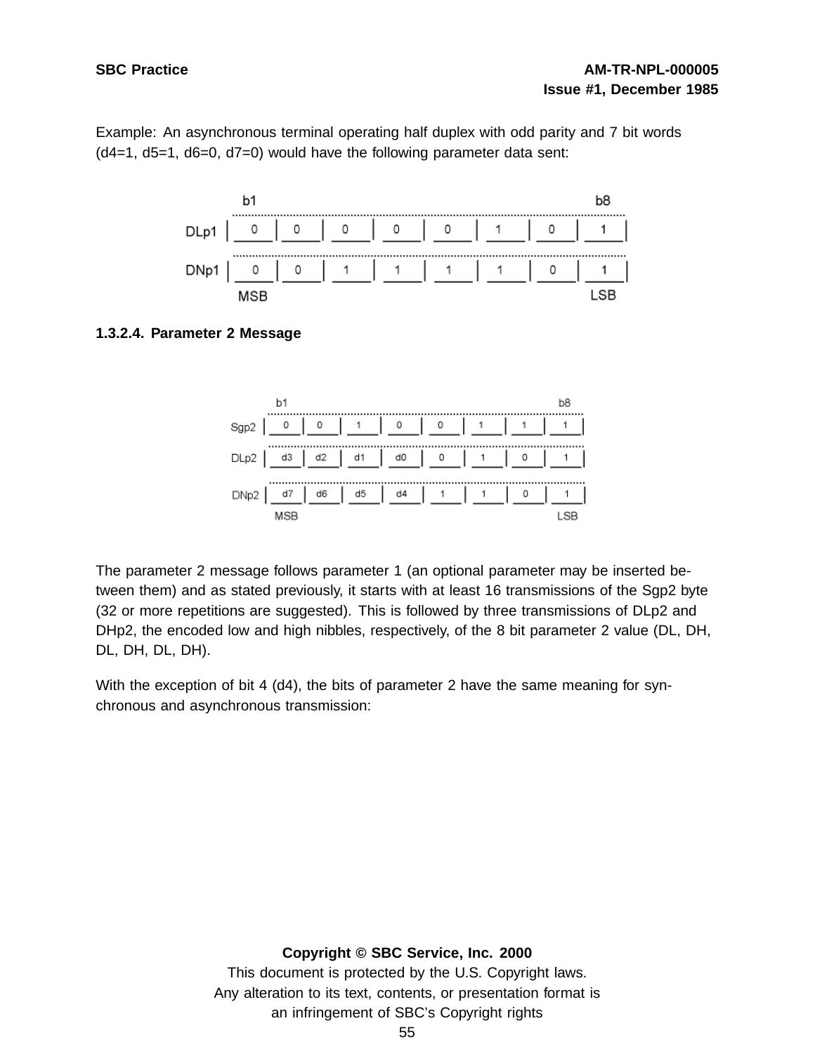Example: An asynchronous terminal operating half duplex with odd parity and 7 bit words (d4=1, d5=1, d6=0, d7=0) would have the following parameter data sent:

|  | b1 |  |  |  |  |  |  | b8 |
|---|---|---|---|---|---|---|---|---|
| DLp1 | 0 | 0 | 0 | 0 | 0 | 1 | 0 | 1 |
| DNp1 | 0 | 0 | 1 | 1 | 1 | 1 | 0 | 1 |
|  | MSB |  |  |  |  |  |  | LSB |

### 1.3.2.4. Parameter 2 Message

|  | b1 |  |  |  |  |  |  | b8 |
|---|---|---|---|---|---|---|---|---|
| Sgp2 | 0 | 0 | 1 | 0 | 0 | 1 | 1 | 1 |
| DLp2 | d3 | d2 | d1 | d0 | 0 | 1 | 0 | 1 |
| DNp2 | d7 | d6 | d5 | d4 | 1 | 1 | 0 | 1 |
|  | MSB |  |  |  |  |  |  | LSB |

The parameter 2 message follows parameter 1 (an optional parameter may be inserted between them) and as stated previously, it starts with at least 16 transmissions of the Sgp2 byte (32 or more repetitions are suggested). This is followed by three transmissions of DLp2 and DHp2, the encoded low and high nibbles, respectively, of the 8 bit parameter 2 value (DL, DH, DL, DH, DL, DH).

With the exception of bit 4 (d4), the bits of parameter 2 have the same meaning for synchronous and asynchronous transmission: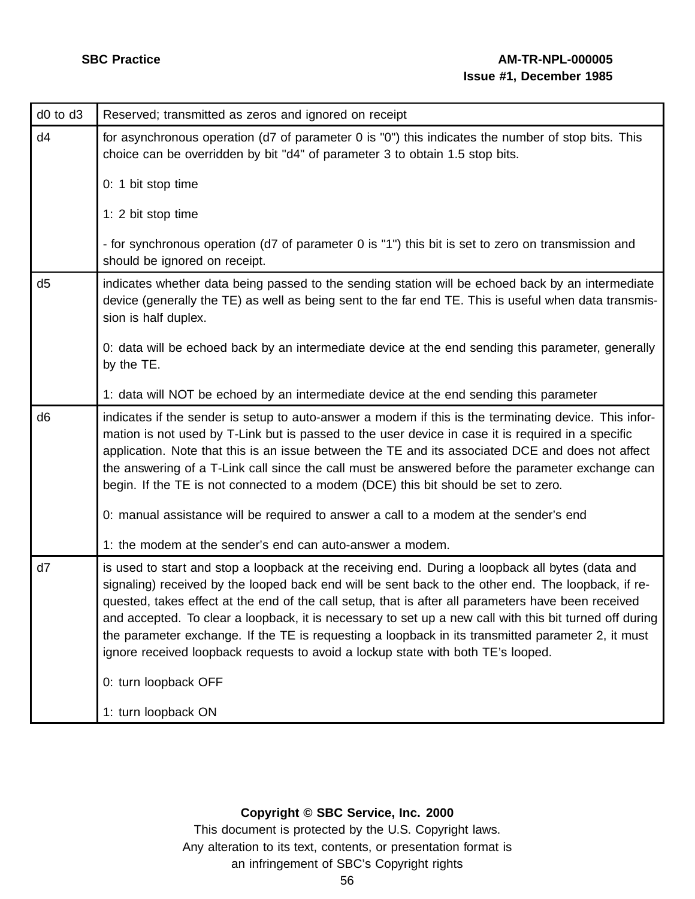| | |
|---|---|
| d0 to d3 | Reserved; transmitted as zeros and ignored on receipt |
| d4 | for asynchronous operation (d7 of parameter 0 is "0") this indicates the number of stop bits. This choice can be overridden by bit "d4" of parameter 3 to obtain 1.5 stop bits.<br><br>0: 1 bit stop time<br><br>1: 2 bit stop time<br><br>- for synchronous operation (d7 of parameter 0 is "1") this bit is set to zero on transmission and should be ignored on receipt. |
| d5 | indicates whether data being passed to the sending station will be echoed back by an intermediate device (generally the TE) as well as being sent to the far end TE. This is useful when data transmission is half duplex.<br><br>0: data will be echoed back by an intermediate device at the end sending this parameter, generally by the TE.<br><br>1: data will NOT be echoed by an intermediate device at the end sending this parameter |
| d6 | indicates if the sender is setup to auto-answer a modem if this is the terminating device. This information is not used by T-Link but is passed to the user device in case it is required in a specific application. Note that this is an issue between the TE and its associated DCE and does not affect the answering of a T-Link call since the call must be answered before the parameter exchange can begin. If the TE is not connected to a modem (DCE) this bit should be set to zero.<br><br>0: manual assistance will be required to answer a call to a modem at the sender's end<br><br>1: the modem at the sender's end can auto-answer a modem. |
| d7 | is used to start and stop a loopback at the receiving end. During a loopback all bytes (data and signaling) received by the looped back end will be sent back to the other end. The loopback, if requested, takes effect at the end of the call setup, that is after all parameters have been received and accepted. To clear a loopback, it is necessary to set up a new call with this bit turned off during the parameter exchange. If the TE is requesting a loopback in its transmitted parameter 2, it must ignore received loopback requests to avoid a lockup state with both TE's looped.<br><br>0: turn loopback OFF<br><br>1: turn loopback ON |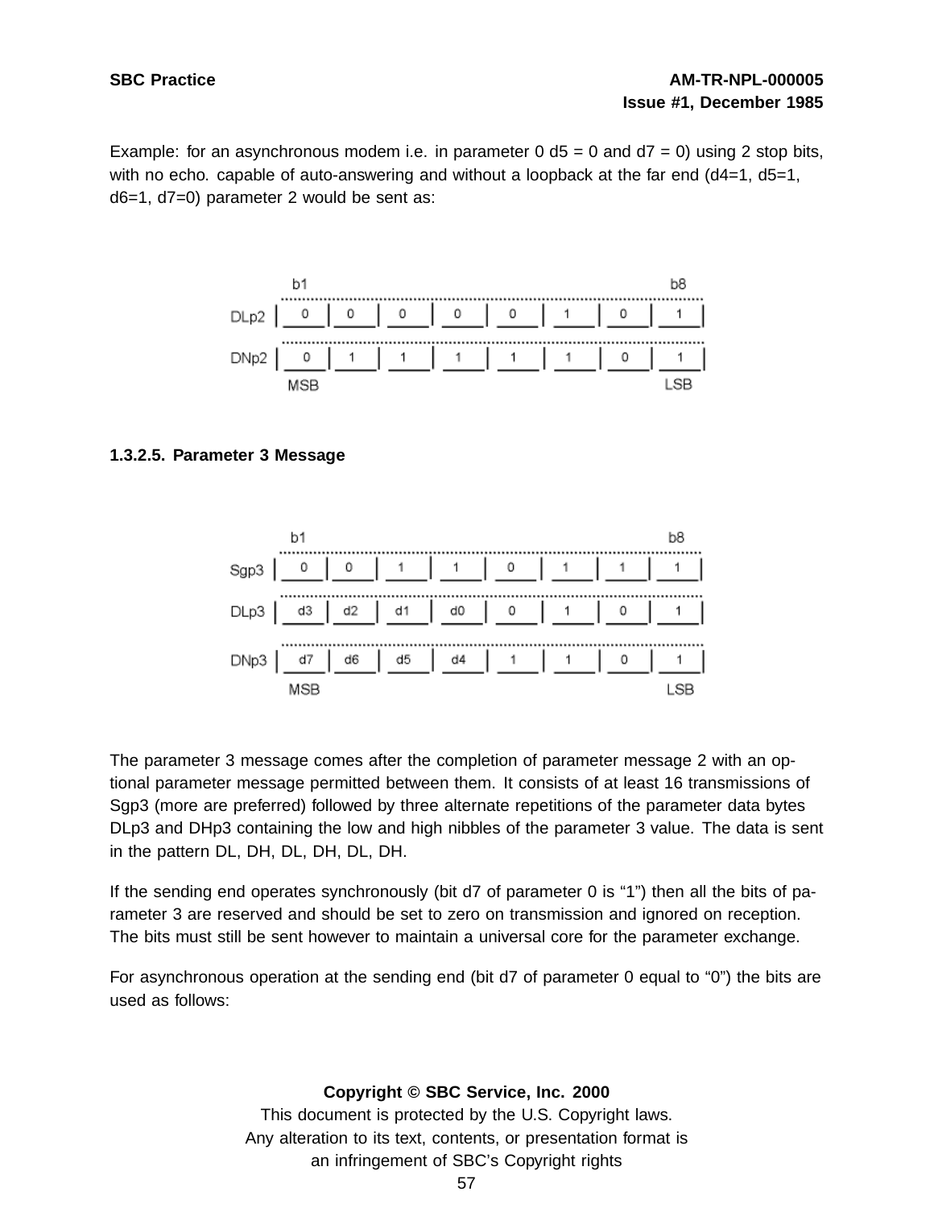Example: for an asynchronous modem i.e. in parameter 0 d5 = 0 and d7 = 0) using 2 stop bits, with no echo. capable of auto-answering and without a loopback at the far end (d4=1, d5=1, d6=1, d7=0) parameter 2 would be sent as:

| | b1 | | | | | | | b8 |
|---|---|---|---|---|---|---|---|---|
| DLp2 | 0 | 0 | 0 | 0 | 0 | 1 | 0 | 1 |
| DNp2 | 0 | 1 | 1 | 1 | 1 | 1 | 0 | 1 |
| | MSB | | | | | | | LSB |

### 1.3.2.5. Parameter 3 Message

| | b1 | | | | | | | b8 |
|---|---|---|---|---|---|---|---|---|
| Sgp3 | 0 | 0 | 1 | 1 | 0 | 1 | 1 | 1 |
| DLp3 | d3 | d2 | d1 | d0 | 0 | 1 | 0 | 1 |
| DNp3 | d7 | d6 | d5 | d4 | 1 | 1 | 0 | 1 |
| | MSB | | | | | | | LSB |

The parameter 3 message comes after the completion of parameter message 2 with an optional parameter message permitted between them. It consists of at least 16 transmissions of Sgp3 (more are preferred) followed by three alternate repetitions of the parameter data bytes DLp3 and DHp3 containing the low and high nibbles of the parameter 3 value. The data is sent in the pattern DL, DH, DL, DH, DL, DH.

If the sending end operates synchronously (bit d7 of parameter 0 is "1") then all the bits of parameter 3 are reserved and should be set to zero on transmission and ignored on reception. The bits must still be sent however to maintain a universal core for the parameter exchange.

For asynchronous operation at the sending end (bit d7 of parameter 0 equal to "0") the bits are used as follows: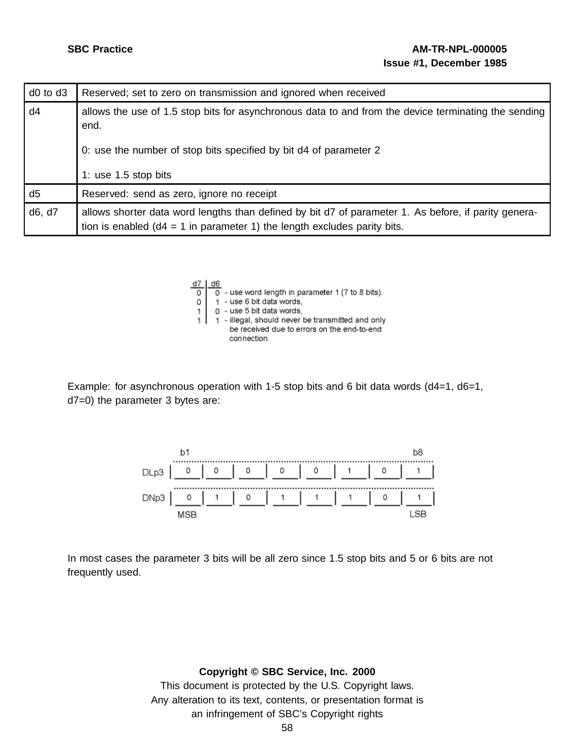| d0 to d3 | Reserved; set to zero on transmission and ignored when received |
|---|---|
| d4 | allows the use of 1.5 stop bits for asynchronous data to and from the device terminating the sending end.<br><br>0: use the number of stop bits specified by bit d4 of parameter 2<br><br>1: use 1.5 stop bits |
| d5 | Reserved: send as zero, ignore no receipt |
| d6, d7 | allows shorter data word lengths than defined by bit d7 of parameter 1. As before, if parity generation is enabled (d4 = 1 in parameter 1) the length excludes parity bits. |

| d7 | d6 | |
|---|---|---|
| 0 | 0 | - use word length in parameter 1 (7 to 8 bits). |
| 0 | 1 | - use 6 bit data words, |
| 1 | 0 | - use 5 bit data words, |
| 1 | 1 | - illegal, should never be transmitted and only be received due to errors on the end-to-end connection. |

Example: for asynchronous operation with 1-5 stop bits and 6 bit data words (d4=1, d6=1, d7=0) the parameter 3 bytes are:

| | b1 | | | | | | | b8 |
|---|---|---|---|---|---|---|---|---|
| DLp3 | 0 | 0 | 0 | 0 | 0 | 1 | 0 | 1 |
| DNp3 | 0 | 1 | 0 | 1 | 1 | 1 | 0 | 1 |
| | MSB | | | | | | | LSB |

In most cases the parameter 3 bits will be all zero since 1.5 stop bits and 5 or 6 bits are not frequently used.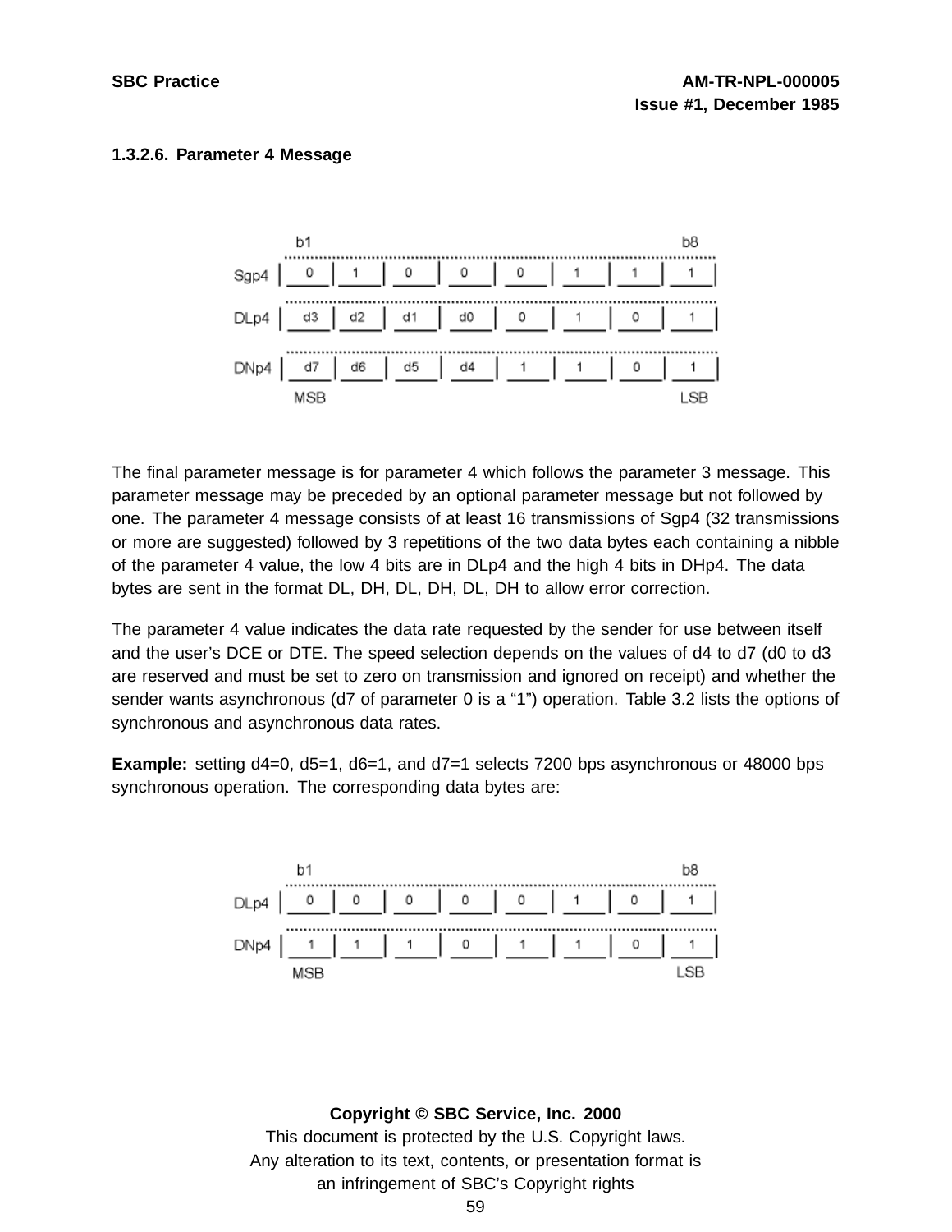### 1.3.2.6. Parameter 4 Message

| | b1 | | | | | | | b8 |
|---|---|---|---|---|---|---|---|---|
| Sgp4 | 0 | 1 | 0 | 0 | 0 | 1 | 1 | 1 |
| DLp4 | d3 | d2 | d1 | d0 | 0 | 1 | 0 | 1 |
| DNp4 | d7 | d6 | d5 | d4 | 1 | 1 | 0 | 1 |
| | MSB | | | | | | | LSB |

The final parameter message is for parameter 4 which follows the parameter 3 message. This parameter message may be preceded by an optional parameter message but not followed by one. The parameter 4 message consists of at least 16 transmissions of Sgp4 (32 transmissions or more are suggested) followed by 3 repetitions of the two data bytes each containing a nibble of the parameter 4 value, the low 4 bits are in DLp4 and the high 4 bits in DHp4. The data bytes are sent in the format DL, DH, DL, DH, DL, DH to allow error correction.

The parameter 4 value indicates the data rate requested by the sender for use between itself and the user's DCE or DTE. The speed selection depends on the values of d4 to d7 (d0 to d3 are reserved and must be set to zero on transmission and ignored on receipt) and whether the sender wants asynchronous (d7 of parameter 0 is a "1") operation. Table 3.2 lists the options of synchronous and asynchronous data rates.

**Example:** setting d4=0, d5=1, d6=1, and d7=1 selects 7200 bps asynchronous or 48000 bps synchronous operation. The corresponding data bytes are:

| | b1 | | | | | | | b8 |
|---|---|---|---|---|---|---|---|---|
| DLp4 | 0 | 0 | 0 | 0 | 0 | 1 | 0 | 1 |
| DNp4 | 1 | 1 | 1 | 0 | 1 | 1 | 0 | 1 |
| | MSB | | | | | | | LSB |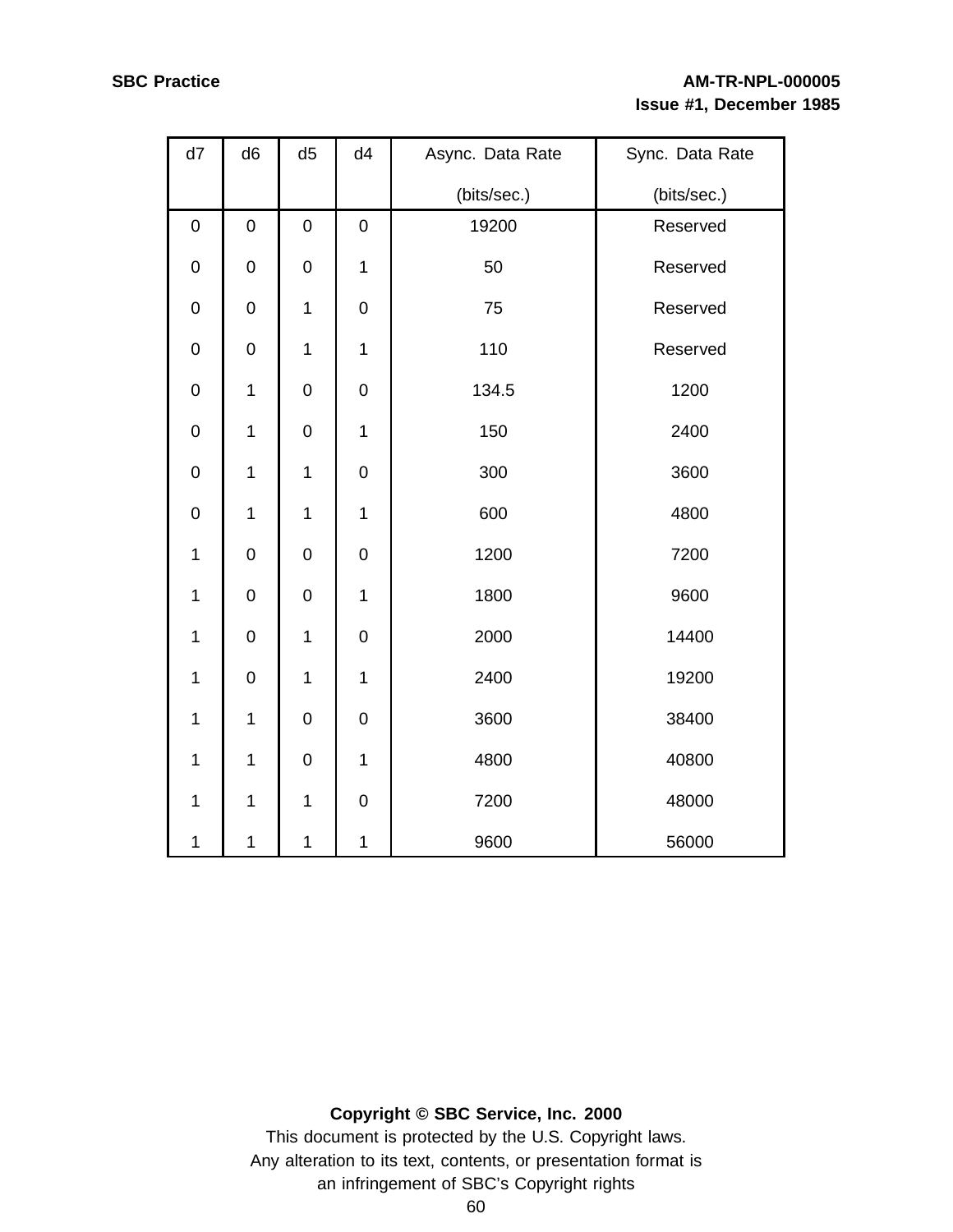| d7 | d6 | d5 | d4 | Async. Data Rate (bits/sec.) | Sync. Data Rate (bits/sec.) |
|---|---|---|---|---|---|
| 0 | 0 | 0 | 0 | 19200 | Reserved |
| 0 | 0 | 0 | 1 | 50 | Reserved |
| 0 | 0 | 1 | 0 | 75 | Reserved |
| 0 | 0 | 1 | 1 | 110 | Reserved |
| 0 | 1 | 0 | 0 | 134.5 | 1200 |
| 0 | 1 | 0 | 1 | 150 | 2400 |
| 0 | 1 | 1 | 0 | 300 | 3600 |
| 0 | 1 | 1 | 1 | 600 | 4800 |
| 1 | 0 | 0 | 0 | 1200 | 7200 |
| 1 | 0 | 0 | 1 | 1800 | 9600 |
| 1 | 0 | 1 | 0 | 2000 | 14400 |
| 1 | 0 | 1 | 1 | 2400 | 19200 |
| 1 | 1 | 0 | 0 | 3600 | 38400 |
| 1 | 1 | 0 | 1 | 4800 | 40800 |
| 1 | 1 | 1 | 0 | 7200 | 48000 |
| 1 | 1 | 1 | 1 | 9600 | 56000 |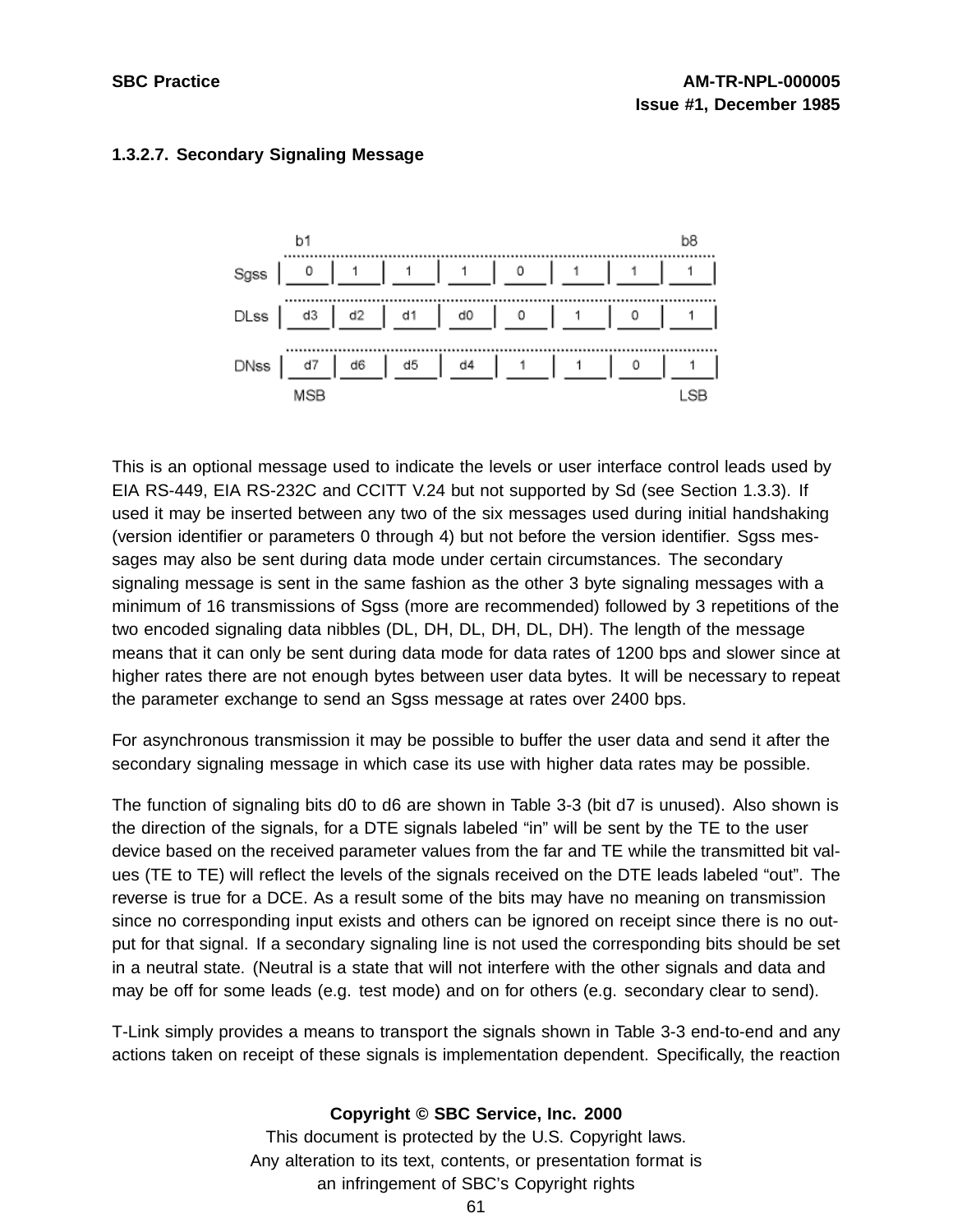### 1.3.2.7. Secondary Signaling Message

|  | b1 |  |  |  |  |  |  | b8 |
|---|---|---|---|---|---|---|---|---|
| Sgss | 0 | 1 | 1 | 1 | 0 | 1 | 1 | 1 |
| DLss | d3 | d2 | d1 | d0 | 0 | 1 | 0 | 1 |
| DNss | d7 | d6 | d5 | d4 | 1 | 1 | 0 | 1 |
|  | MSB |  |  |  |  |  |  | LSB |

This is an optional message used to indicate the levels or user interface control leads used by EIA RS-449, EIA RS-232C and CCITT V.24 but not supported by Sd (see Section 1.3.3). If used it may be inserted between any two of the six messages used during initial handshaking (version identifier or parameters 0 through 4) but not before the version identifier. Sgss messages may also be sent during data mode under certain circumstances. The secondary signaling message is sent in the same fashion as the other 3 byte signaling messages with a minimum of 16 transmissions of Sgss (more are recommended) followed by 3 repetitions of the two encoded signaling data nibbles (DL, DH, DL, DH, DL, DH). The length of the message means that it can only be sent during data mode for data rates of 1200 bps and slower since at higher rates there are not enough bytes between user data bytes. It will be necessary to repeat the parameter exchange to send an Sgss message at rates over 2400 bps.

For asynchronous transmission it may be possible to buffer the user data and send it after the secondary signaling message in which case its use with higher data rates may be possible.

The function of signaling bits d0 to d6 are shown in Table 3-3 (bit d7 is unused). Also shown is the direction of the signals, for a DTE signals labeled "in" will be sent by the TE to the user device based on the received parameter values from the far and TE while the transmitted bit values (TE to TE) will reflect the levels of the signals received on the DTE leads labeled "out". The reverse is true for a DCE. As a result some of the bits may have no meaning on transmission since no corresponding input exists and others can be ignored on receipt since there is no output for that signal. If a secondary signaling line is not used the corresponding bits should be set in a neutral state. (Neutral is a state that will not interfere with the other signals and data and may be off for some leads (e.g. test mode) and on for others (e.g. secondary clear to send).

T-Link simply provides a means to transport the signals shown in Table 3-3 end-to-end and any actions taken on receipt of these signals is implementation dependent. Specifically, the reaction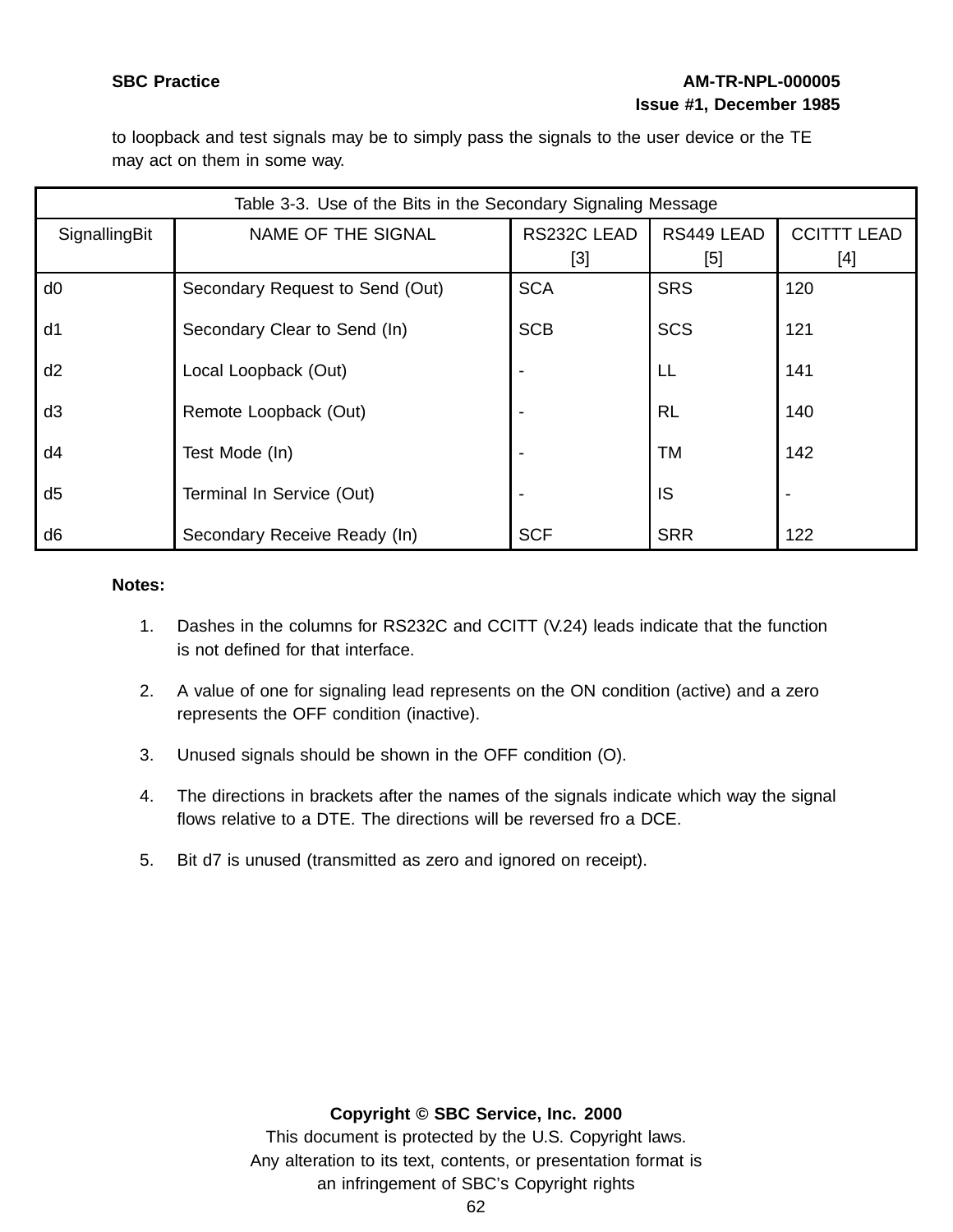to loopback and test signals may be to simply pass the signals to the user device or the TE may act on them in some way.

| Table 3-3. Use of the Bits in the Secondary Signaling Message | | | | |
|---|---|---|---|---|
| SignallingBit | NAME OF THE SIGNAL | RS232C LEAD [3] | RS449 LEAD [5] | CCITTT LEAD [4] |
| d0 | Secondary Request to Send (Out) | SCA | SRS | 120 |
| d1 | Secondary Clear to Send (In) | SCB | SCS | 121 |
| d2 | Local Loopback (Out) | - | LL | 141 |
| d3 | Remote Loopback (Out) | - | RL | 140 |
| d4 | Test Mode (In) | - | TM | 142 |
| d5 | Terminal In Service (Out) | - | IS | - |
| d6 | Secondary Receive Ready (In) | SCF | SRR | 122 |

**Notes:**

1. Dashes in the columns for RS232C and CCITT (V.24) leads indicate that the function is not defined for that interface.

2. A value of one for signaling lead represents on the ON condition (active) and a zero represents the OFF condition (inactive).

3. Unused signals should be shown in the OFF condition (O).

4. The directions in brackets after the names of the signals indicate which way the signal flows relative to a DTE. The directions will be reversed fro a DCE.

5. Bit d7 is unused (transmitted as zero and ignored on receipt).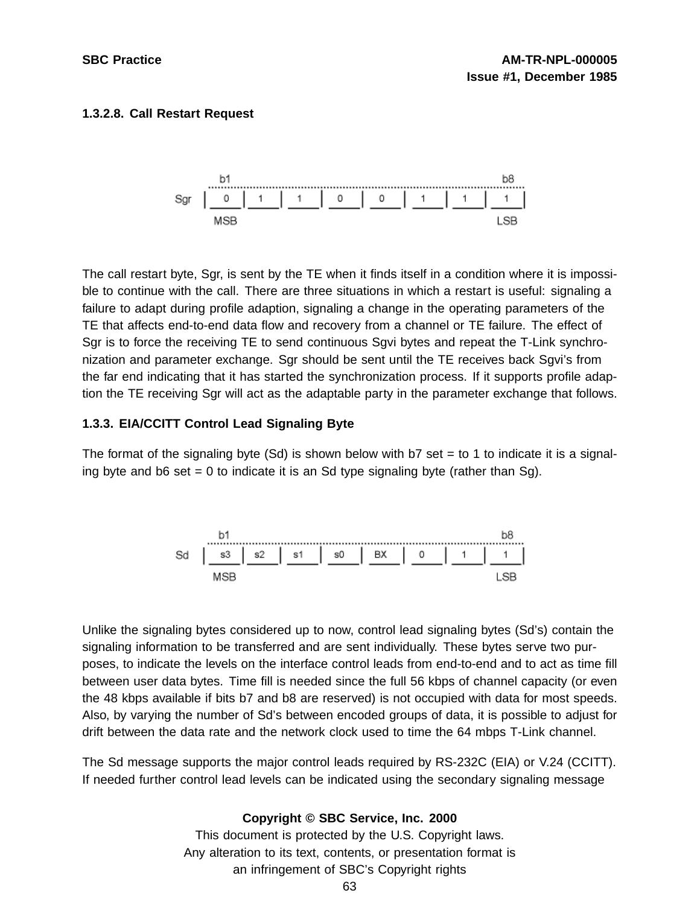### 1.3.2.8. Call Restart Request

| | b1 | | | | | | | b8 |
|---|---|---|---|---|---|---|---|---|
| Sgr | 0 | 1 | 1 | 0 | 0 | 1 | 1 | 1 |
| | MSB | | | | | | | LSB |

The call restart byte, Sgr, is sent by the TE when it finds itself in a condition where it is impossible to continue with the call. There are three situations in which a restart is useful: signaling a failure to adapt during profile adaption, signaling a change in the operating parameters of the TE that affects end-to-end data flow and recovery from a channel or TE failure. The effect of Sgr is to force the receiving TE to send continuous Sgvi bytes and repeat the T-Link synchronization and parameter exchange. Sgr should be sent until the TE receives back Sgvi's from the far end indicating that it has started the synchronization process. If it supports profile adaption the TE receiving Sgr will act as the adaptable party in the parameter exchange that follows.

### 1.3.3. EIA/CCITT Control Lead Signaling Byte

The format of the signaling byte (Sd) is shown below with b7 set = to 1 to indicate it is a signaling byte and b6 set = 0 to indicate it is an Sd type signaling byte (rather than Sg).

| | b1 | | | | | | | b8 |
|---|---|---|---|---|---|---|---|---|
| Sd | s3 | s2 | s1 | s0 | BX | 0 | 1 | 1 |
| | MSB | | | | | | | LSB |

Unlike the signaling bytes considered up to now, control lead signaling bytes (Sd's) contain the signaling information to be transferred and are sent individually. These bytes serve two purposes, to indicate the levels on the interface control leads from end-to-end and to act as time fill between user data bytes. Time fill is needed since the full 56 kbps of channel capacity (or even the 48 kbps available if bits b7 and b8 are reserved) is not occupied with data for most speeds. Also, by varying the number of Sd's between encoded groups of data, it is possible to adjust for drift between the data rate and the network clock used to time the 64 mbps T-Link channel.

The Sd message supports the major control leads required by RS-232C (EIA) or V.24 (CCITT). If needed further control lead levels can be indicated using the secondary signaling message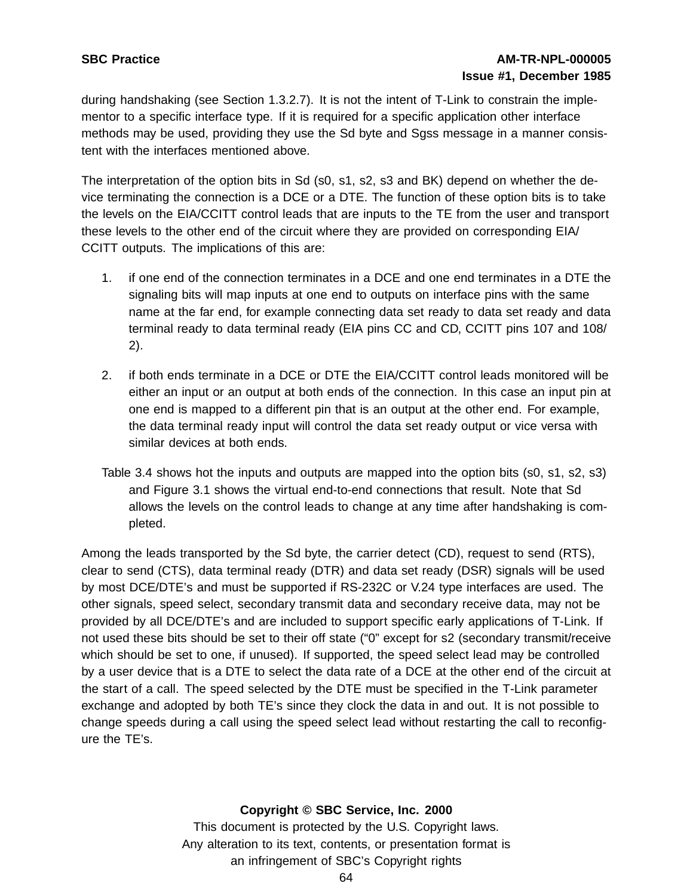during handshaking (see Section 1.3.2.7). It is not the intent of T-Link to constrain the implementor to a specific interface type. If it is required for a specific application other interface methods may be used, providing they use the Sd byte and Sgss message in a manner consistent with the interfaces mentioned above.

The interpretation of the option bits in Sd (s0, s1, s2, s3 and BK) depend on whether the device terminating the connection is a DCE or a DTE. The function of these option bits is to take the levels on the EIA/CCITT control leads that are inputs to the TE from the user and transport these levels to the other end of the circuit where they are provided on corresponding EIA/CCITT outputs. The implications of this are:

1. if one end of the connection terminates in a DCE and one end terminates in a DTE the signaling bits will map inputs at one end to outputs on interface pins with the same name at the far end, for example connecting data set ready to data set ready and data terminal ready to data terminal ready (EIA pins CC and CD, CCITT pins 107 and 108/2).

2. if both ends terminate in a DCE or DTE the EIA/CCITT control leads monitored will be either an input or an output at both ends of the connection. In this case an input pin at one end is mapped to a different pin that is an output at the other end. For example, the data terminal ready input will control the data set ready output or vice versa with similar devices at both ends.

Table 3.4 shows hot the inputs and outputs are mapped into the option bits (s0, s1, s2, s3) and Figure 3.1 shows the virtual end-to-end connections that result. Note that Sd allows the levels on the control leads to change at any time after handshaking is completed.

Among the leads transported by the Sd byte, the carrier detect (CD), request to send (RTS), clear to send (CTS), data terminal ready (DTR) and data set ready (DSR) signals will be used by most DCE/DTE's and must be supported if RS-232C or V.24 type interfaces are used. The other signals, speed select, secondary transmit data and secondary receive data, may not be provided by all DCE/DTE's and are included to support specific early applications of T-Link. If not used these bits should be set to their off state ("0" except for s2 (secondary transmit/receive which should be set to one, if unused). If supported, the speed select lead may be controlled by a user device that is a DTE to select the data rate of a DCE at the other end of the circuit at the start of a call. The speed selected by the DTE must be specified in the T-Link parameter exchange and adopted by both TE's since they clock the data in and out. It is not possible to change speeds during a call using the speed select lead without restarting the call to reconfigure the TE's.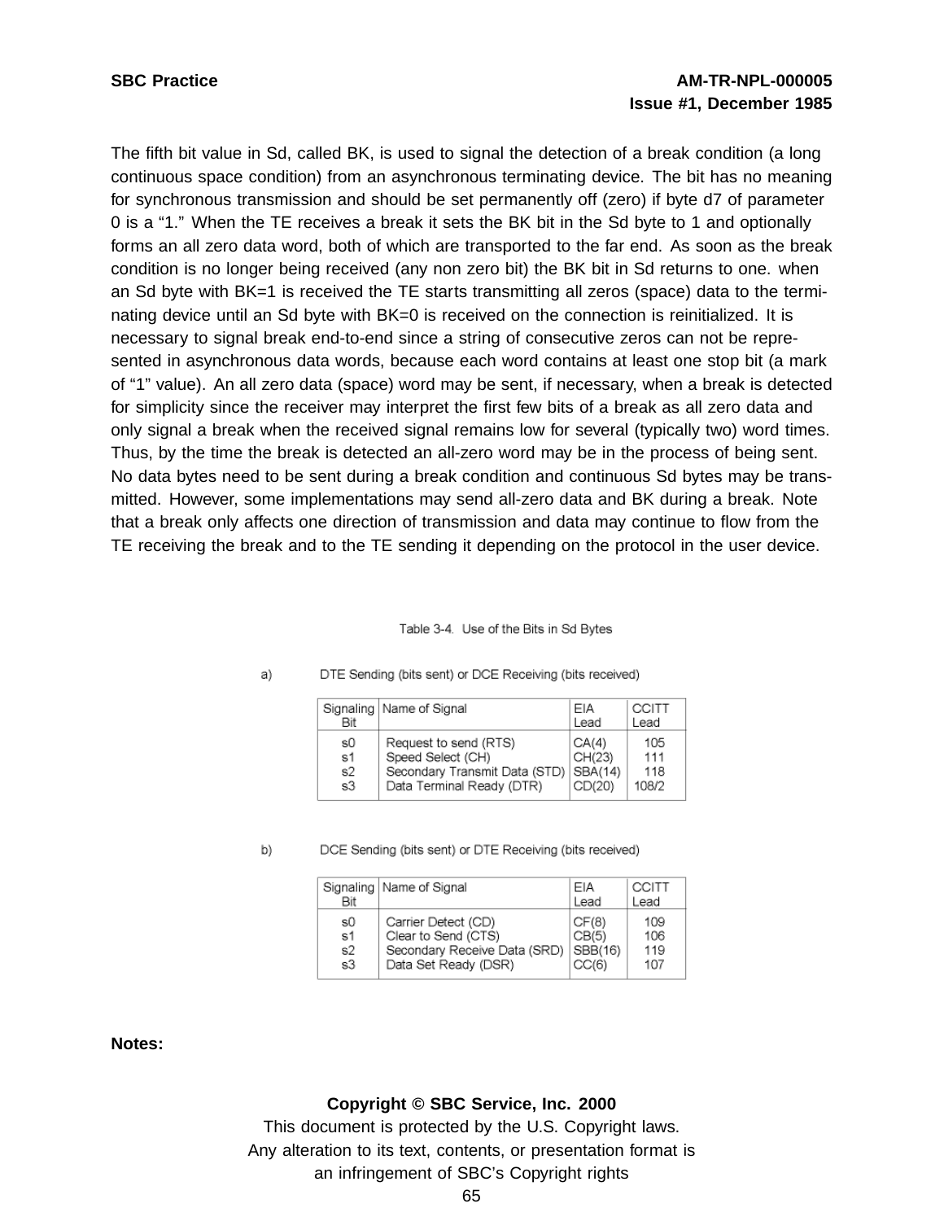The fifth bit value in Sd, called BK, is used to signal the detection of a break condition (a long continuous space condition) from an asynchronous terminating device. The bit has no meaning for synchronous transmission and should be set permanently off (zero) if byte d7 of parameter 0 is a "1." When the TE receives a break it sets the BK bit in the Sd byte to 1 and optionally forms an all zero data word, both of which are transported to the far end. As soon as the break condition is no longer being received (any non zero bit) the BK bit in Sd returns to one. when an Sd byte with BK=1 is received the TE starts transmitting all zeros (space) data to the terminating device until an Sd byte with BK=0 is received on the connection is reinitialized. It is necessary to signal break end-to-end since a string of consecutive zeros can not be represented in asynchronous data words, because each word contains at least one stop bit (a mark of "1" value). An all zero data (space) word may be sent, if necessary, when a break is detected for simplicity since the receiver may interpret the first few bits of a break as all zero data and only signal a break when the received signal remains low for several (typically two) word times. Thus, by the time the break is detected an all-zero word may be in the process of being sent. No data bytes need to be sent during a break condition and continuous Sd bytes may be transmitted. However, some implementations may send all-zero data and BK during a break. Note that a break only affects one direction of transmission and data may continue to flow from the TE receiving the break and to the TE sending it depending on the protocol in the user device.

Table 3-4. Use of the Bits in Sd Bytes

a) DTE Sending (bits sent) or DCE Receiving (bits received)

| Signaling Bit | Name of Signal | EIA Lead | CCITT Lead |
|---|---|---|---|
| s0 | Request to send (RTS) | CA(4) | 105 |
| s1 | Speed Select (CH) | CH(23) | 111 |
| s2 | Secondary Transmit Data (STD) | SBA(14) | 118 |
| s3 | Data Terminal Ready (DTR) | CD(20) | 108/2 |

b) DCE Sending (bits sent) or DTE Receiving (bits received)

| Signaling Bit | Name of Signal | EIA Lead | CCITT Lead |
|---|---|---|---|
| s0 | Carrier Detect (CD) | CF(8) | 109 |
| s1 | Clear to Send (CTS) | CB(5) | 106 |
| s2 | Secondary Receive Data (SRD) | SBB(16) | 119 |
| s3 | Data Set Ready (DSR) | CC(6) | 107 |

**Notes:**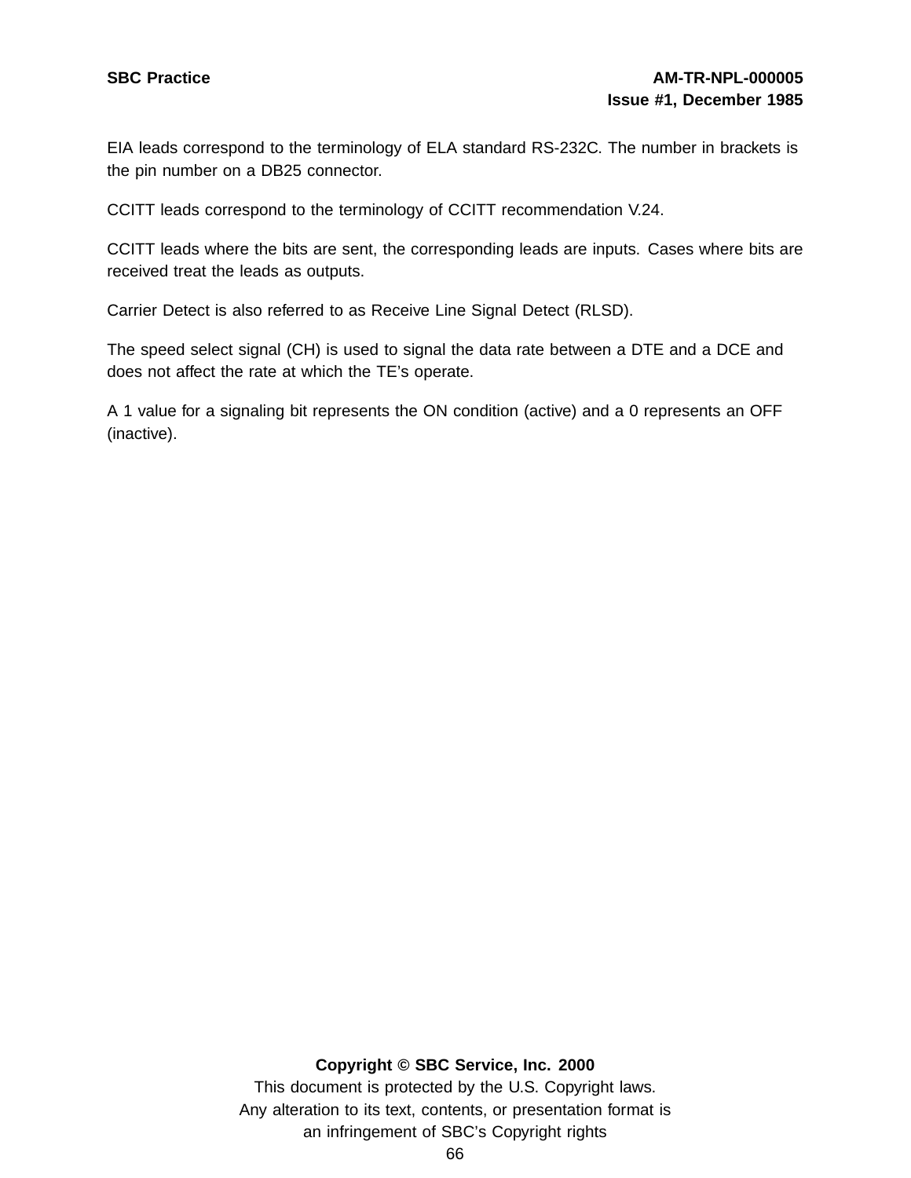EIA leads correspond to the terminology of ELA standard RS-232C. The number in brackets is the pin number on a DB25 connector.

CCITT leads correspond to the terminology of CCITT recommendation V.24.

CCITT leads where the bits are sent, the corresponding leads are inputs. Cases where bits are received treat the leads as outputs.

Carrier Detect is also referred to as Receive Line Signal Detect (RLSD).

The speed select signal (CH) is used to signal the data rate between a DTE and a DCE and does not affect the rate at which the TE's operate.

A 1 value for a signaling bit represents the ON condition (active) and a 0 represents an OFF (inactive).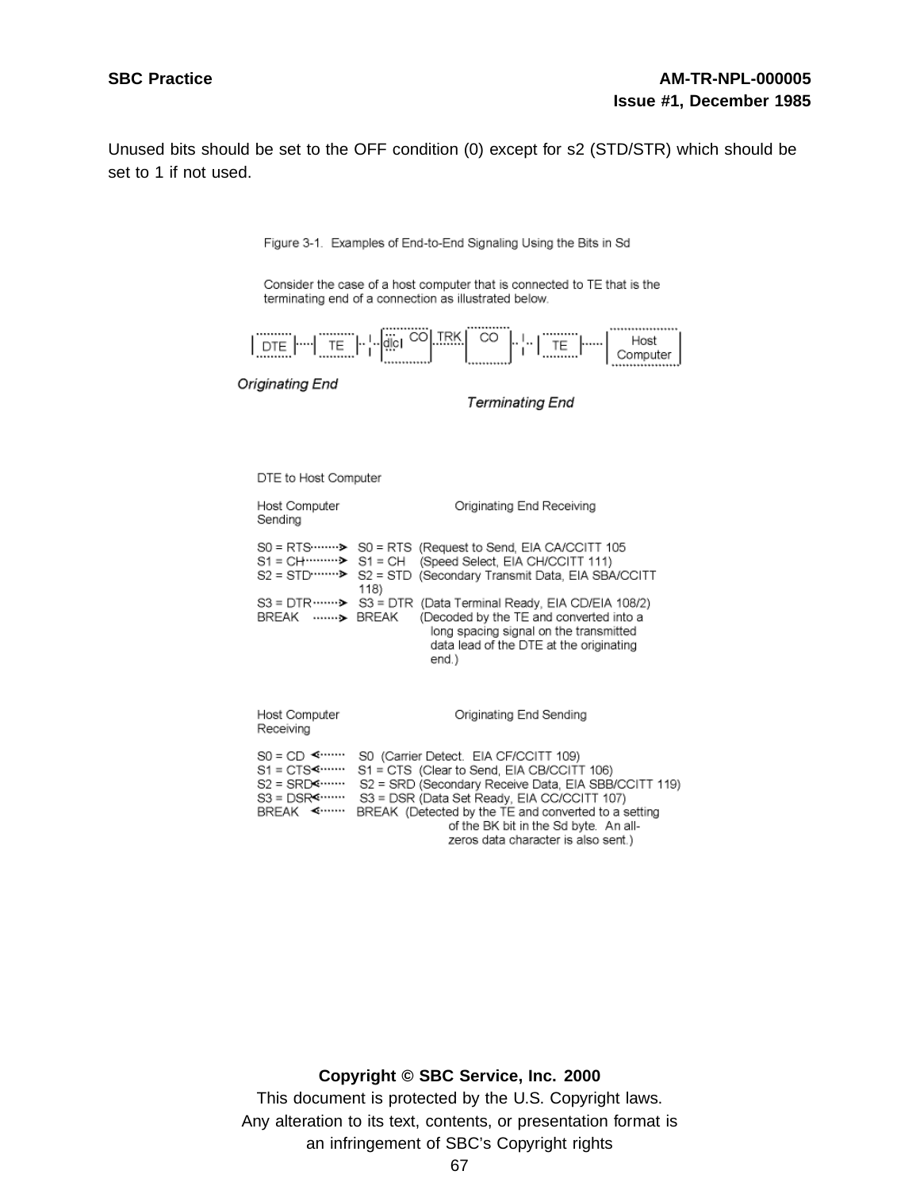Unused bits should be set to the OFF condition (0) except for s2 (STD/STR) which should be set to 1 if not used.

Figure 3-1. Examples of End-to-End Signaling Using the Bits in Sd

Consider the case of a host computer that is connected to TE that is the terminating end of a connection as illustrated below.

```
DTE ---- TE -- I -- dlcI  CO  TRK  CO -- I -- TE ---- Host Computer
```

*Originating End*

*Terminating End*

DTE to Host Computer

| Host Computer Sending | | Originating End Receiving |
|---|---|---|
| S0 = RTS | ------> | S0 = RTS (Request to Send, EIA CA/CCITT 105 |
| S1 = CH | ------> | S1 = CH (Speed Select, EIA CH/CCITT 111) |
| S2 = STD | ------> | S2 = STD (Secondary Transmit Data, EIA SBA/CCITT 118) |
| S3 = DTR | ------> | S3 = DTR (Data Terminal Ready, EIA CD/EIA 108/2) |
| BREAK | ------> | BREAK (Decoded by the TE and converted into a long spacing signal on the transmitted data lead of the DTE at the originating end.) |

| Host Computer Receiving | | Originating End Sending |
|---|---|---|
| S0 = CD | <------ | S0 (Carrier Detect. EIA CF/CCITT 109) |
| S1 = CTS | <------ | S1 = CTS (Clear to Send, EIA CB/CCITT 106) |
| S2 = SRD | <------ | S2 = SRD (Secondary Receive Data, EIA SBB/CCITT 119) |
| S3 = DSR | <------ | S3 = DSR (Data Set Ready, EIA CC/CCITT 107) |
| BREAK | <------ | BREAK (Detected by the TE and converted to a setting of the BK bit in the Sd byte. An all-zeros data character is also sent.) |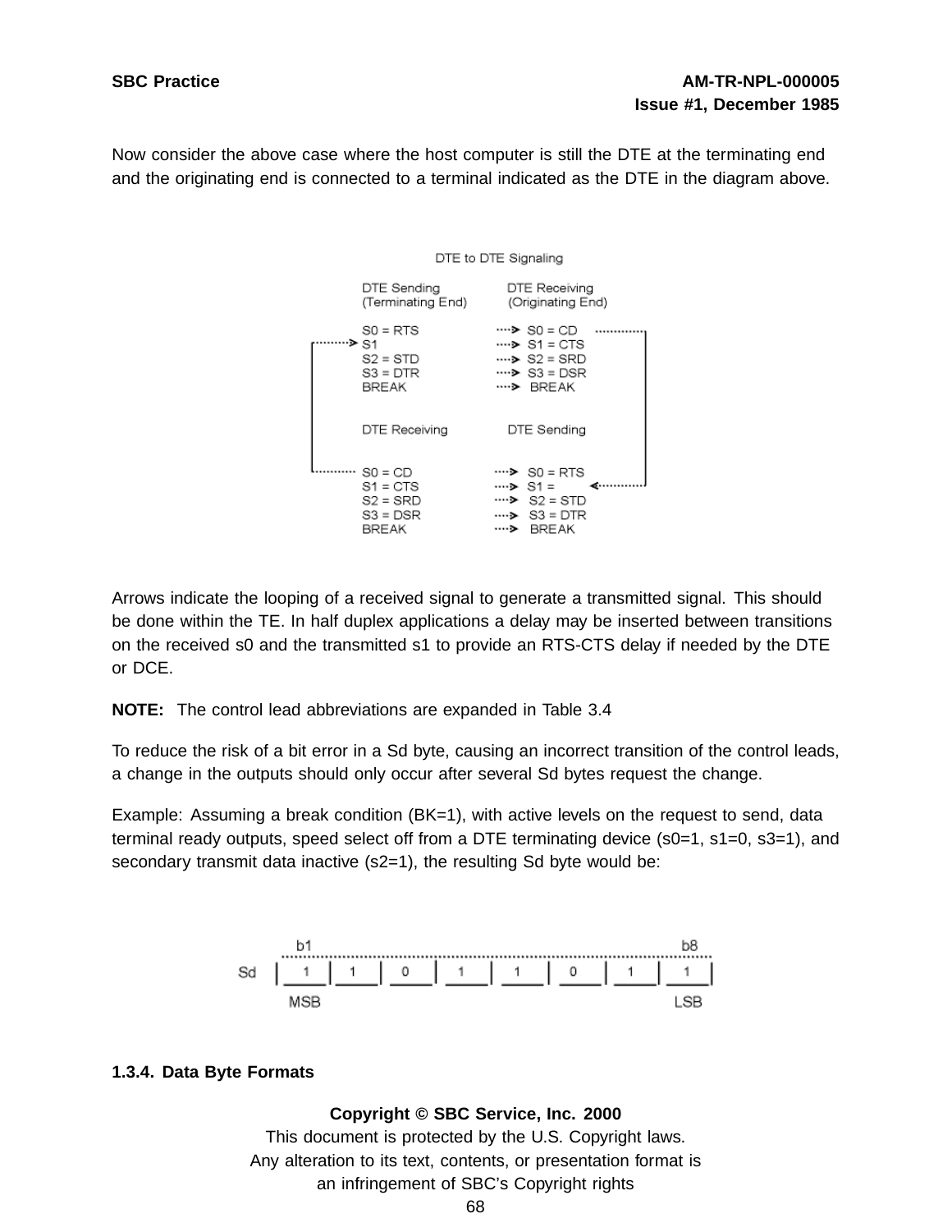Now consider the above case where the host computer is still the DTE at the terminating end and the originating end is connected to a terminal indicated as the DTE in the diagram above.

DTE to DTE Signaling

| DTE Sending (Terminating End) | | DTE Receiving (Originating End) |
|---|---|---|
| S0 = RTS | ····> | S0 = CD |
| S1 | ····> | S1 = CTS |
| S2 = STD | ····> | S2 = SRD |
| S3 = DTR | ····> | S3 = DSR |
| BREAK | ····> | BREAK |

| DTE Receiving | | DTE Sending |
|---|---|---|
| S0 = CD | ····> | S0 = RTS |
| S1 = CTS | ····> | S1 = |
| S2 = SRD | ····> | S2 = STD |
| S3 = DSR | ····> | S3 = DTR |
| BREAK | ····> | BREAK |

Arrows indicate the looping of a received signal to generate a transmitted signal. This should be done within the TE. In half duplex applications a delay may be inserted between transitions on the received s0 and the transmitted s1 to provide an RTS-CTS delay if needed by the DTE or DCE.

**NOTE:** The control lead abbreviations are expanded in Table 3.4

To reduce the risk of a bit error in a Sd byte, causing an incorrect transition of the control leads, a change in the outputs should only occur after several Sd bytes request the change.

Example: Assuming a break condition (BK=1), with active levels on the request to send, data terminal ready outputs, speed select off from a DTE terminating device (s0=1, s1=0, s3=1), and secondary transmit data inactive (s2=1), the resulting Sd byte would be:

| | b1 | | | | | | | b8 |
|---|---|---|---|---|---|---|---|---|
| Sd | 1 | 1 | 0 | 1 | 1 | 0 | 1 | 1 |
| | MSB | | | | | | | LSB |

### 1.3.4. Data Byte Formats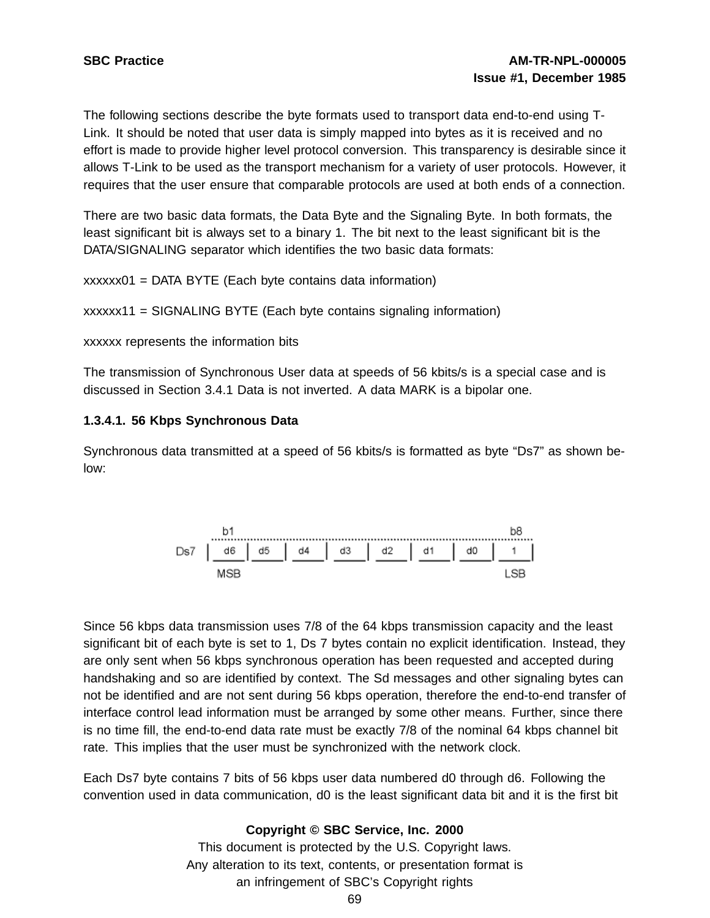The following sections describe the byte formats used to transport data end-to-end using T-Link. It should be noted that user data is simply mapped into bytes as it is received and no effort is made to provide higher level protocol conversion. This transparency is desirable since it allows T-Link to be used as the transport mechanism for a variety of user protocols. However, it requires that the user ensure that comparable protocols are used at both ends of a connection.

There are two basic data formats, the Data Byte and the Signaling Byte. In both formats, the least significant bit is always set to a binary 1. The bit next to the least significant bit is the DATA/SIGNALING separator which identifies the two basic data formats:

xxxxxx01 = DATA BYTE (Each byte contains data information)

xxxxxx11 = SIGNALING BYTE (Each byte contains signaling information)

xxxxxx represents the information bits

The transmission of Synchronous User data at speeds of 56 kbits/s is a special case and is discussed in Section 3.4.1 Data is not inverted. A data MARK is a bipolar one.

#### 1.3.4.1. 56 Kbps Synchronous Data

Synchronous data transmitted at a speed of 56 kbits/s is formatted as byte "Ds7" as shown below:

|  | b1 |  |  |  |  |  |  | b8 |
|---|---|---|---|---|---|---|---|---|
| Ds7 | d6 | d5 | d4 | d3 | d2 | d1 | d0 | 1 |
|  | MSB |  |  |  |  |  |  | LSB |

Since 56 kbps data transmission uses 7/8 of the 64 kbps transmission capacity and the least significant bit of each byte is set to 1, Ds 7 bytes contain no explicit identification. Instead, they are only sent when 56 kbps synchronous operation has been requested and accepted during handshaking and so are identified by context. The Sd messages and other signaling bytes can not be identified and are not sent during 56 kbps operation, therefore the end-to-end transfer of interface control lead information must be arranged by some other means. Further, since there is no time fill, the end-to-end data rate must be exactly 7/8 of the nominal 64 kbps channel bit rate. This implies that the user must be synchronized with the network clock.

Each Ds7 byte contains 7 bits of 56 kbps user data numbered d0 through d6. Following the convention used in data communication, d0 is the least significant data bit and it is the first bit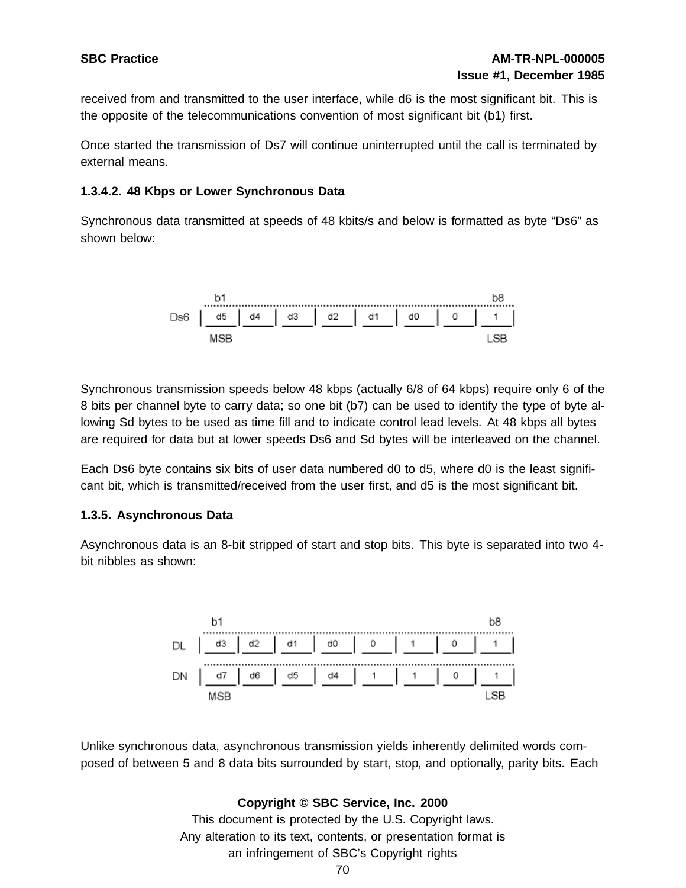received from and transmitted to the user interface, while d6 is the most significant bit. This is the opposite of the telecommunications convention of most significant bit (b1) first.

Once started the transmission of Ds7 will continue uninterrupted until the call is terminated by external means.

### 1.3.4.2. 48 Kbps or Lower Synchronous Data

Synchronous data transmitted at speeds of 48 kbits/s and below is formatted as byte "Ds6" as shown below:

| | b1 (MSB) | | | | | | | b8 (LSB) |
|---|---|---|---|---|---|---|---|---|
| Ds6 | d5 | d4 | d3 | d2 | d1 | d0 | 0 | 1 |

Synchronous transmission speeds below 48 kbps (actually 6/8 of 64 kbps) require only 6 of the 8 bits per channel byte to carry data; so one bit (b7) can be used to identify the type of byte allowing Sd bytes to be used as time fill and to indicate control lead levels. At 48 kbps all bytes are required for data but at lower speeds Ds6 and Sd bytes will be interleaved on the channel.

Each Ds6 byte contains six bits of user data numbered d0 to d5, where d0 is the least significant bit, which is transmitted/received from the user first, and d5 is the most significant bit.

### 1.3.5. Asynchronous Data

Asynchronous data is an 8-bit stripped of start and stop bits. This byte is separated into two 4-bit nibbles as shown:

| | b1 (MSB) | | | | | | | b8 (LSB) |
|---|---|---|---|---|---|---|---|---|
| DL | d3 | d2 | d1 | d0 | 0 | 1 | 0 | 1 |
| DN | d7 | d6 | d5 | d4 | 1 | 1 | 0 | 1 |

Unlike synchronous data, asynchronous transmission yields inherently delimited words composed of between 5 and 8 data bits surrounded by start, stop, and optionally, parity bits. Each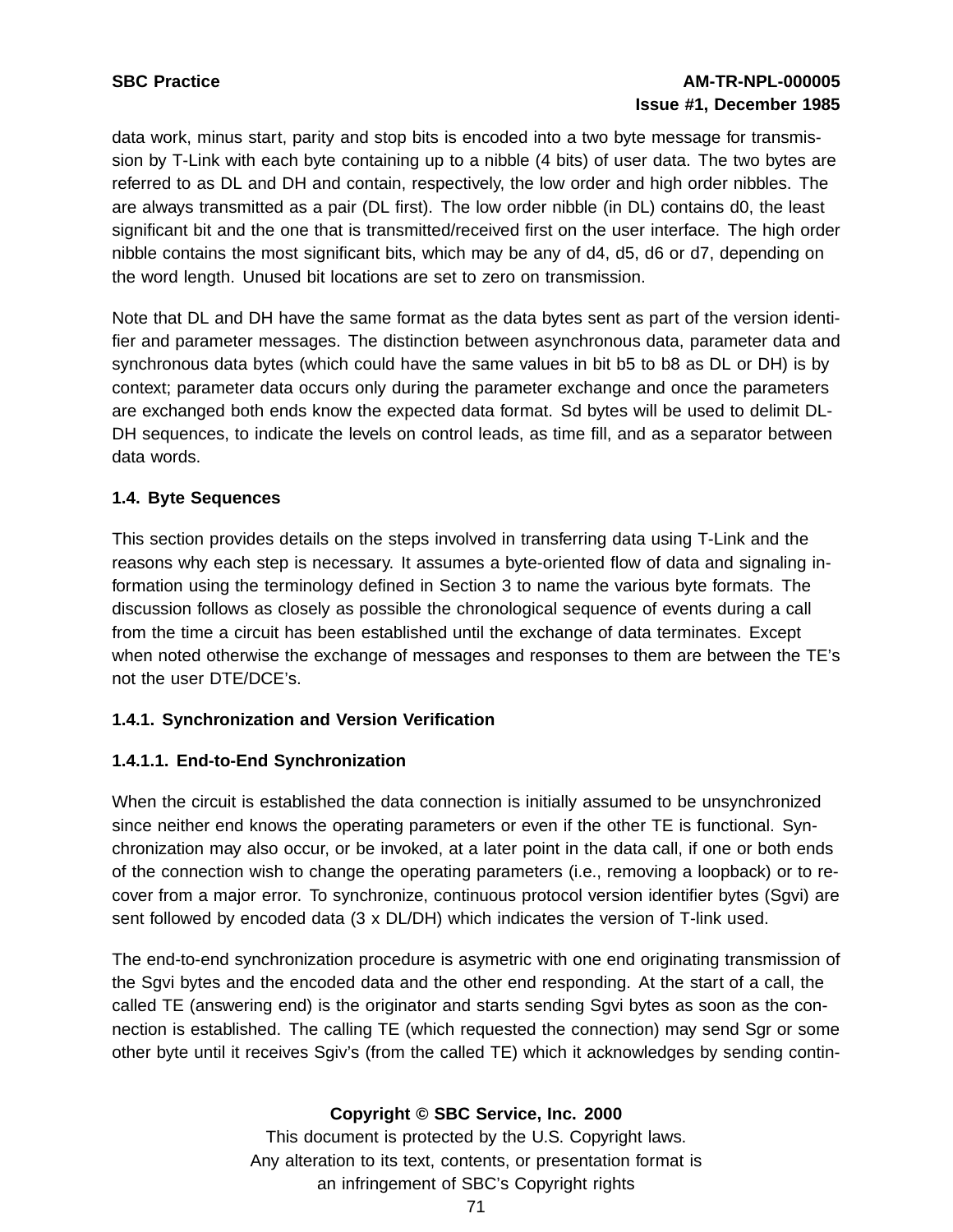data work, minus start, parity and stop bits is encoded into a two byte message for transmission by T-Link with each byte containing up to a nibble (4 bits) of user data. The two bytes are referred to as DL and DH and contain, respectively, the low order and high order nibbles. The are always transmitted as a pair (DL first). The low order nibble (in DL) contains d0, the least significant bit and the one that is transmitted/received first on the user interface. The high order nibble contains the most significant bits, which may be any of d4, d5, d6 or d7, depending on the word length. Unused bit locations are set to zero on transmission.

Note that DL and DH have the same format as the data bytes sent as part of the version identifier and parameter messages. The distinction between asynchronous data, parameter data and synchronous data bytes (which could have the same values in bit b5 to b8 as DL or DH) is by context; parameter data occurs only during the parameter exchange and once the parameters are exchanged both ends know the expected data format. Sd bytes will be used to delimit DL-DH sequences, to indicate the levels on control leads, as time fill, and as a separator between data words.

### 1.4. Byte Sequences

This section provides details on the steps involved in transferring data using T-Link and the reasons why each step is necessary. It assumes a byte-oriented flow of data and signaling information using the terminology defined in Section 3 to name the various byte formats. The discussion follows as closely as possible the chronological sequence of events during a call from the time a circuit has been established until the exchange of data terminates. Except when noted otherwise the exchange of messages and responses to them are between the TE's not the user DTE/DCE's.

#### 1.4.1. Synchronization and Version Verification

##### 1.4.1.1. End-to-End Synchronization

When the circuit is established the data connection is initially assumed to be unsynchronized since neither end knows the operating parameters or even if the other TE is functional. Synchronization may also occur, or be invoked, at a later point in the data call, if one or both ends of the connection wish to change the operating parameters (i.e., removing a loopback) or to recover from a major error. To synchronize, continuous protocol version identifier bytes (Sgvi) are sent followed by encoded data (3 x DL/DH) which indicates the version of T-link used.

The end-to-end synchronization procedure is asymetric with one end originating transmission of the Sgvi bytes and the encoded data and the other end responding. At the start of a call, the called TE (answering end) is the originator and starts sending Sgvi bytes as soon as the connection is established. The calling TE (which requested the connection) may send Sgr or some other byte until it receives Sgiv's (from the called TE) which it acknowledges by sending contin-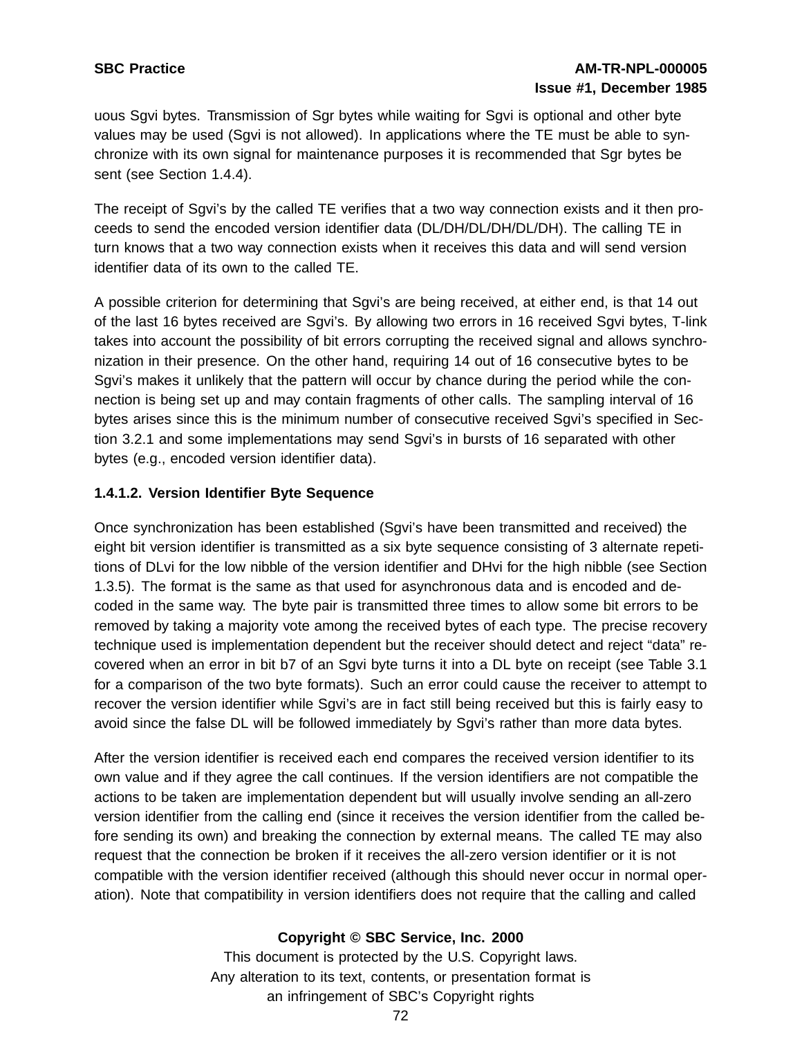uous Sgvi bytes. Transmission of Sgr bytes while waiting for Sgvi is optional and other byte values may be used (Sgvi is not allowed). In applications where the TE must be able to synchronize with its own signal for maintenance purposes it is recommended that Sgr bytes be sent (see Section 1.4.4).

The receipt of Sgvi's by the called TE verifies that a two way connection exists and it then proceeds to send the encoded version identifier data (DL/DH/DL/DH/DL/DH). The calling TE in turn knows that a two way connection exists when it receives this data and will send version identifier data of its own to the called TE.

A possible criterion for determining that Sgvi's are being received, at either end, is that 14 out of the last 16 bytes received are Sgvi's. By allowing two errors in 16 received Sgvi bytes, T-link takes into account the possibility of bit errors corrupting the received signal and allows synchronization in their presence. On the other hand, requiring 14 out of 16 consecutive bytes to be Sgvi's makes it unlikely that the pattern will occur by chance during the period while the connection is being set up and may contain fragments of other calls. The sampling interval of 16 bytes arises since this is the minimum number of consecutive received Sgvi's specified in Section 3.2.1 and some implementations may send Sgvi's in bursts of 16 separated with other bytes (e.g., encoded version identifier data).

#### 1.4.1.2. Version Identifier Byte Sequence

Once synchronization has been established (Sgvi's have been transmitted and received) the eight bit version identifier is transmitted as a six byte sequence consisting of 3 alternate repetitions of DLvi for the low nibble of the version identifier and DHvi for the high nibble (see Section 1.3.5). The format is the same as that used for asynchronous data and is encoded and decoded in the same way. The byte pair is transmitted three times to allow some bit errors to be removed by taking a majority vote among the received bytes of each type. The precise recovery technique used is implementation dependent but the receiver should detect and reject "data" recovered when an error in bit b7 of an Sgvi byte turns it into a DL byte on receipt (see Table 3.1 for a comparison of the two byte formats). Such an error could cause the receiver to attempt to recover the version identifier while Sgvi's are in fact still being received but this is fairly easy to avoid since the false DL will be followed immediately by Sgvi's rather than more data bytes.

After the version identifier is received each end compares the received version identifier to its own value and if they agree the call continues. If the version identifiers are not compatible the actions to be taken are implementation dependent but will usually involve sending an all-zero version identifier from the calling end (since it receives the version identifier from the called before sending its own) and breaking the connection by external means. The called TE may also request that the connection be broken if it receives the all-zero version identifier or it is not compatible with the version identifier received (although this should never occur in normal operation). Note that compatibility in version identifiers does not require that the calling and called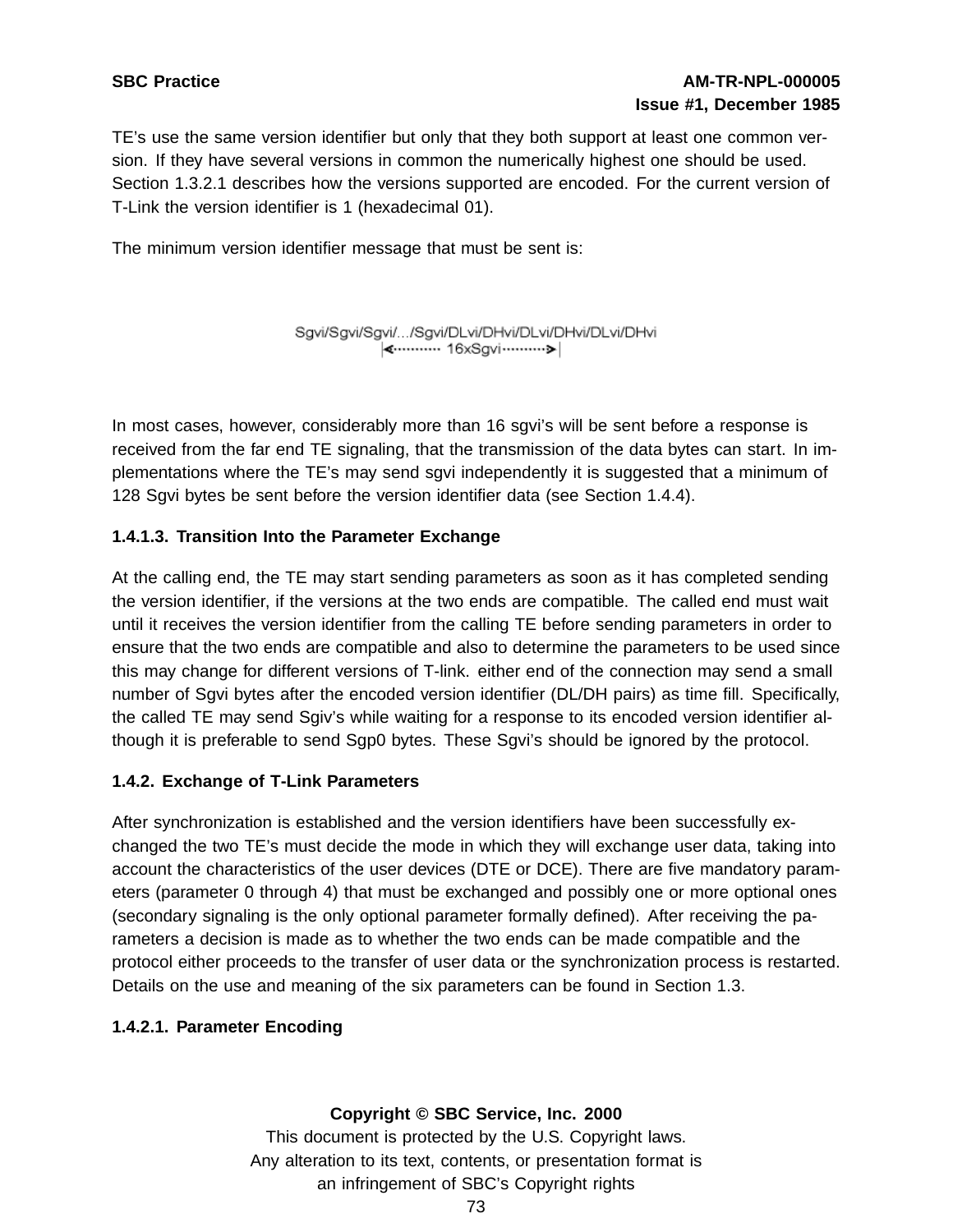TE's use the same version identifier but only that they both support at least one common version. If they have several versions in common the numerically highest one should be used. Section 1.3.2.1 describes how the versions supported are encoded. For the current version of T-Link the version identifier is 1 (hexadecimal 01).

The minimum version identifier message that must be sent is:

```
Sgvi/Sgvi/Sgvi/.../Sgvi/DLvi/DHvi/DLvi/DHvi/DLvi/DHvi
|<.......... 16xSgvi ..........>|
```

In most cases, however, considerably more than 16 sgvi's will be sent before a response is received from the far end TE signaling, that the transmission of the data bytes can start. In implementations where the TE's may send sgvi independently it is suggested that a minimum of 128 Sgvi bytes be sent before the version identifier data (see Section 1.4.4).

#### 1.4.1.3. Transition Into the Parameter Exchange

At the calling end, the TE may start sending parameters as soon as it has completed sending the version identifier, if the versions at the two ends are compatible. The called end must wait until it receives the version identifier from the calling TE before sending parameters in order to ensure that the two ends are compatible and also to determine the parameters to be used since this may change for different versions of T-link. either end of the connection may send a small number of Sgvi bytes after the encoded version identifier (DL/DH pairs) as time fill. Specifically, the called TE may send Sgiv's while waiting for a response to its encoded version identifier although it is preferable to send Sgp0 bytes. These Sgvi's should be ignored by the protocol.

### 1.4.2. Exchange of T-Link Parameters

After synchronization is established and the version identifiers have been successfully exchanged the two TE's must decide the mode in which they will exchange user data, taking into account the characteristics of the user devices (DTE or DCE). There are five mandatory parameters (parameter 0 through 4) that must be exchanged and possibly one or more optional ones (secondary signaling is the only optional parameter formally defined). After receiving the parameters a decision is made as to whether the two ends can be made compatible and the protocol either proceeds to the transfer of user data or the synchronization process is restarted. Details on the use and meaning of the six parameters can be found in Section 1.3.

#### 1.4.2.1. Parameter Encoding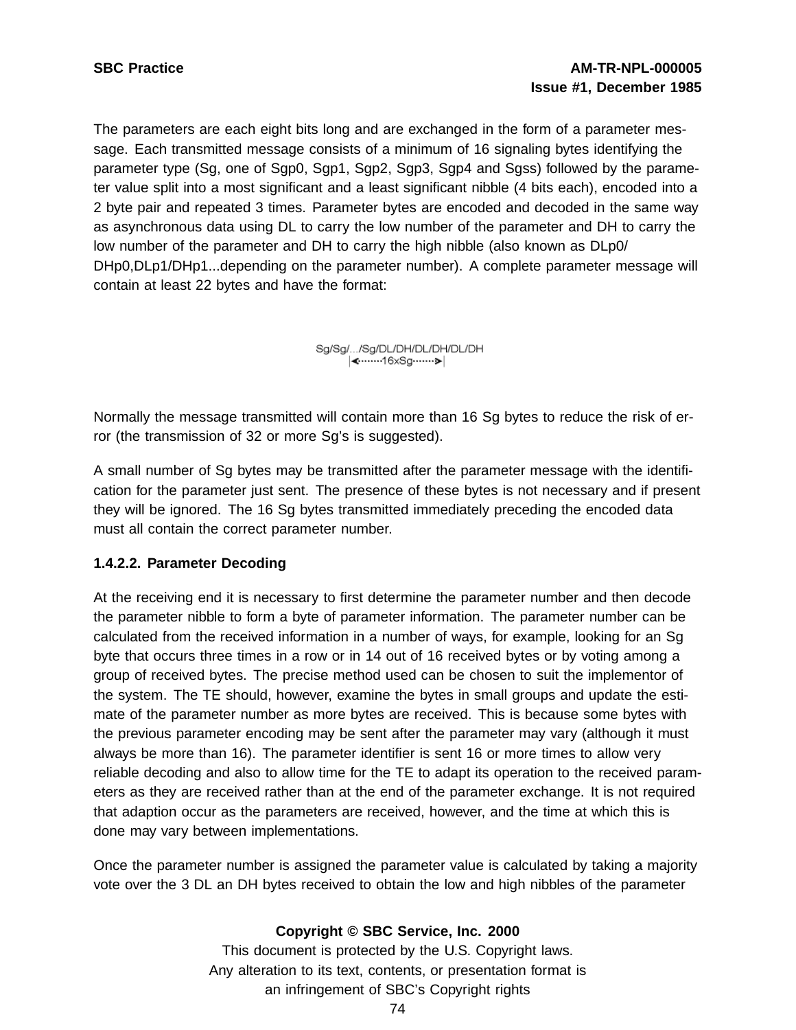The parameters are each eight bits long and are exchanged in the form of a parameter message. Each transmitted message consists of a minimum of 16 signaling bytes identifying the parameter type (Sg, one of Sgp0, Sgp1, Sgp2, Sgp3, Sgp4 and Sgss) followed by the parameter value split into a most significant and a least significant nibble (4 bits each), encoded into a 2 byte pair and repeated 3 times. Parameter bytes are encoded and decoded in the same way as asynchronous data using DL to carry the low number of the parameter and DH to carry the low number of the parameter and DH to carry the high nibble (also known as DLp0/DHp0,DLp1/DHp1...depending on the parameter number). A complete parameter message will contain at least 22 bytes and have the format:

```
Sg/Sg/.../Sg/DL/DH/DL/DH/DL/DH
|<·······16xSg······>|
```

Normally the message transmitted will contain more than 16 Sg bytes to reduce the risk of error (the transmission of 32 or more Sg's is suggested).

A small number of Sg bytes may be transmitted after the parameter message with the identification for the parameter just sent. The presence of these bytes is not necessary and if present they will be ignored. The 16 Sg bytes transmitted immediately preceding the encoded data must all contain the correct parameter number.

#### 1.4.2.2. Parameter Decoding

At the receiving end it is necessary to first determine the parameter number and then decode the parameter nibble to form a byte of parameter information. The parameter number can be calculated from the received information in a number of ways, for example, looking for an Sg byte that occurs three times in a row or in 14 out of 16 received bytes or by voting among a group of received bytes. The precise method used can be chosen to suit the implementor of the system. The TE should, however, examine the bytes in small groups and update the estimate of the parameter number as more bytes are received. This is because some bytes with the previous parameter encoding may be sent after the parameter may vary (although it must always be more than 16). The parameter identifier is sent 16 or more times to allow very reliable decoding and also to allow time for the TE to adapt its operation to the received parameters as they are received rather than at the end of the parameter exchange. It is not required that adaption occur as the parameters are received, however, and the time at which this is done may vary between implementations.

Once the parameter number is assigned the parameter value is calculated by taking a majority vote over the 3 DL an DH bytes received to obtain the low and high nibbles of the parameter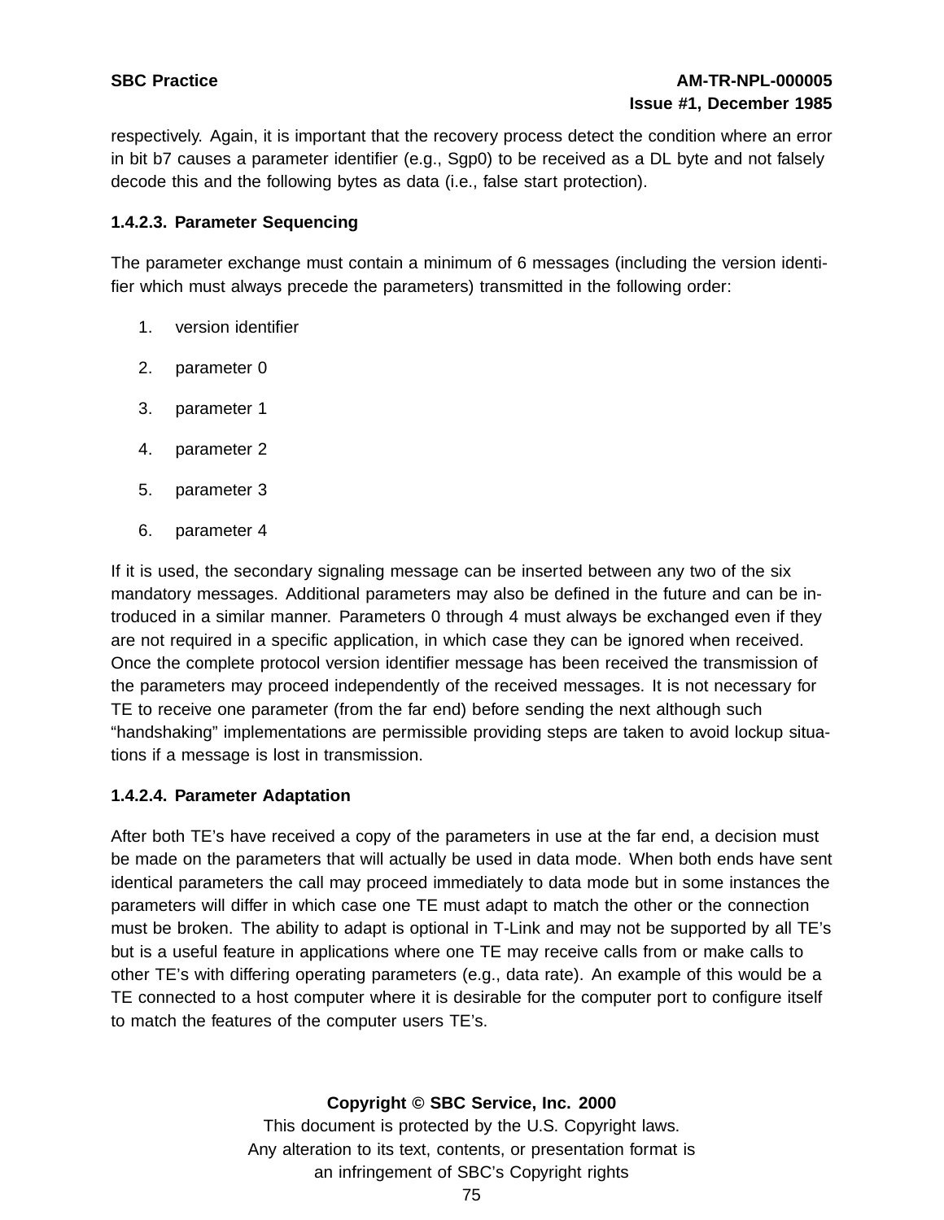respectively. Again, it is important that the recovery process detect the condition where an error in bit b7 causes a parameter identifier (e.g., Sgp0) to be received as a DL byte and not falsely decode this and the following bytes as data (i.e., false start protection).

### 1.4.2.3. Parameter Sequencing

The parameter exchange must contain a minimum of 6 messages (including the version identifier which must always precede the parameters) transmitted in the following order:

1. version identifier
2. parameter 0
3. parameter 1
4. parameter 2
5. parameter 3
6. parameter 4

If it is used, the secondary signaling message can be inserted between any two of the six mandatory messages. Additional parameters may also be defined in the future and can be introduced in a similar manner. Parameters 0 through 4 must always be exchanged even if they are not required in a specific application, in which case they can be ignored when received. Once the complete protocol version identifier message has been received the transmission of the parameters may proceed independently of the received messages. It is not necessary for TE to receive one parameter (from the far end) before sending the next although such "handshaking" implementations are permissible providing steps are taken to avoid lockup situations if a message is lost in transmission.

### 1.4.2.4. Parameter Adaptation

After both TE's have received a copy of the parameters in use at the far end, a decision must be made on the parameters that will actually be used in data mode. When both ends have sent identical parameters the call may proceed immediately to data mode but in some instances the parameters will differ in which case one TE must adapt to match the other or the connection must be broken. The ability to adapt is optional in T-Link and may not be supported by all TE's but is a useful feature in applications where one TE may receive calls from or make calls to other TE's with differing operating parameters (e.g., data rate). An example of this would be a TE connected to a host computer where it is desirable for the computer port to configure itself to match the features of the computer users TE's.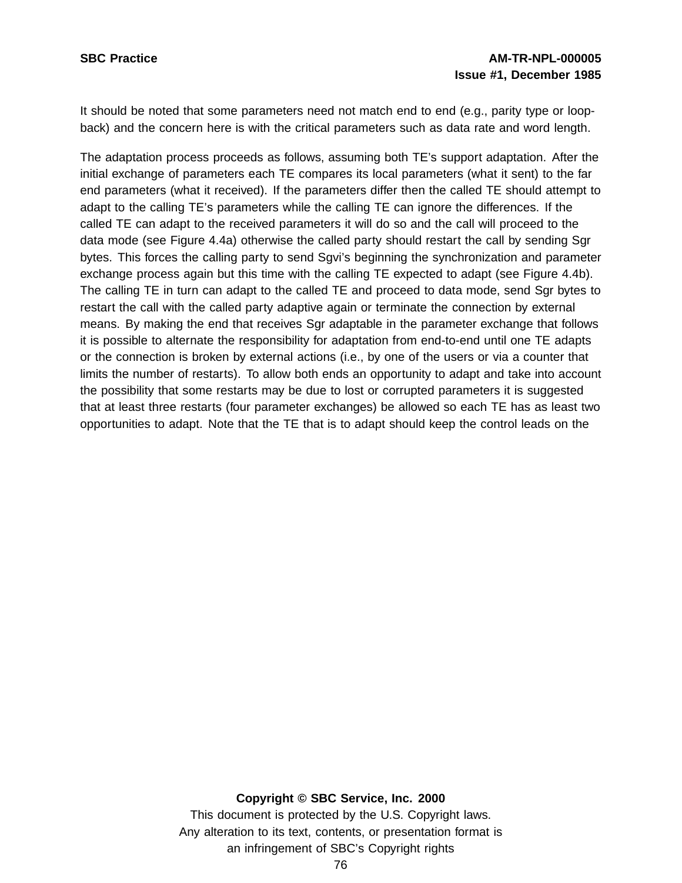It should be noted that some parameters need not match end to end (e.g., parity type or loop-back) and the concern here is with the critical parameters such as data rate and word length.

The adaptation process proceeds as follows, assuming both TE's support adaptation. After the initial exchange of parameters each TE compares its local parameters (what it sent) to the far end parameters (what it received). If the parameters differ then the called TE should attempt to adapt to the calling TE's parameters while the calling TE can ignore the differences. If the called TE can adapt to the received parameters it will do so and the call will proceed to the data mode (see Figure 4.4a) otherwise the called party should restart the call by sending Sgr bytes. This forces the calling party to send Sgvi's beginning the synchronization and parameter exchange process again but this time with the calling TE expected to adapt (see Figure 4.4b). The calling TE in turn can adapt to the called TE and proceed to data mode, send Sgr bytes to restart the call with the called party adaptive again or terminate the connection by external means. By making the end that receives Sgr adaptable in the parameter exchange that follows it is possible to alternate the responsibility for adaptation from end-to-end until one TE adapts or the connection is broken by external actions (i.e., by one of the users or via a counter that limits the number of restarts). To allow both ends an opportunity to adapt and take into account the possibility that some restarts may be due to lost or corrupted parameters it is suggested that at least three restarts (four parameter exchanges) be allowed so each TE has as least two opportunities to adapt. Note that the TE that is to adapt should keep the control leads on the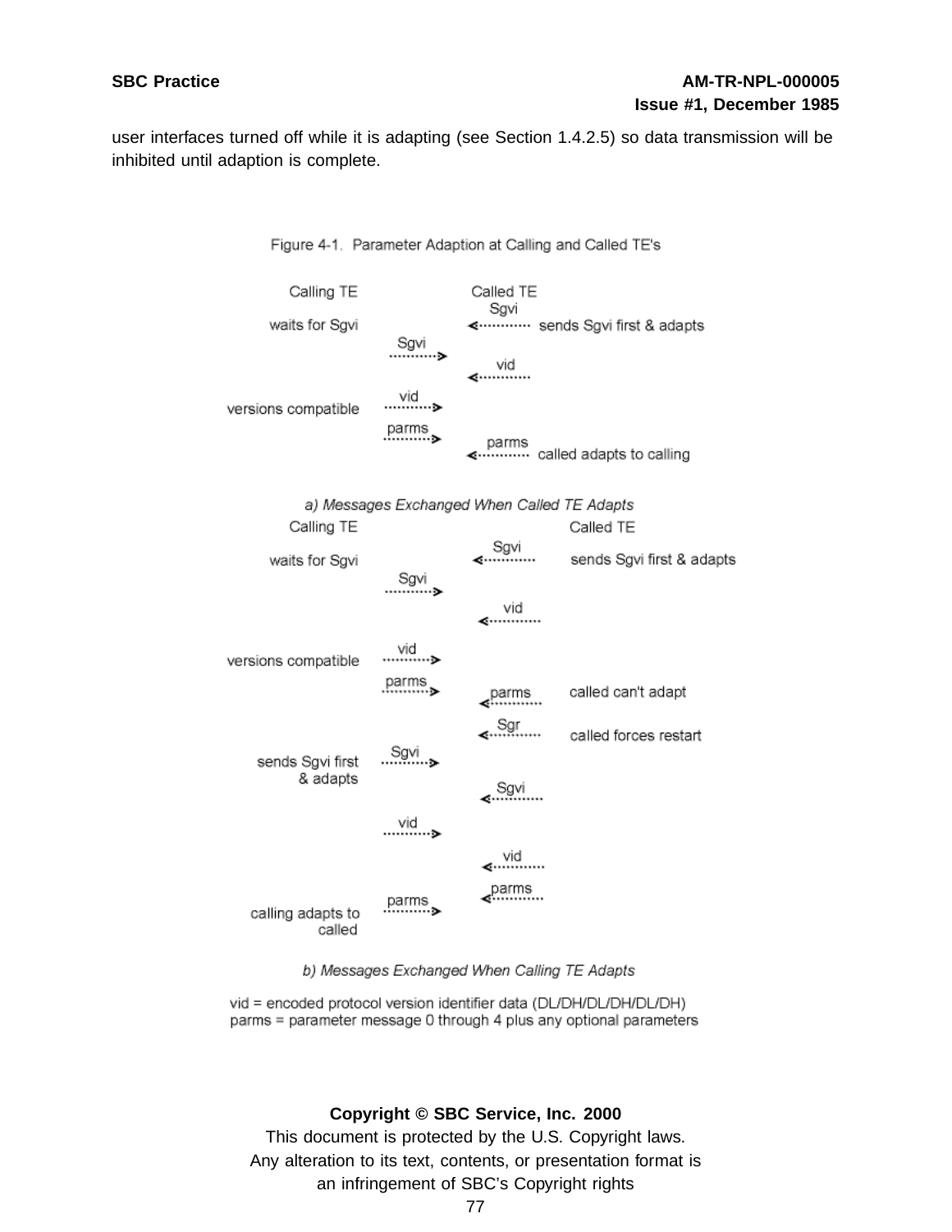user interfaces turned off while it is adapting (see Section 1.4.2.5) so data transmission will be inhibited until adaption is complete.

Figure 4-1. Parameter Adaption at Calling and Called TE's

```
Calling TE                          Called TE
                                    Sgvi
waits for Sgvi                  <··········  sends Sgvi first & adapts
                     Sgvi
                 ··········>
                                    vid
                                <··········
                     vid
versions compatible ··········>
                     parms
                 ··········>
                                    parms
                                <··········  called adapts to calling
```

*a) Messages Exchanged When Called TE Adapts*

```
Calling TE                                   Called TE
                                    Sgvi
waits for Sgvi                  <··········  sends Sgvi first & adapts
                     Sgvi
                 ··········>
                                    vid
                                <··········
                     vid
versions compatible ··········>
                     parms
                 ··········>        parms
                                <··········  called can't adapt
                                    Sgr
                                <··········  called forces restart
                     Sgvi
sends Sgvi first ··········>
& adapts
                                    Sgvi
                                <··········
                     vid
                 ··········>
                                    vid
                                <··········
                                    parms
                     parms      <··········
calling adapts to ··········>
called
```

*b) Messages Exchanged When Calling TE Adapts*

vid = encoded protocol version identifier data (DL/DH/DL/DH/DL/DH)
parms = parameter message 0 through 4 plus any optional parameters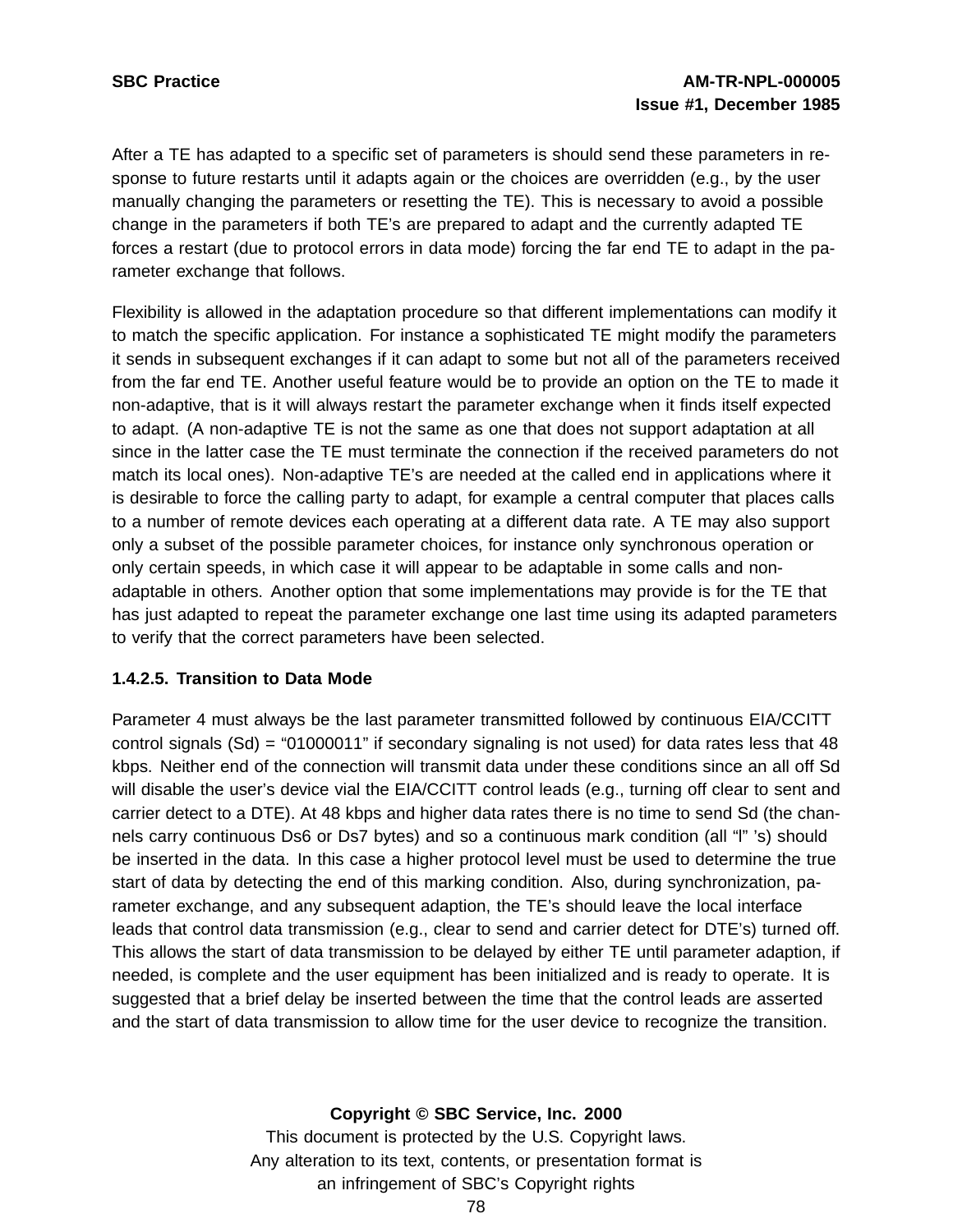After a TE has adapted to a specific set of parameters is should send these parameters in response to future restarts until it adapts again or the choices are overridden (e.g., by the user manually changing the parameters or resetting the TE). This is necessary to avoid a possible change in the parameters if both TE's are prepared to adapt and the currently adapted TE forces a restart (due to protocol errors in data mode) forcing the far end TE to adapt in the parameter exchange that follows.

Flexibility is allowed in the adaptation procedure so that different implementations can modify it to match the specific application. For instance a sophisticated TE might modify the parameters it sends in subsequent exchanges if it can adapt to some but not all of the parameters received from the far end TE. Another useful feature would be to provide an option on the TE to made it non-adaptive, that is it will always restart the parameter exchange when it finds itself expected to adapt. (A non-adaptive TE is not the same as one that does not support adaptation at all since in the latter case the TE must terminate the connection if the received parameters do not match its local ones). Non-adaptive TE's are needed at the called end in applications where it is desirable to force the calling party to adapt, for example a central computer that places calls to a number of remote devices each operating at a different data rate. A TE may also support only a subset of the possible parameter choices, for instance only synchronous operation or only certain speeds, in which case it will appear to be adaptable in some calls and non-adaptable in others. Another option that some implementations may provide is for the TE that has just adapted to repeat the parameter exchange one last time using its adapted parameters to verify that the correct parameters have been selected.

**1.4.2.5. Transition to Data Mode**

Parameter 4 must always be the last parameter transmitted followed by continuous EIA/CCITT control signals (Sd) = “01000011” if secondary signaling is not used) for data rates less that 48 kbps. Neither end of the connection will transmit data under these conditions since an all off Sd will disable the user's device vial the EIA/CCITT control leads (e.g., turning off clear to sent and carrier detect to a DTE). At 48 kbps and higher data rates there is no time to send Sd (the channels carry continuous Ds6 or Ds7 bytes) and so a continuous mark condition (all “l” 's) should be inserted in the data. In this case a higher protocol level must be used to determine the true start of data by detecting the end of this marking condition. Also, during synchronization, parameter exchange, and any subsequent adaption, the TE's should leave the local interface leads that control data transmission (e.g., clear to send and carrier detect for DTE's) turned off. This allows the start of data transmission to be delayed by either TE until parameter adaption, if needed, is complete and the user equipment has been initialized and is ready to operate. It is suggested that a brief delay be inserted between the time that the control leads are asserted and the start of data transmission to allow time for the user device to recognize the transition.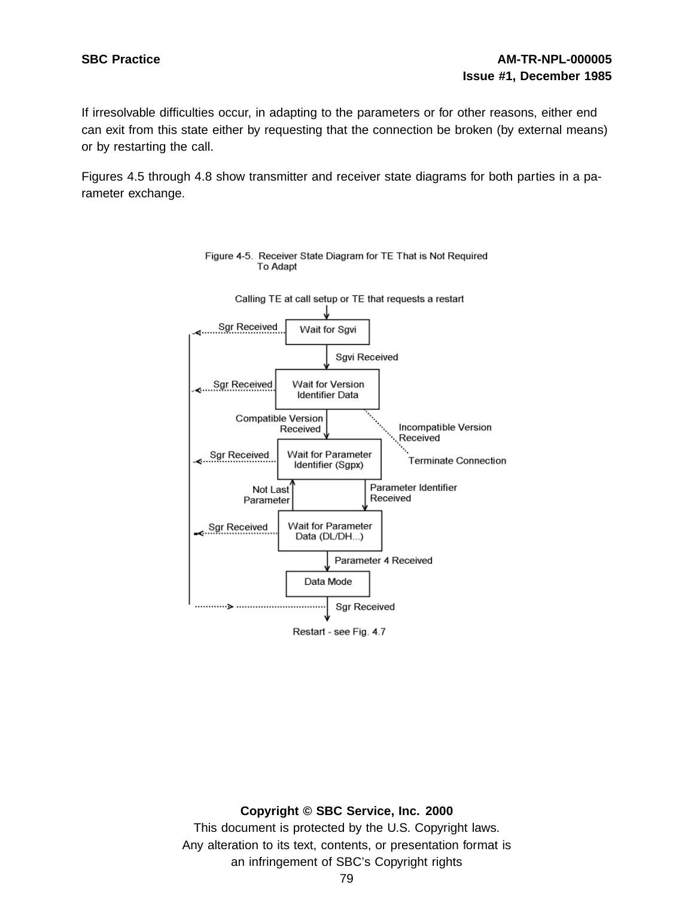If irresolvable difficulties occur, in adapting to the parameters or for other reasons, either end can exit from this state either by requesting that the connection be broken (by external means) or by restarting the call.

Figures 4.5 through 4.8 show transmitter and receiver state diagrams for both parties in a parameter exchange.

Figure 4-5. Receiver State Diagram for TE That is Not Required To Adapt

Calling TE at call setup or TE that requests a restart

Wait for Sgvi

Sgr Received

Sgvi Received

Wait for Version Identifier Data

Sgr Received

Compatible Version Received

Incompatible Version Received

Terminate Connection

Wait for Parameter Identifier (Sgpx)

Sgr Received

Not Last Parameter

Parameter Identifier Received

Wait for Parameter Data (DL/DH...)

Sgr Received

Parameter 4 Received

Data Mode

Sgr Received

Restart - see Fig. 4.7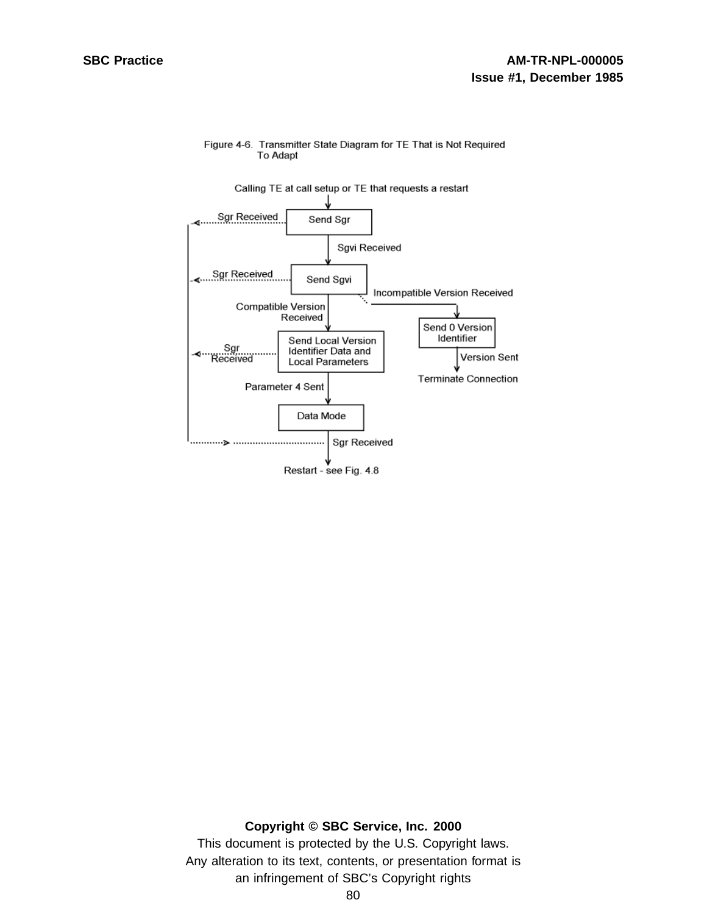Figure 4-6. Transmitter State Diagram for TE That is Not Required To Adapt

Calling TE at call setup or TE that requests a restart

Send Sgr

Sgr Received

Sgvi Received

Send Sgvi

Sgr Received

Incompatible Version Received

Compatible Version Received

Send 0 Version Identifier

Version Sent

Terminate Connection

Send Local Version Identifier Data and Local Parameters

Sgr Received

Parameter 4 Sent

Data Mode

Sgr Received

Restart - see Fig. 4.8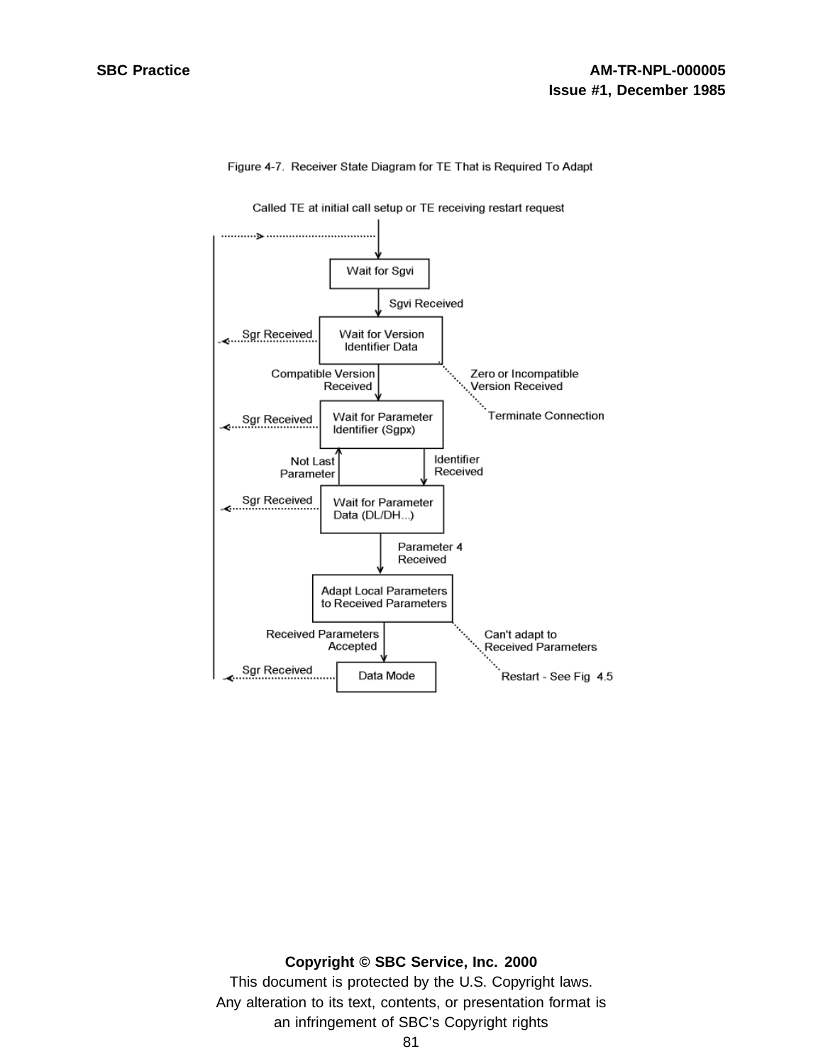Figure 4-7. Receiver State Diagram for TE That is Required To Adapt

Called TE at initial call setup or TE receiving restart request

Wait for Sgvi

Sgvi Received

Sgr Received

Wait for Version Identifier Data

Compatible Version Received

Zero or Incompatible Version Received

Terminate Connection

Sgr Received

Wait for Parameter Identifier (Sgpx)

Not Last Parameter

Identifier Received

Sgr Received

Wait for Parameter Data (DL/DH...)

Parameter 4 Received

Adapt Local Parameters to Received Parameters

Received Parameters Accepted

Can't adapt to Received Parameters

Sgr Received

Data Mode

Restart - See Fig 4.5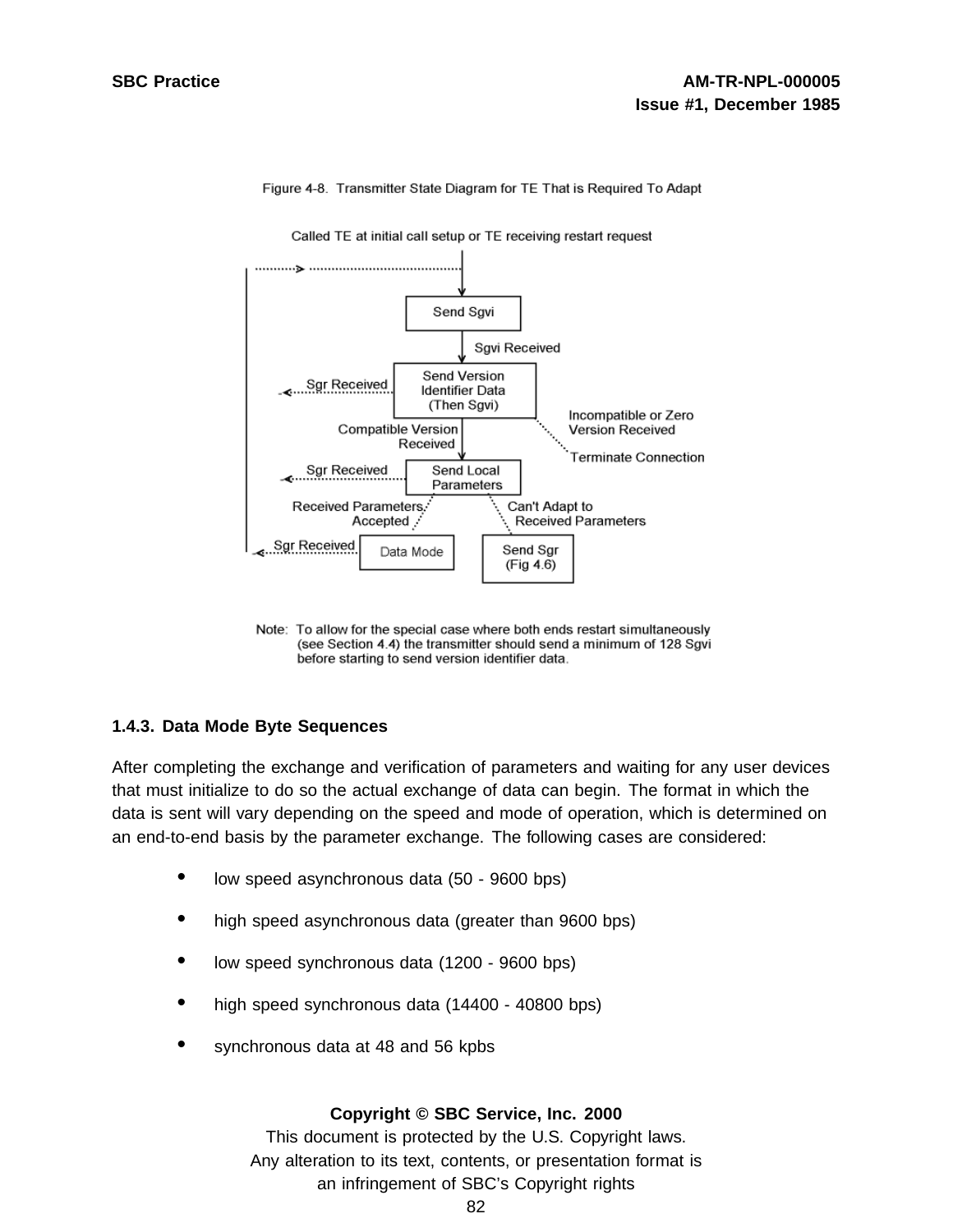Figure 4-8. Transmitter State Diagram for TE That is Required To Adapt

Called TE at initial call setup or TE receiving restart request

Send Sgvi

Sgvi Received

Sgr Received

Send Version Identifier Data (Then Sgvi)

Incompatible or Zero Version Received

Terminate Connection

Compatible Version Received

Sgr Received

Send Local Parameters

Received Parameters Accepted

Can't Adapt to Received Parameters

Sgr Received

Data Mode

Send Sgr (Fig 4.6)

Note: To allow for the special case where both ends restart simultaneously (see Section 4.4) the transmitter should send a minimum of 128 Sgvi before starting to send version identifier data.

### 1.4.3. Data Mode Byte Sequences

After completing the exchange and verification of parameters and waiting for any user devices that must initialize to do so the actual exchange of data can begin. The format in which the data is sent will vary depending on the speed and mode of operation, which is determined on an end-to-end basis by the parameter exchange. The following cases are considered:

- low speed asynchronous data (50 - 9600 bps)
- high speed asynchronous data (greater than 9600 bps)
- low speed synchronous data (1200 - 9600 bps)
- high speed synchronous data (14400 - 40800 bps)
- synchronous data at 48 and 56 kpbs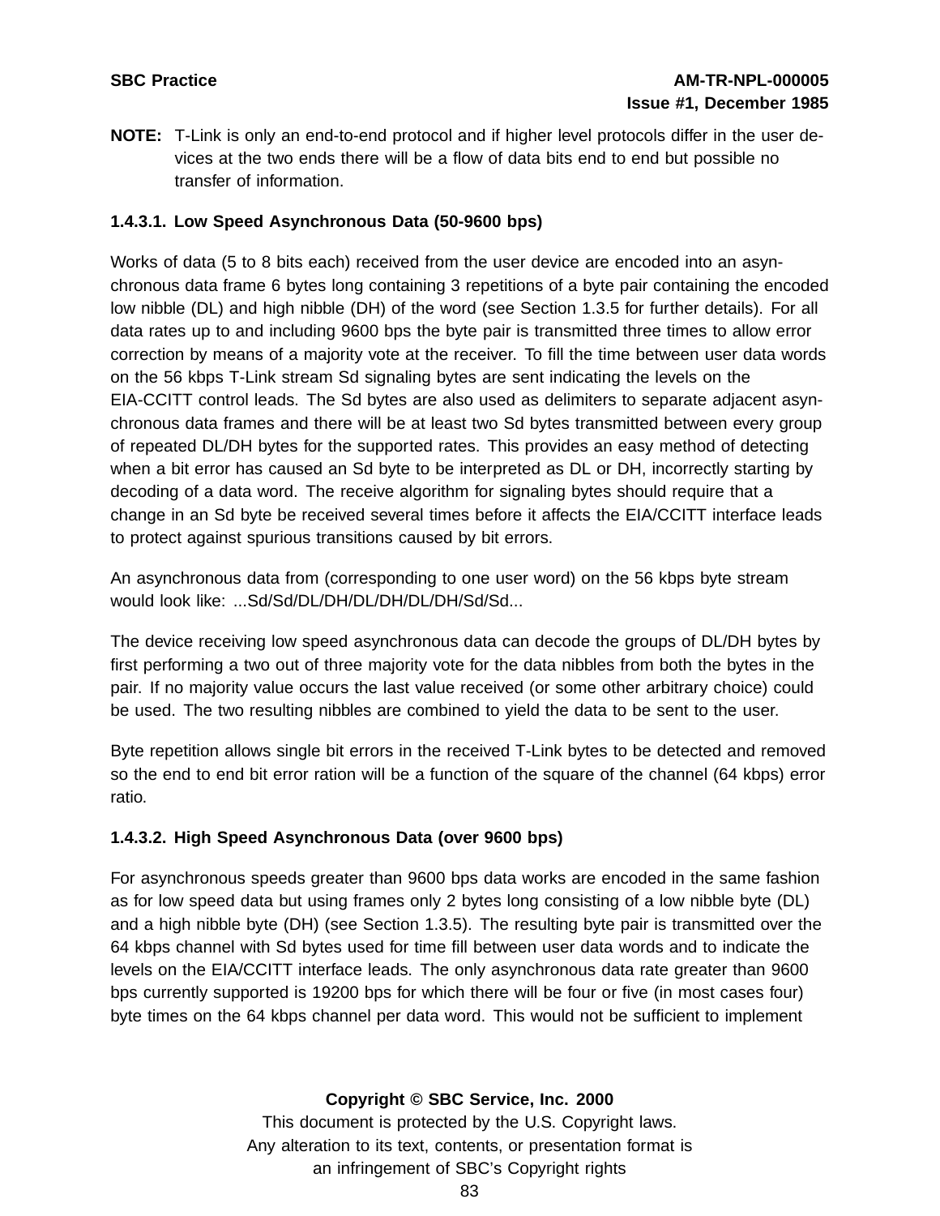**NOTE:** T-Link is only an end-to-end protocol and if higher level protocols differ in the user devices at the two ends there will be a flow of data bits end to end but possible no transfer of information.

#### 1.4.3.1. Low Speed Asynchronous Data (50-9600 bps)

Works of data (5 to 8 bits each) received from the user device are encoded into an asynchronous data frame 6 bytes long containing 3 repetitions of a byte pair containing the encoded low nibble (DL) and high nibble (DH) of the word (see Section 1.3.5 for further details). For all data rates up to and including 9600 bps the byte pair is transmitted three times to allow error correction by means of a majority vote at the receiver. To fill the time between user data words on the 56 kbps T-Link stream Sd signaling bytes are sent indicating the levels on the EIA-CCITT control leads. The Sd bytes are also used as delimiters to separate adjacent asynchronous data frames and there will be at least two Sd bytes transmitted between every group of repeated DL/DH bytes for the supported rates. This provides an easy method of detecting when a bit error has caused an Sd byte to be interpreted as DL or DH, incorrectly starting by decoding of a data word. The receive algorithm for signaling bytes should require that a change in an Sd byte be received several times before it affects the EIA/CCITT interface leads to protect against spurious transitions caused by bit errors.

An asynchronous data from (corresponding to one user word) on the 56 kbps byte stream would look like: ...Sd/Sd/DL/DH/DL/DH/DL/DH/Sd/Sd...

The device receiving low speed asynchronous data can decode the groups of DL/DH bytes by first performing a two out of three majority vote for the data nibbles from both the bytes in the pair. If no majority value occurs the last value received (or some other arbitrary choice) could be used. The two resulting nibbles are combined to yield the data to be sent to the user.

Byte repetition allows single bit errors in the received T-Link bytes to be detected and removed so the end to end bit error ration will be a function of the square of the channel (64 kbps) error ratio.

#### 1.4.3.2. High Speed Asynchronous Data (over 9600 bps)

For asynchronous speeds greater than 9600 bps data works are encoded in the same fashion as for low speed data but using frames only 2 bytes long consisting of a low nibble byte (DL) and a high nibble byte (DH) (see Section 1.3.5). The resulting byte pair is transmitted over the 64 kbps channel with Sd bytes used for time fill between user data words and to indicate the levels on the EIA/CCITT interface leads. The only asynchronous data rate greater than 9600 bps currently supported is 19200 bps for which there will be four or five (in most cases four) byte times on the 64 kbps channel per data word. This would not be sufficient to implement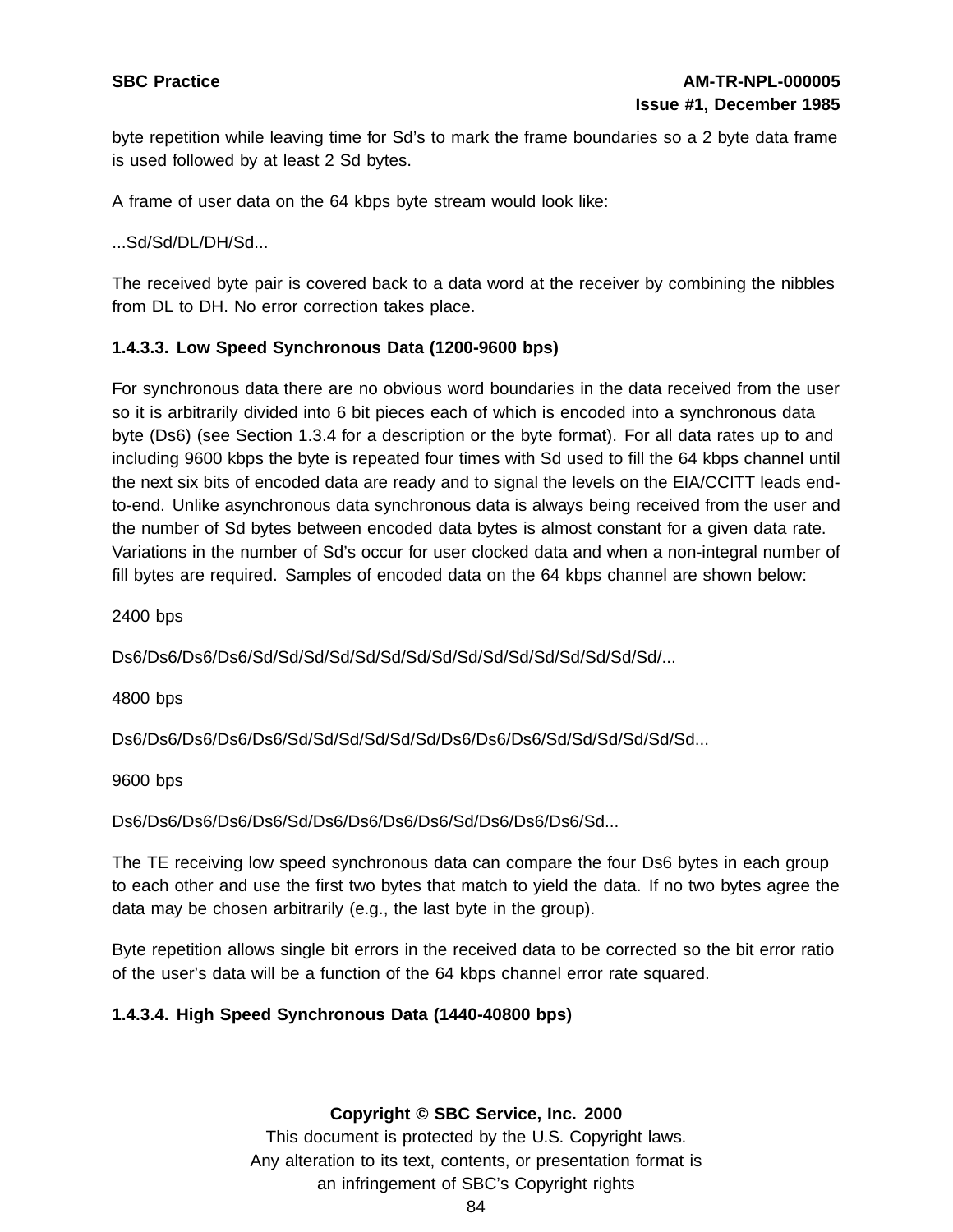byte repetition while leaving time for Sd's to mark the frame boundaries so a 2 byte data frame is used followed by at least 2 Sd bytes.

A frame of user data on the 64 kbps byte stream would look like:

...Sd/Sd/DL/DH/Sd...

The received byte pair is covered back to a data word at the receiver by combining the nibbles from DL to DH. No error correction takes place.

### 1.4.3.3. Low Speed Synchronous Data (1200-9600 bps)

For synchronous data there are no obvious word boundaries in the data received from the user so it is arbitrarily divided into 6 bit pieces each of which is encoded into a synchronous data byte (Ds6) (see Section 1.3.4 for a description or the byte format). For all data rates up to and including 9600 kbps the byte is repeated four times with Sd used to fill the 64 kbps channel until the next six bits of encoded data are ready and to signal the levels on the EIA/CCITT leads end-to-end. Unlike asynchronous data synchronous data is always being received from the user and the number of Sd bytes between encoded data bytes is almost constant for a given data rate. Variations in the number of Sd's occur for user clocked data and when a non-integral number of fill bytes are required. Samples of encoded data on the 64 kbps channel are shown below:

2400 bps

Ds6/Ds6/Ds6/Ds6/Sd/Sd/Sd/Sd/Sd/Sd/Sd/Sd/Sd/Sd/Sd/Sd/Sd/Sd/Sd/Sd/...

4800 bps

Ds6/Ds6/Ds6/Ds6/Ds6/Sd/Sd/Sd/Sd/Sd/Sd/Ds6/Ds6/Ds6/Sd/Sd/Sd/Sd/Sd/Sd...

9600 bps

Ds6/Ds6/Ds6/Ds6/Ds6/Sd/Ds6/Ds6/Ds6/Ds6/Sd/Ds6/Ds6/Ds6/Sd...

The TE receiving low speed synchronous data can compare the four Ds6 bytes in each group to each other and use the first two bytes that match to yield the data. If no two bytes agree the data may be chosen arbitrarily (e.g., the last byte in the group).

Byte repetition allows single bit errors in the received data to be corrected so the bit error ratio of the user's data will be a function of the 64 kbps channel error rate squared.

### 1.4.3.4. High Speed Synchronous Data (1440-40800 bps)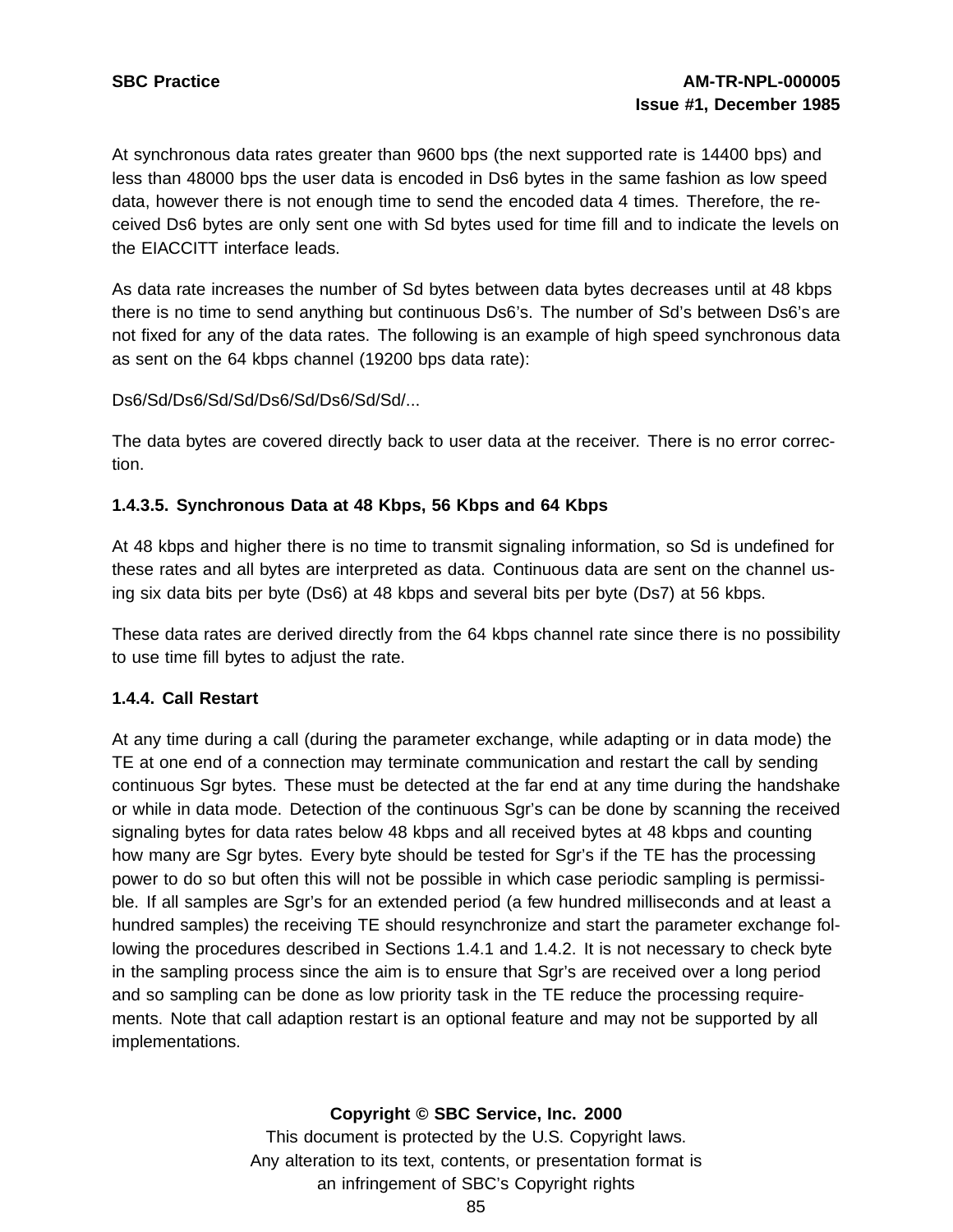At synchronous data rates greater than 9600 bps (the next supported rate is 14400 bps) and less than 48000 bps the user data is encoded in Ds6 bytes in the same fashion as low speed data, however there is not enough time to send the encoded data 4 times. Therefore, the received Ds6 bytes are only sent one with Sd bytes used for time fill and to indicate the levels on the EIACCITT interface leads.

As data rate increases the number of Sd bytes between data bytes decreases until at 48 kbps there is no time to send anything but continuous Ds6's. The number of Sd's between Ds6's are not fixed for any of the data rates. The following is an example of high speed synchronous data as sent on the 64 kbps channel (19200 bps data rate):

Ds6/Sd/Ds6/Sd/Sd/Ds6/Sd/Ds6/Sd/Sd/...

The data bytes are covered directly back to user data at the receiver. There is no error correction.

#### 1.4.3.5. Synchronous Data at 48 Kbps, 56 Kbps and 64 Kbps

At 48 kbps and higher there is no time to transmit signaling information, so Sd is undefined for these rates and all bytes are interpreted as data. Continuous data are sent on the channel using six data bits per byte (Ds6) at 48 kbps and several bits per byte (Ds7) at 56 kbps.

These data rates are derived directly from the 64 kbps channel rate since there is no possibility to use time fill bytes to adjust the rate.

### 1.4.4. Call Restart

At any time during a call (during the parameter exchange, while adapting or in data mode) the TE at one end of a connection may terminate communication and restart the call by sending continuous Sgr bytes. These must be detected at the far end at any time during the handshake or while in data mode. Detection of the continuous Sgr's can be done by scanning the received signaling bytes for data rates below 48 kbps and all received bytes at 48 kbps and counting how many are Sgr bytes. Every byte should be tested for Sgr's if the TE has the processing power to do so but often this will not be possible in which case periodic sampling is permissible. If all samples are Sgr's for an extended period (a few hundred milliseconds and at least a hundred samples) the receiving TE should resynchronize and start the parameter exchange following the procedures described in Sections 1.4.1 and 1.4.2. It is not necessary to check byte in the sampling process since the aim is to ensure that Sgr's are received over a long period and so sampling can be done as low priority task in the TE reduce the processing requirements. Note that call adaption restart is an optional feature and may not be supported by all implementations.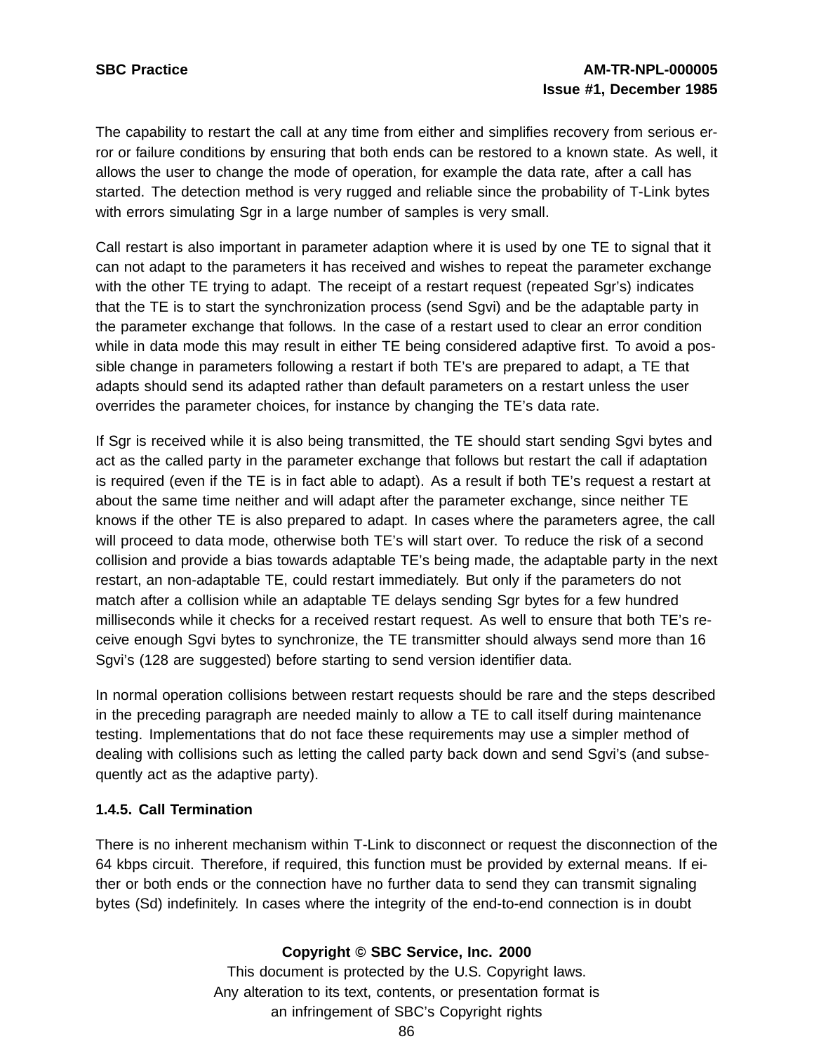The capability to restart the call at any time from either and simplifies recovery from serious error or failure conditions by ensuring that both ends can be restored to a known state. As well, it allows the user to change the mode of operation, for example the data rate, after a call has started. The detection method is very rugged and reliable since the probability of T-Link bytes with errors simulating Sgr in a large number of samples is very small.

Call restart is also important in parameter adaption where it is used by one TE to signal that it can not adapt to the parameters it has received and wishes to repeat the parameter exchange with the other TE trying to adapt. The receipt of a restart request (repeated Sgr's) indicates that the TE is to start the synchronization process (send Sgvi) and be the adaptable party in the parameter exchange that follows. In the case of a restart used to clear an error condition while in data mode this may result in either TE being considered adaptive first. To avoid a possible change in parameters following a restart if both TE's are prepared to adapt, a TE that adapts should send its adapted rather than default parameters on a restart unless the user overrides the parameter choices, for instance by changing the TE's data rate.

If Sgr is received while it is also being transmitted, the TE should start sending Sgvi bytes and act as the called party in the parameter exchange that follows but restart the call if adaptation is required (even if the TE is in fact able to adapt). As a result if both TE's request a restart at about the same time neither and will adapt after the parameter exchange, since neither TE knows if the other TE is also prepared to adapt. In cases where the parameters agree, the call will proceed to data mode, otherwise both TE's will start over. To reduce the risk of a second collision and provide a bias towards adaptable TE's being made, the adaptable party in the next restart, an non-adaptable TE, could restart immediately. But only if the parameters do not match after a collision while an adaptable TE delays sending Sgr bytes for a few hundred milliseconds while it checks for a received restart request. As well to ensure that both TE's receive enough Sgvi bytes to synchronize, the TE transmitter should always send more than 16 Sgvi's (128 are suggested) before starting to send version identifier data.

In normal operation collisions between restart requests should be rare and the steps described in the preceding paragraph are needed mainly to allow a TE to call itself during maintenance testing. Implementations that do not face these requirements may use a simpler method of dealing with collisions such as letting the called party back down and send Sgvi's (and subsequently act as the adaptive party).

### 1.4.5. Call Termination

There is no inherent mechanism within T-Link to disconnect or request the disconnection of the 64 kbps circuit. Therefore, if required, this function must be provided by external means. If either or both ends or the connection have no further data to send they can transmit signaling bytes (Sd) indefinitely. In cases where the integrity of the end-to-end connection is in doubt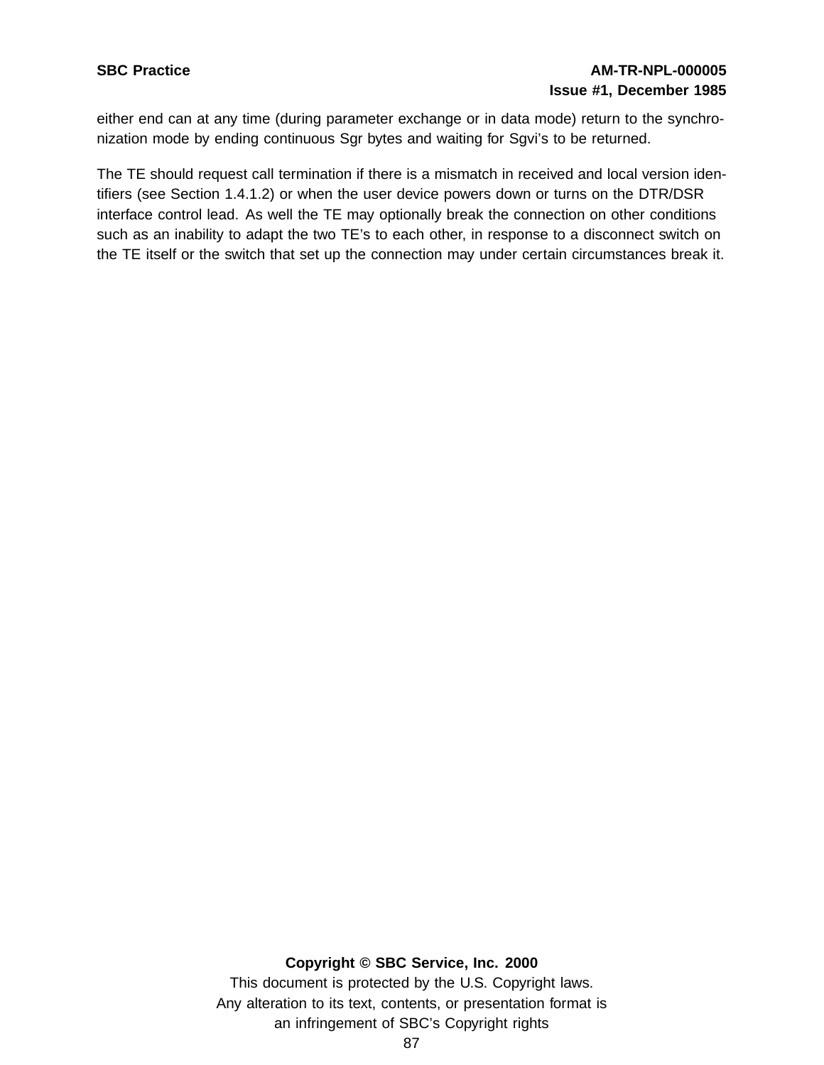either end can at any time (during parameter exchange or in data mode) return to the synchronization mode by ending continuous Sgr bytes and waiting for Sgvi's to be returned.

The TE should request call termination if there is a mismatch in received and local version identifiers (see Section 1.4.1.2) or when the user device powers down or turns on the DTR/DSR interface control lead. As well the TE may optionally break the connection on other conditions such as an inability to adapt the two TE's to each other, in response to a disconnect switch on the TE itself or the switch that set up the connection may under certain circumstances break it.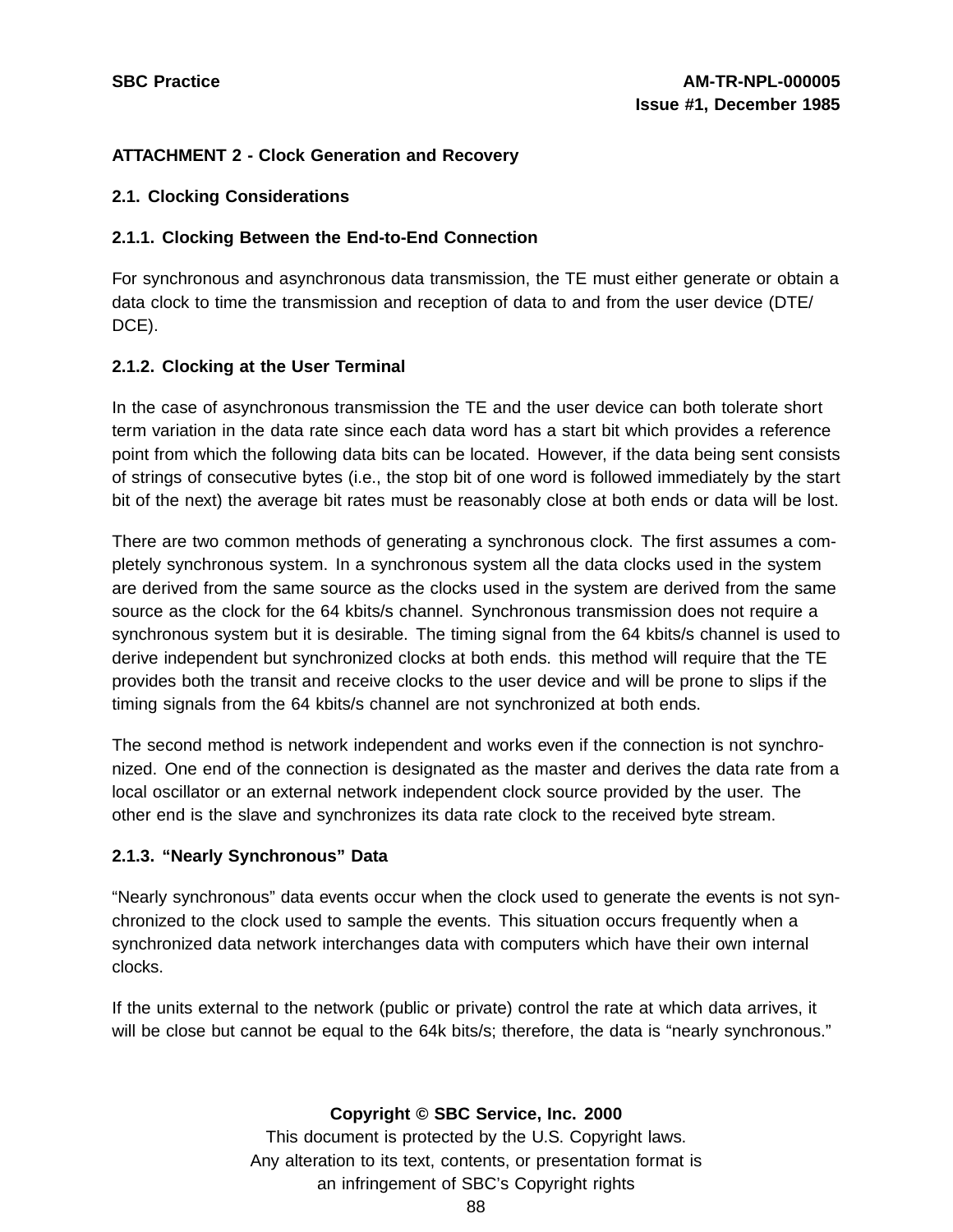## ATTACHMENT 2 - Clock Generation and Recovery

### 2.1. Clocking Considerations

#### 2.1.1. Clocking Between the End-to-End Connection

For synchronous and asynchronous data transmission, the TE must either generate or obtain a data clock to time the transmission and reception of data to and from the user device (DTE/DCE).

#### 2.1.2. Clocking at the User Terminal

In the case of asynchronous transmission the TE and the user device can both tolerate short term variation in the data rate since each data word has a start bit which provides a reference point from which the following data bits can be located. However, if the data being sent consists of strings of consecutive bytes (i.e., the stop bit of one word is followed immediately by the start bit of the next) the average bit rates must be reasonably close at both ends or data will be lost.

There are two common methods of generating a synchronous clock. The first assumes a completely synchronous system. In a synchronous system all the data clocks used in the system are derived from the same source as the clocks used in the system are derived from the same source as the clock for the 64 kbits/s channel. Synchronous transmission does not require a synchronous system but it is desirable. The timing signal from the 64 kbits/s channel is used to derive independent but synchronized clocks at both ends. this method will require that the TE provides both the transit and receive clocks to the user device and will be prone to slips if the timing signals from the 64 kbits/s channel are not synchronized at both ends.

The second method is network independent and works even if the connection is not synchronized. One end of the connection is designated as the master and derives the data rate from a local oscillator or an external network independent clock source provided by the user. The other end is the slave and synchronizes its data rate clock to the received byte stream.

#### 2.1.3. “Nearly Synchronous” Data

“Nearly synchronous” data events occur when the clock used to generate the events is not synchronized to the clock used to sample the events. This situation occurs frequently when a synchronized data network interchanges data with computers which have their own internal clocks.

If the units external to the network (public or private) control the rate at which data arrives, it will be close but cannot be equal to the 64k bits/s; therefore, the data is “nearly synchronous.”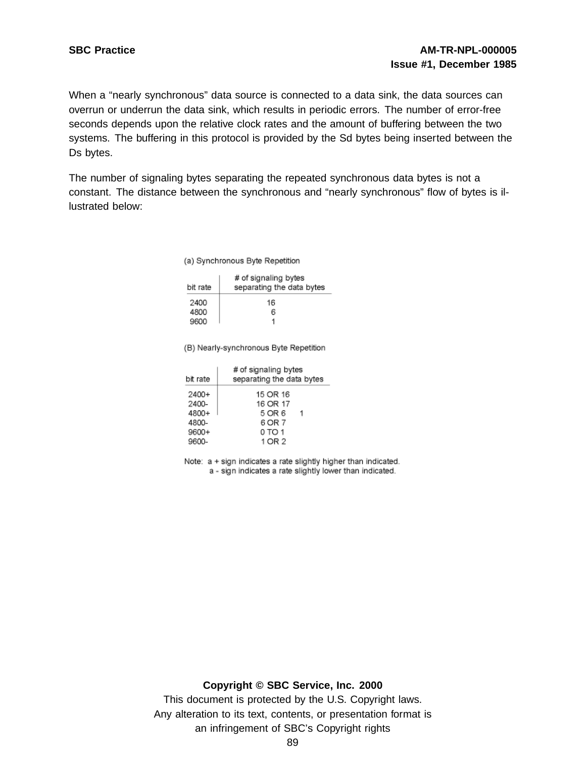When a "nearly synchronous" data source is connected to a data sink, the data sources can overrun or underrun the data sink, which results in periodic errors. The number of error-free seconds depends upon the relative clock rates and the amount of buffering between the two systems. The buffering in this protocol is provided by the Sd bytes being inserted between the Ds bytes.

The number of signaling bytes separating the repeated synchronous data bytes is not a constant. The distance between the synchronous and "nearly synchronous" flow of bytes is illustrated below:

(a) Synchronous Byte Repetition

| bit rate | # of signaling bytes separating the data bytes |
|---|---|
| 2400 | 16 |
| 4800 | 6 |
| 9600 | 1 |

(B) Nearly-synchronous Byte Repetition

| bit rate | # of signaling bytes separating the data bytes |
|---|---|
| 2400+ | 15 OR 16 |
| 2400- | 16 OR 17 |
| 4800+ | 5 OR 6 1 |
| 4800- | 6 OR 7 |
| 9600+ | 0 TO 1 |
| 9600- | 1 OR 2 |

Note: a + sign indicates a rate slightly higher than indicated.
a - sign indicates a rate slightly lower than indicated.